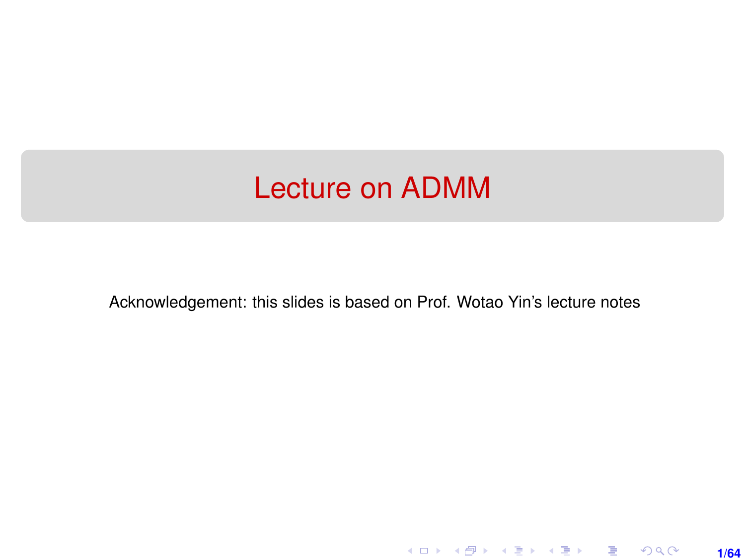# Lecture on ADMM

Acknowledgement: this slides is based on Prof. Wotao Yin's lecture notes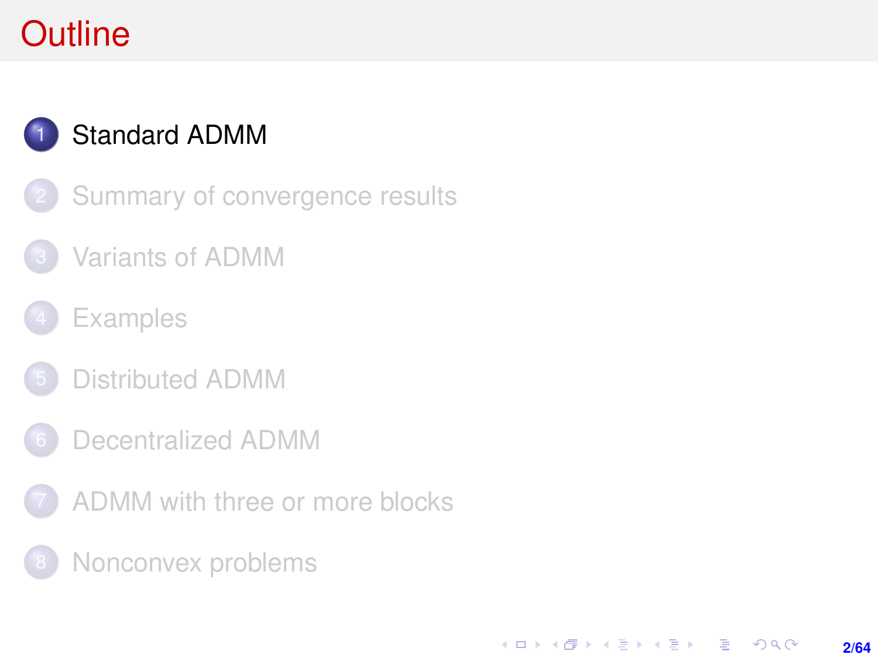# Outline

1. Standard ADMM
2. Summary of convergence results
3. Variants of ADMM
4. Examples
5. Distributed ADMM
6. Decentralized ADMM
7. ADMM with three or more blocks
8. Nonconvex problems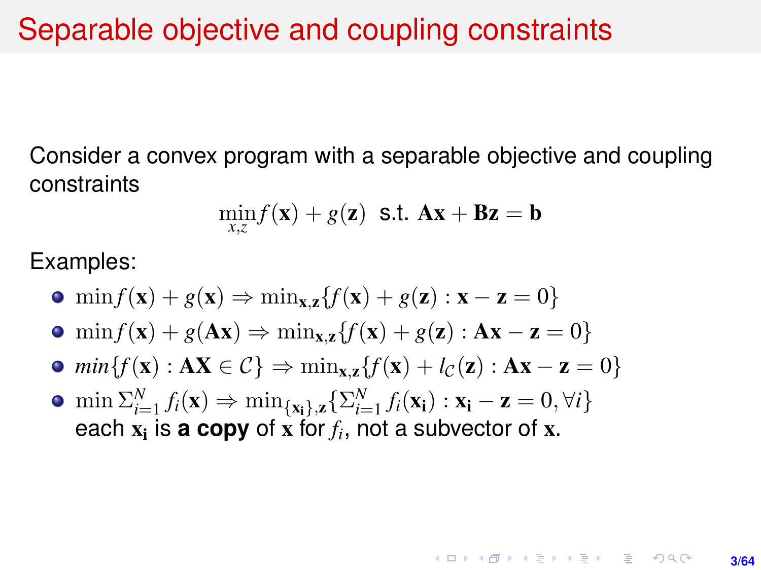# Separable objective and coupling constraints

Consider a convex program with a separable objective and coupling constraints

$$\min_{x,z} f(\mathbf{x}) + g(\mathbf{z}) \text{ s.t. } \mathbf{A}\mathbf{x} + \mathbf{B}\mathbf{z} = \mathbf{b}$$

Examples:

- $\min f(\mathbf{x}) + g(\mathbf{x}) \Rightarrow \min_{\mathbf{x},\mathbf{z}}\{f(\mathbf{x}) + g(\mathbf{z}) : \mathbf{x} - \mathbf{z} = 0\}$
- $\min f(\mathbf{x}) + g(\mathbf{A}\mathbf{x}) \Rightarrow \min_{\mathbf{x},\mathbf{z}}\{f(\mathbf{x}) + g(\mathbf{z}) : \mathbf{A}\mathbf{x} - \mathbf{z} = 0\}$
- $min\{f(\mathbf{x}) : \mathbf{A}\mathbf{X} \in \mathcal{C}\} \Rightarrow \min_{\mathbf{x},\mathbf{z}}\{f(\mathbf{x}) + l_{\mathcal{C}}(\mathbf{z}) : \mathbf{A}\mathbf{x} - \mathbf{z} = 0\}$
- $\min \Sigma_{i=1}^{N} f_i(\mathbf{x}) \Rightarrow \min_{\{\mathbf{x_i}\},\mathbf{z}}\{\Sigma_{i=1}^{N} f_i(\mathbf{x_i}) : \mathbf{x_i} - \mathbf{z} = 0, \forall i\}$
  each $\mathbf{x_i}$ is **a copy** of $\mathbf{x}$ for $f_i$, not a subvector of $\mathbf{x}$.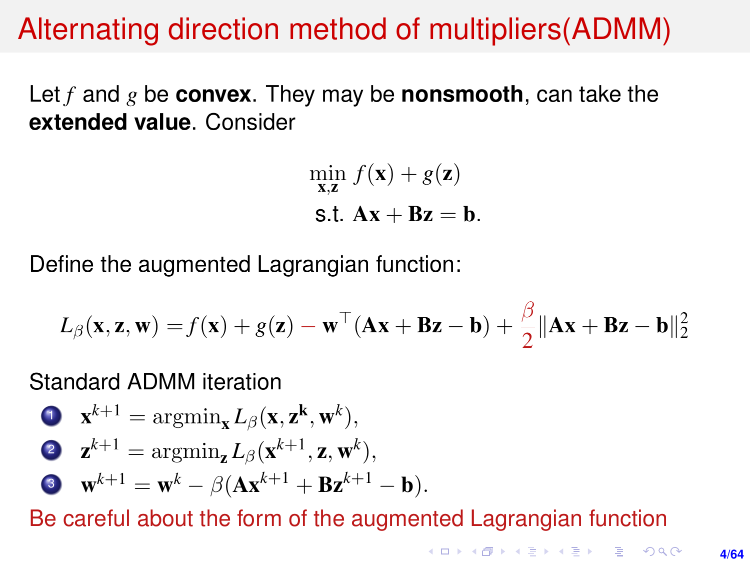# Alternating direction method of multipliers(ADMM)

Let $f$ and $g$ be **convex**. They may be **nonsmooth**, can take the **extended value**. Consider

$$
\begin{aligned}
\min_{\mathbf{x},\mathbf{z}} \; & f(\mathbf{x}) + g(\mathbf{z}) \\
\text{s.t. } & \mathbf{A}\mathbf{x} + \mathbf{B}\mathbf{z} = \mathbf{b}.
\end{aligned}
$$

Define the augmented Lagrangian function:

$$
L_\beta(\mathbf{x}, \mathbf{z}, \mathbf{w}) = f(\mathbf{x}) + g(\mathbf{z}) - \mathbf{w}^\top(\mathbf{A}\mathbf{x} + \mathbf{B}\mathbf{z} - \mathbf{b}) + \frac{\beta}{2}\|\mathbf{A}\mathbf{x} + \mathbf{B}\mathbf{z} - \mathbf{b}\|_2^2
$$

Standard ADMM iteration

1. $\mathbf{x}^{k+1} = \mathrm{argmin}_{\mathbf{x}} L_\beta(\mathbf{x}, \mathbf{z}^{\mathbf{k}}, \mathbf{w}^k)$,
2. $\mathbf{z}^{k+1} = \mathrm{argmin}_{\mathbf{z}} L_\beta(\mathbf{x}^{k+1}, \mathbf{z}, \mathbf{w}^k)$,
3. $\mathbf{w}^{k+1} = \mathbf{w}^k - \beta(\mathbf{A}\mathbf{x}^{k+1} + \mathbf{B}\mathbf{z}^{k+1} - \mathbf{b})$.

Be careful about the form of the augmented Lagrangian function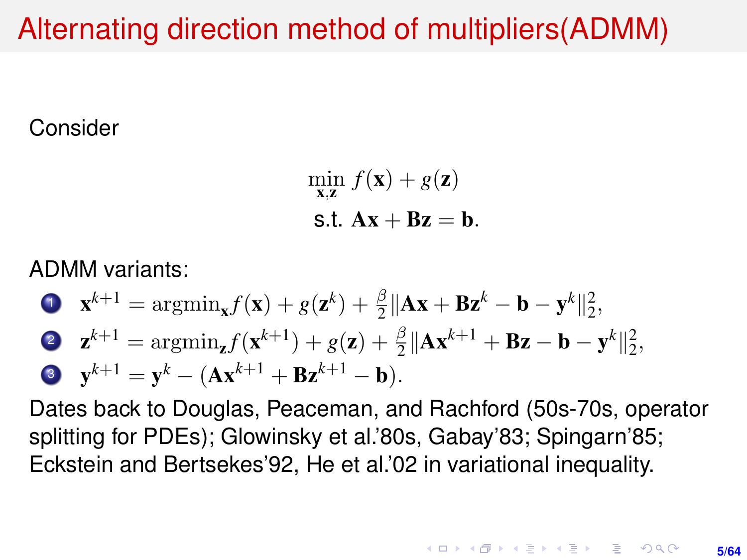# Alternating direction method of multipliers(ADMM)

Consider

$$
\begin{aligned}
\min_{\mathbf{x},\mathbf{z}} \; & f(\mathbf{x}) + g(\mathbf{z}) \\
\text{s.t.} \; & \mathbf{A}\mathbf{x} + \mathbf{B}\mathbf{z} = \mathbf{b}.
\end{aligned}
$$

ADMM variants:

1. $\mathbf{x}^{k+1} = \text{argmin}_{\mathbf{x}} f(\mathbf{x}) + g(\mathbf{z}^k) + \frac{\beta}{2}\|\mathbf{A}\mathbf{x} + \mathbf{B}\mathbf{z}^k - \mathbf{b} - \mathbf{y}^k\|_2^2,$
2. $\mathbf{z}^{k+1} = \text{argmin}_{\mathbf{z}} f(\mathbf{x}^{k+1}) + g(\mathbf{z}) + \frac{\beta}{2}\|\mathbf{A}\mathbf{x}^{k+1} + \mathbf{B}\mathbf{z} - \mathbf{b} - \mathbf{y}^k\|_2^2,$
3. $\mathbf{y}^{k+1} = \mathbf{y}^k - (\mathbf{A}\mathbf{x}^{k+1} + \mathbf{B}\mathbf{z}^{k+1} - \mathbf{b}).$

Dates back to Douglas, Peaceman, and Rachford (50s-70s, operator splitting for PDEs); Glowinsky et al.'80s, Gabay'83; Spingarn'85; Eckstein and Bertsekes'92, He et al.'02 in variational inequality.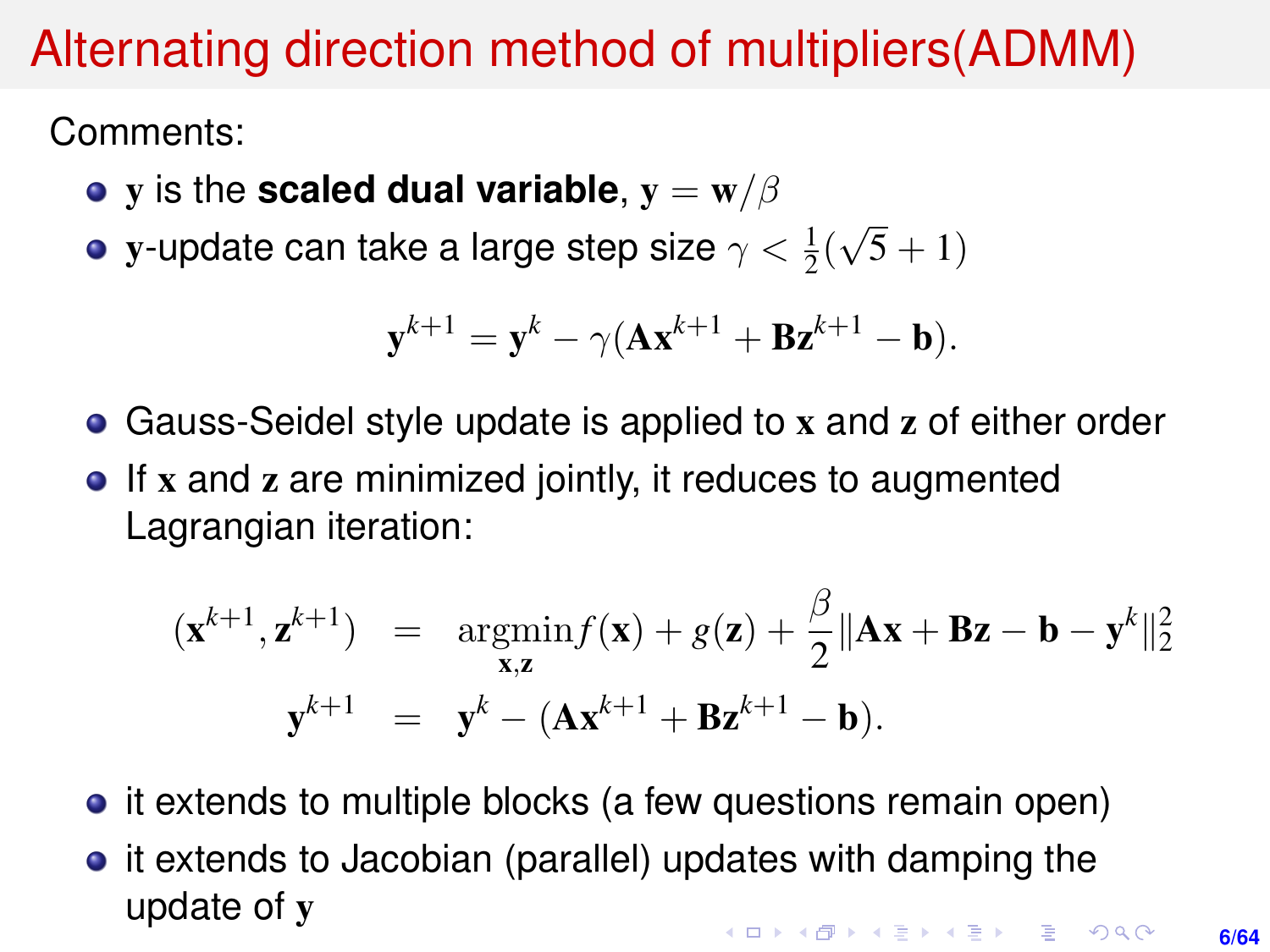# Alternating direction method of multipliers(ADMM)

Comments:

- $\mathbf{y}$ is the **scaled dual variable**, $\mathbf{y} = \mathbf{w}/\beta$
- $\mathbf{y}$-update can take a large step size $\gamma < \frac{1}{2}(\sqrt{5}+1)$

$$\mathbf{y}^{k+1} = \mathbf{y}^k - \gamma(\mathbf{A}\mathbf{x}^{k+1} + \mathbf{B}\mathbf{z}^{k+1} - \mathbf{b}).$$

- Gauss-Seidel style update is applied to $\mathbf{x}$ and $\mathbf{z}$ of either order
- If $\mathbf{x}$ and $\mathbf{z}$ are minimized jointly, it reduces to augmented Lagrangian iteration:

$$\begin{aligned}
(\mathbf{x}^{k+1}, \mathbf{z}^{k+1}) &= \underset{\mathbf{x},\mathbf{z}}{\operatorname{argmin}} f(\mathbf{x}) + g(\mathbf{z}) + \frac{\beta}{2}\|\mathbf{A}\mathbf{x} + \mathbf{B}\mathbf{z} - \mathbf{b} - \mathbf{y}^k\|_2^2 \\
\mathbf{y}^{k+1} &= \mathbf{y}^k - (\mathbf{A}\mathbf{x}^{k+1} + \mathbf{B}\mathbf{z}^{k+1} - \mathbf{b}).
\end{aligned}$$

- it extends to multiple blocks (a few questions remain open)
- it extends to Jacobian (parallel) updates with damping the update of $\mathbf{y}$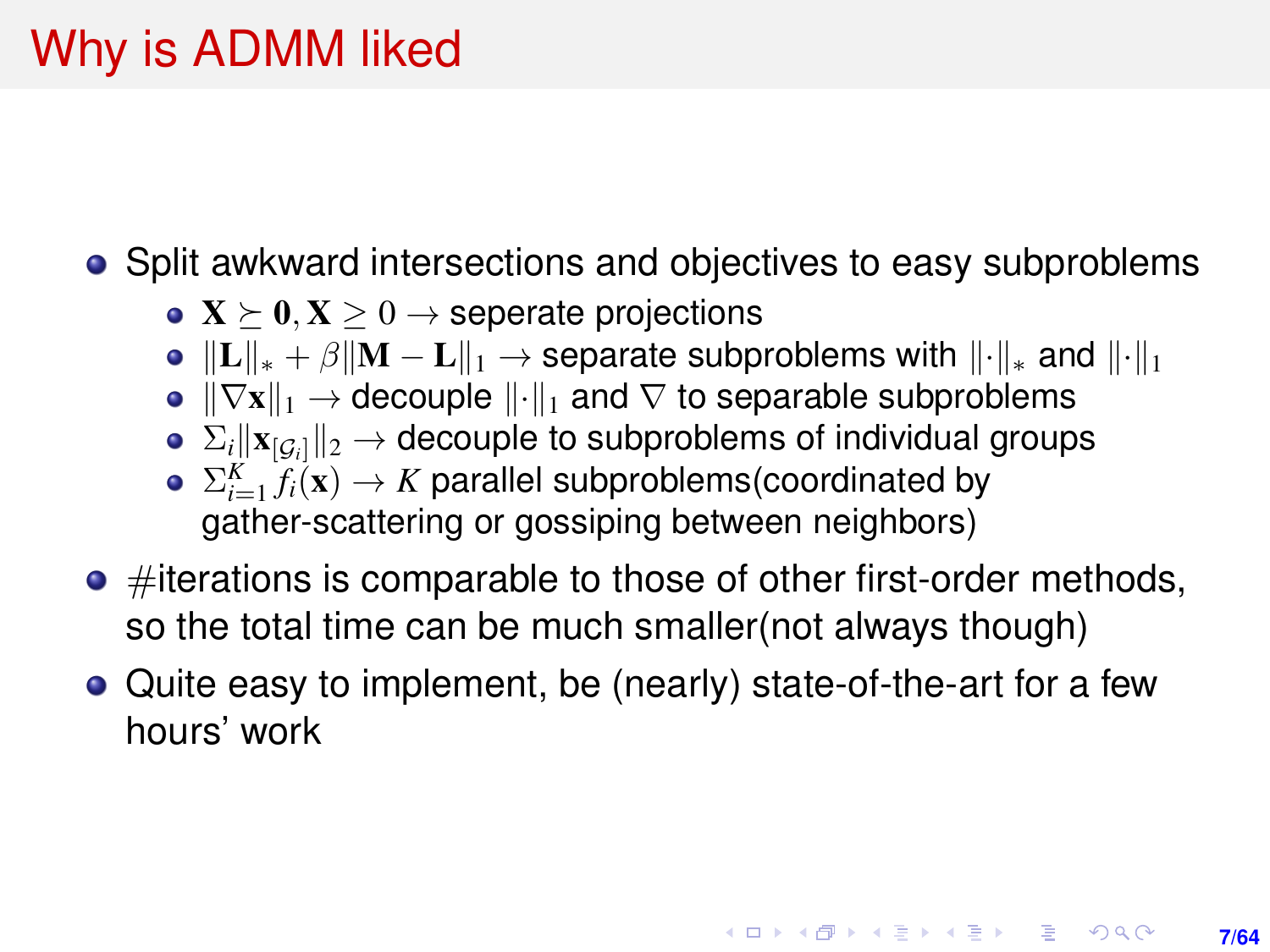# Why is ADMM liked

- Split awkward intersections and objectives to easy subproblems
  - $\mathbf{X} \succeq \mathbf{0}, \mathbf{X} \geq 0 \rightarrow$ seperate projections
  - $\|\mathbf{L}\|_* + \beta\|\mathbf{M} - \mathbf{L}\|_1 \rightarrow$ separate subproblems with $\|\cdot\|_*$ and $\|\cdot\|_1$
  - $\|\nabla \mathbf{x}\|_1 \rightarrow$ decouple $\|\cdot\|_1$ and $\nabla$ to separable subproblems
  - $\Sigma_i \|\mathbf{x}_{[\mathcal{G}_i]}\|_2 \rightarrow$ decouple to subproblems of individual groups
  - $\Sigma_{i=1}^K f_i(\mathbf{x}) \rightarrow K$ parallel subproblems(coordinated by gather-scattering or gossiping between neighbors)
- #iterations is comparable to those of other first-order methods, so the total time can be much smaller(not always though)
- Quite easy to implement, be (nearly) state-of-the-art for a few hours' work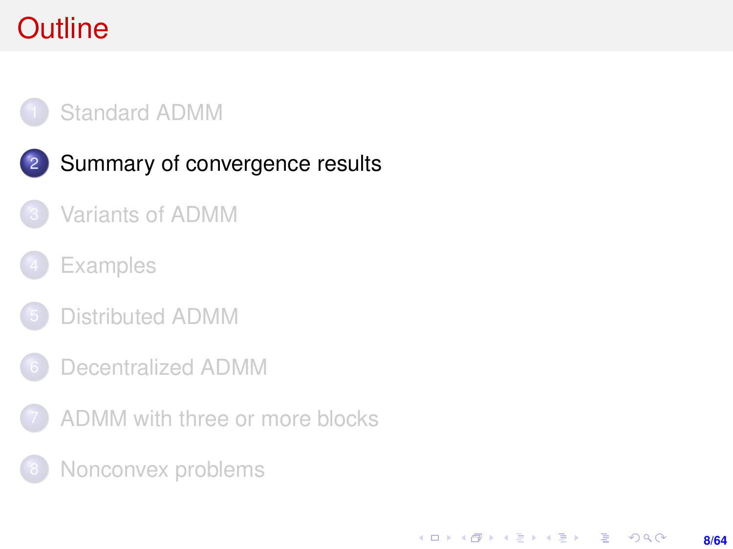# Outline

1. Standard ADMM
2. Summary of convergence results
3. Variants of ADMM
4. Examples
5. Distributed ADMM
6. Decentralized ADMM
7. ADMM with three or more blocks
8. Nonconvex problems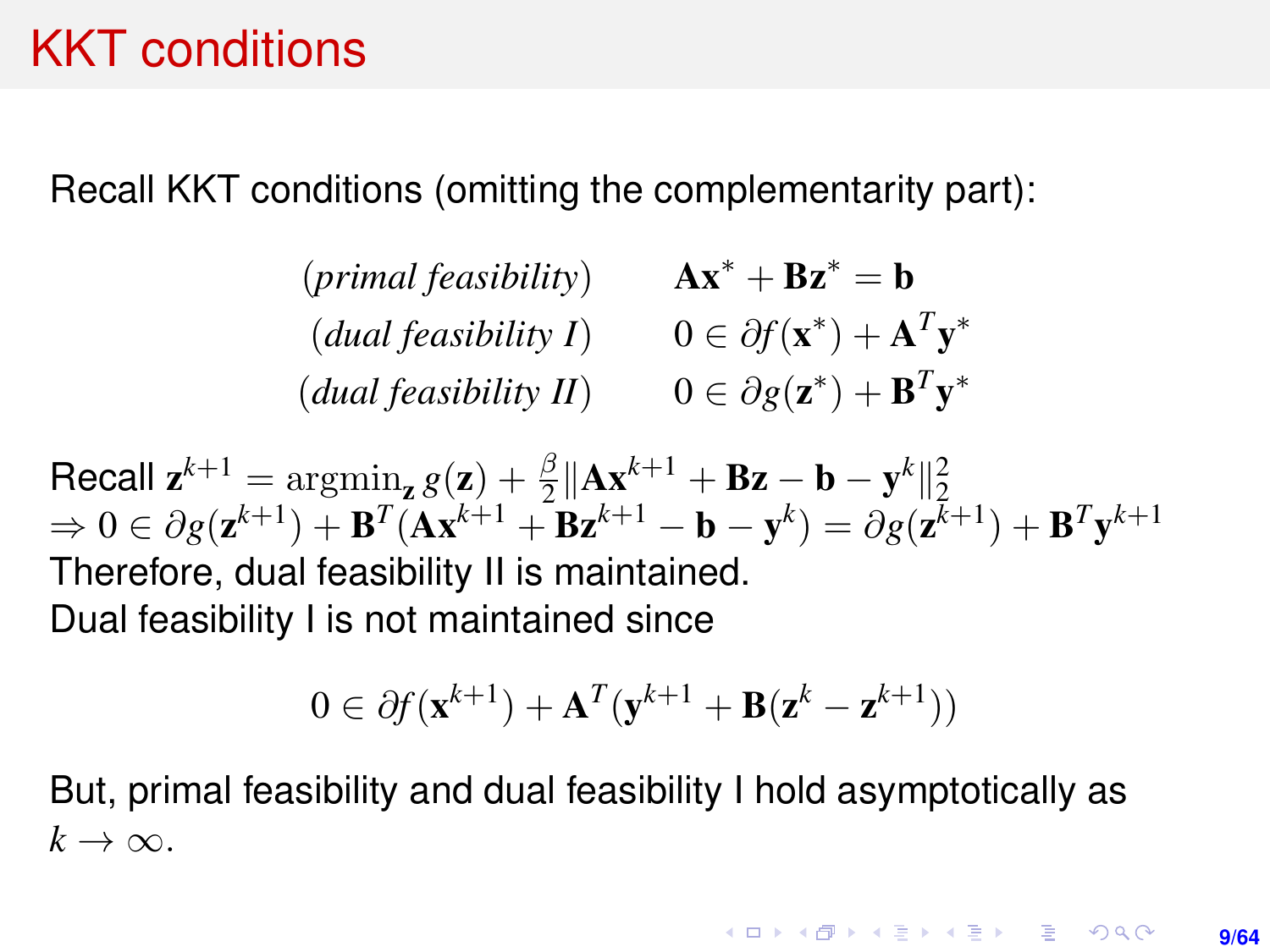# KKT conditions

Recall KKT conditions (omitting the complementarity part):

$$
\begin{aligned}
&(\textit{primal feasibility}) \qquad && \mathbf{A}\mathbf{x}^* + \mathbf{B}\mathbf{z}^* = \mathbf{b} \\
&(\textit{dual feasibility I}) \qquad && 0 \in \partial f(\mathbf{x}^*) + \mathbf{A}^T\mathbf{y}^* \\
&(\textit{dual feasibility II}) \qquad && 0 \in \partial g(\mathbf{z}^*) + \mathbf{B}^T\mathbf{y}^*
\end{aligned}
$$

Recall $\mathbf{z}^{k+1} = \mathrm{argmin}_{\mathbf{z}}\, g(\mathbf{z}) + \frac{\beta}{2}\|\mathbf{A}\mathbf{x}^{k+1} + \mathbf{B}\mathbf{z} - \mathbf{b} - \mathbf{y}^k\|_2^2$
$\Rightarrow 0 \in \partial g(\mathbf{z}^{k+1}) + \mathbf{B}^T(\mathbf{A}\mathbf{x}^{k+1} + \mathbf{B}\mathbf{z}^{k+1} - \mathbf{b} - \mathbf{y}^k) = \partial g(\mathbf{z}^{k+1}) + \mathbf{B}^T\mathbf{y}^{k+1}$
Therefore, dual feasibility II is maintained.
Dual feasibility I is not maintained since

$$
0 \in \partial f(\mathbf{x}^{k+1}) + \mathbf{A}^T(\mathbf{y}^{k+1} + \mathbf{B}(\mathbf{z}^k - \mathbf{z}^{k+1}))
$$

But, primal feasibility and dual feasibility I hold asymptotically as $k \to \infty$.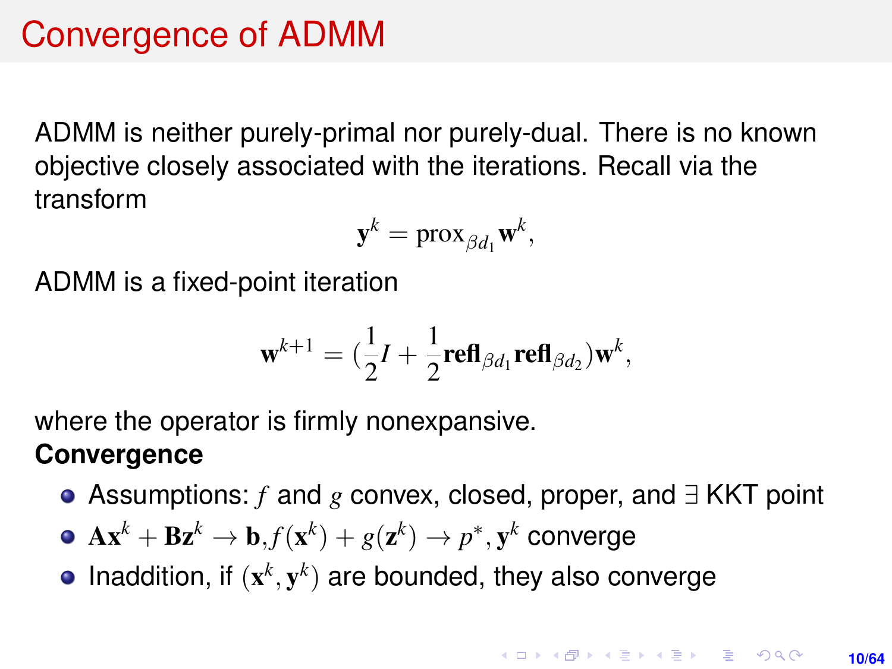# Convergence of ADMM

ADMM is neither purely-primal nor purely-dual. There is no known objective closely associated with the iterations. Recall via the transform

$$\mathbf{y}^k = \text{prox}_{\beta d_1} \mathbf{w}^k,$$

ADMM is a fixed-point iteration

$$\mathbf{w}^{k+1} = (\frac{1}{2}I + \frac{1}{2}\mathbf{refl}_{\beta d_1}\mathbf{refl}_{\beta d_2})\mathbf{w}^k,$$

where the operator is firmly nonexpansive.

**Convergence**

- Assumptions: $f$ and $g$ convex, closed, proper, and $\exists$ KKT point
- $\mathbf{A}\mathbf{x}^k + \mathbf{B}\mathbf{z}^k \to \mathbf{b}, f(\mathbf{x}^k) + g(\mathbf{z}^k) \to p^*, \mathbf{y}^k$ converge
- Inaddition, if $(\mathbf{x}^k, \mathbf{y}^k)$ are bounded, they also converge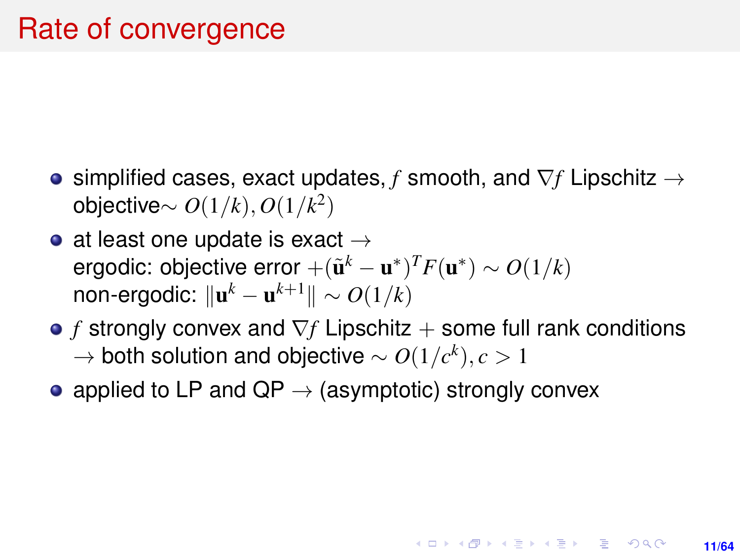# Rate of convergence

- simplified cases, exact updates, $f$ smooth, and $\nabla f$ Lipschitz $\rightarrow$ objective$\sim O(1/k), O(1/k^2)$
- at least one update is exact $\rightarrow$
  ergodic: objective error $+(\tilde{\mathbf{u}}^k - \mathbf{u}^*)^T F(\mathbf{u}^*) \sim O(1/k)$
  non-ergodic: $\|\mathbf{u}^k - \mathbf{u}^{k+1}\| \sim O(1/k)$
- $f$ strongly convex and $\nabla f$ Lipschitz $+$ some full rank conditions $\rightarrow$ both solution and objective $\sim O(1/c^k), c > 1$
- applied to LP and QP $\rightarrow$ (asymptotic) strongly convex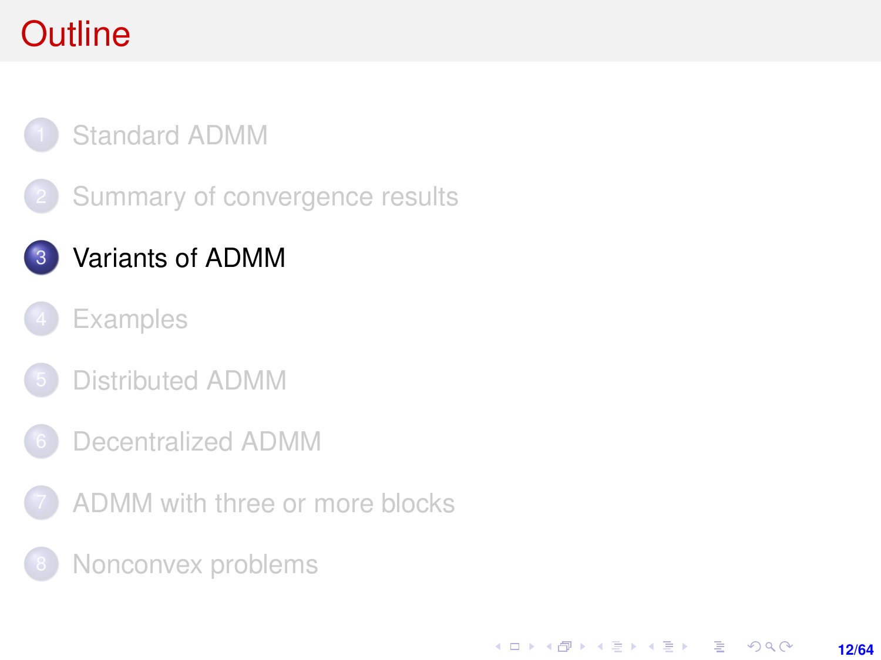# Outline

1. Standard ADMM
2. Summary of convergence results
3. Variants of ADMM
4. Examples
5. Distributed ADMM
6. Decentralized ADMM
7. ADMM with three or more blocks
8. Nonconvex problems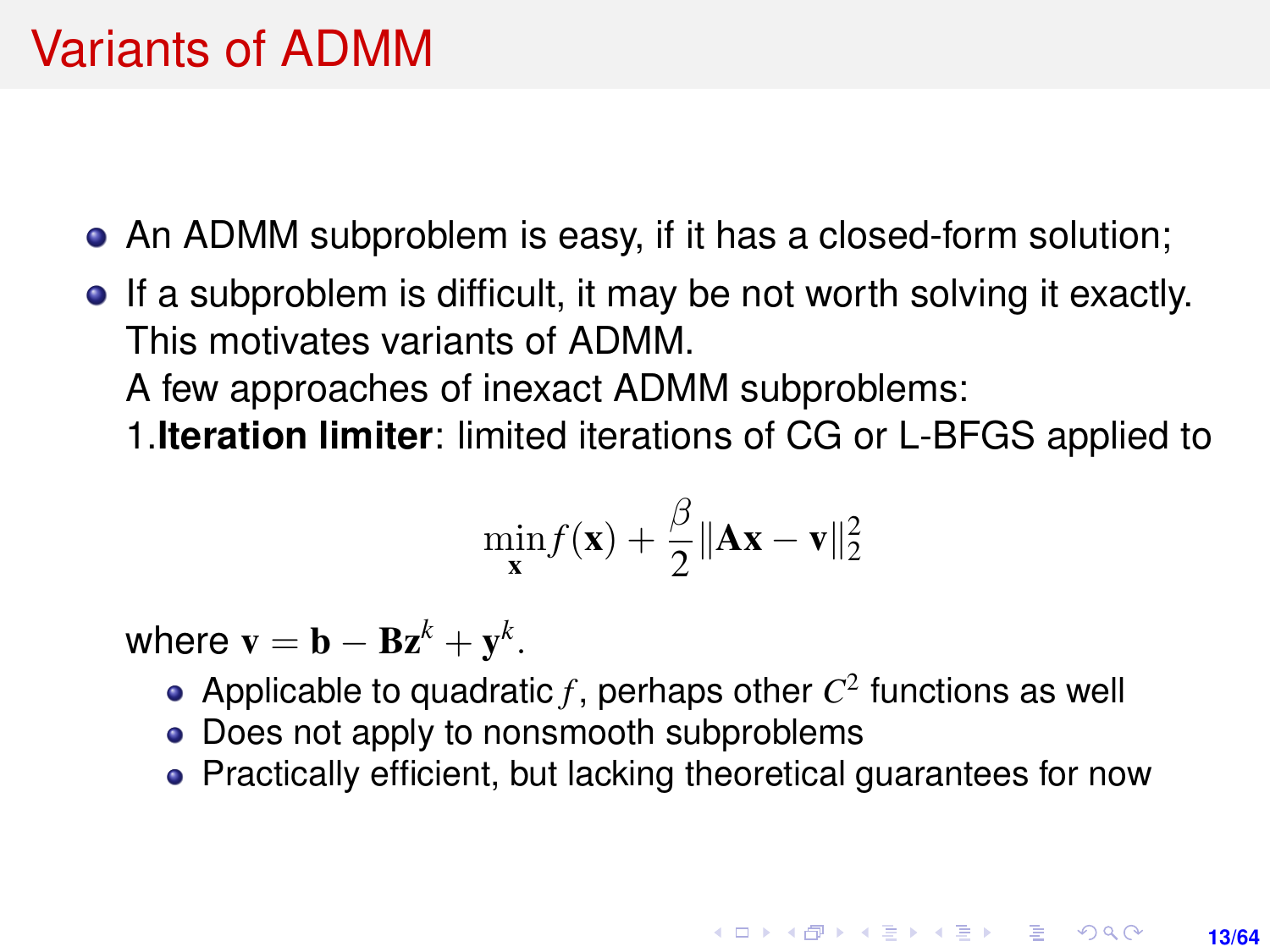# Variants of ADMM

- An ADMM subproblem is easy, if it has a closed-form solution;
- If a subproblem is difficult, it may be not worth solving it exactly. This motivates variants of ADMM.

  A few approaches of inexact ADMM subproblems:

  1.**Iteration limiter**: limited iterations of CG or L-BFGS applied to

  $$\min_{\mathbf{x}} f(\mathbf{x}) + \frac{\beta}{2}\|\mathbf{A}\mathbf{x} - \mathbf{v}\|_2^2$$

  where $\mathbf{v} = \mathbf{b} - \mathbf{B}\mathbf{z}^k + \mathbf{y}^k$.

  - Applicable to quadratic $f$, perhaps other $C^2$ functions as well
  - Does not apply to nonsmooth subproblems
  - Practically efficient, but lacking theoretical guarantees for now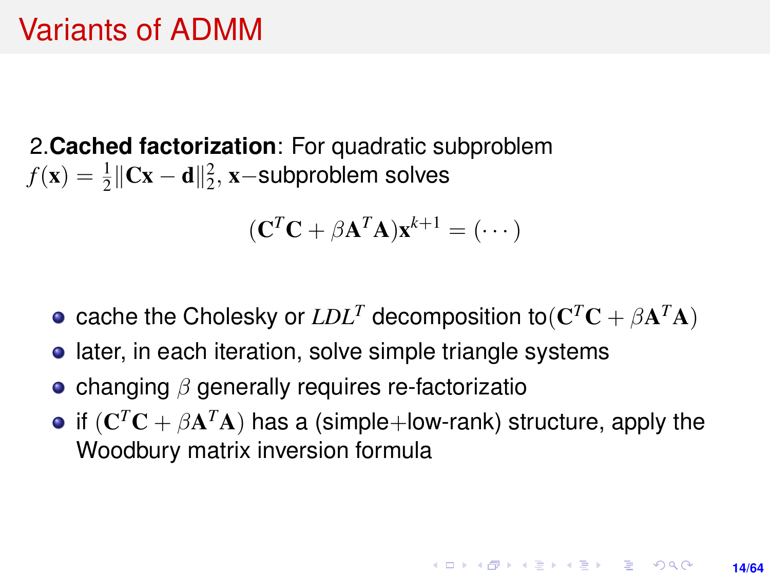# Variants of ADMM

2.**Cached factorization**: For quadratic subproblem $f(\mathbf{x}) = \frac{1}{2}\|\mathbf{C}\mathbf{x} - \mathbf{d}\|_2^2$, $\mathbf{x}-$subproblem solves

$$(\mathbf{C}^T\mathbf{C} + \beta\mathbf{A}^T\mathbf{A})\mathbf{x}^{k+1} = (\cdots)$$

- cache the Cholesky or $LDL^T$ decomposition to$(\mathbf{C}^T\mathbf{C} + \beta\mathbf{A}^T\mathbf{A})$
- later, in each iteration, solve simple triangle systems
- changing $\beta$ generally requires re-factorizatio
- if $(\mathbf{C}^T\mathbf{C} + \beta\mathbf{A}^T\mathbf{A})$ has a (simple$+$low-rank) structure, apply the Woodbury matrix inversion formula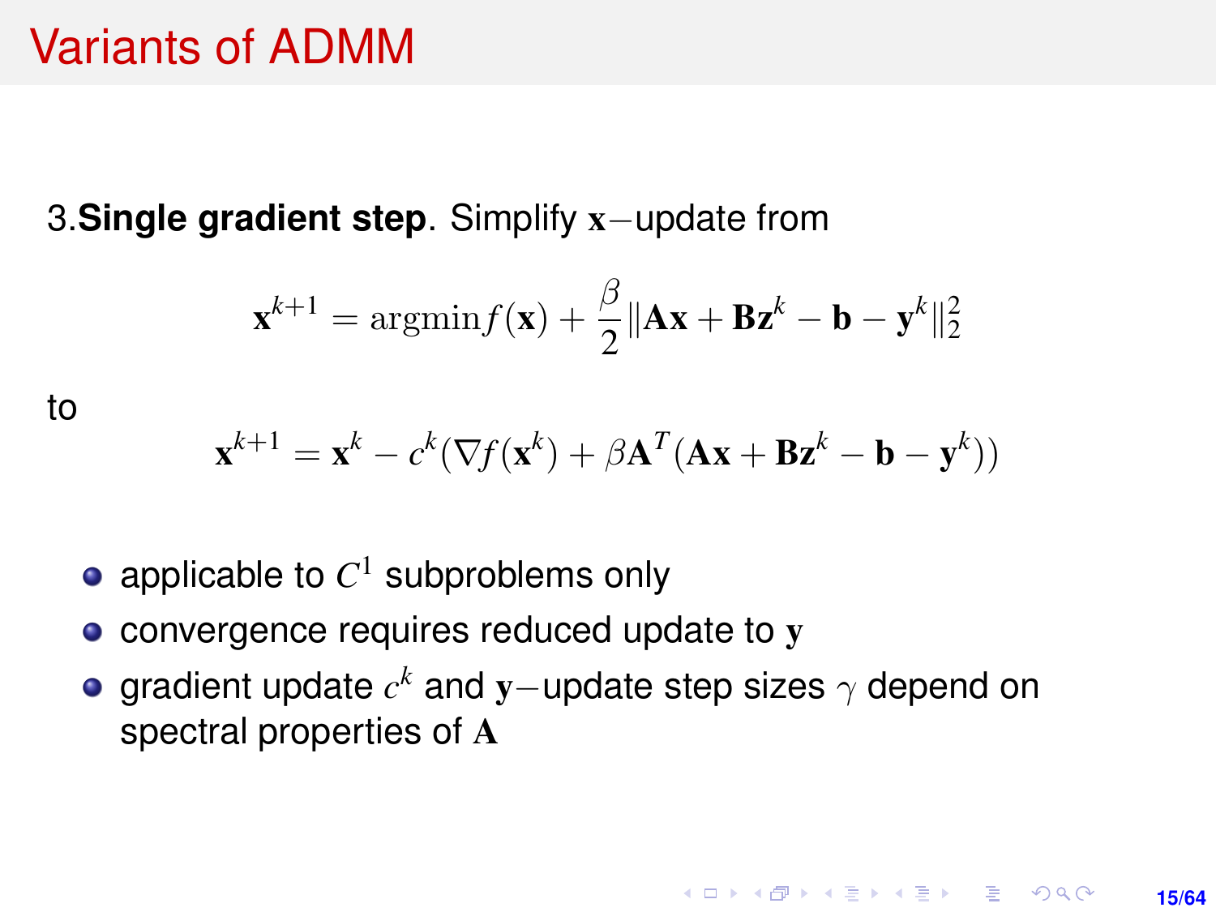# Variants of ADMM

3.**Single gradient step**. Simplify $\mathbf{x}-$update from

$$\mathbf{x}^{k+1} = \text{argmin} f(\mathbf{x}) + \frac{\beta}{2}\|\mathbf{A}\mathbf{x} + \mathbf{B}\mathbf{z}^k - \mathbf{b} - \mathbf{y}^k\|_2^2$$

to

$$\mathbf{x}^{k+1} = \mathbf{x}^k - c^k(\nabla f(\mathbf{x}^k) + \beta \mathbf{A}^T(\mathbf{A}\mathbf{x} + \mathbf{B}\mathbf{z}^k - \mathbf{b} - \mathbf{y}^k))$$

- applicable to $C^1$ subproblems only
- convergence requires reduced update to $\mathbf{y}$
- gradient update $c^k$ and $\mathbf{y}-$update step sizes $\gamma$ depend on spectral properties of $\mathbf{A}$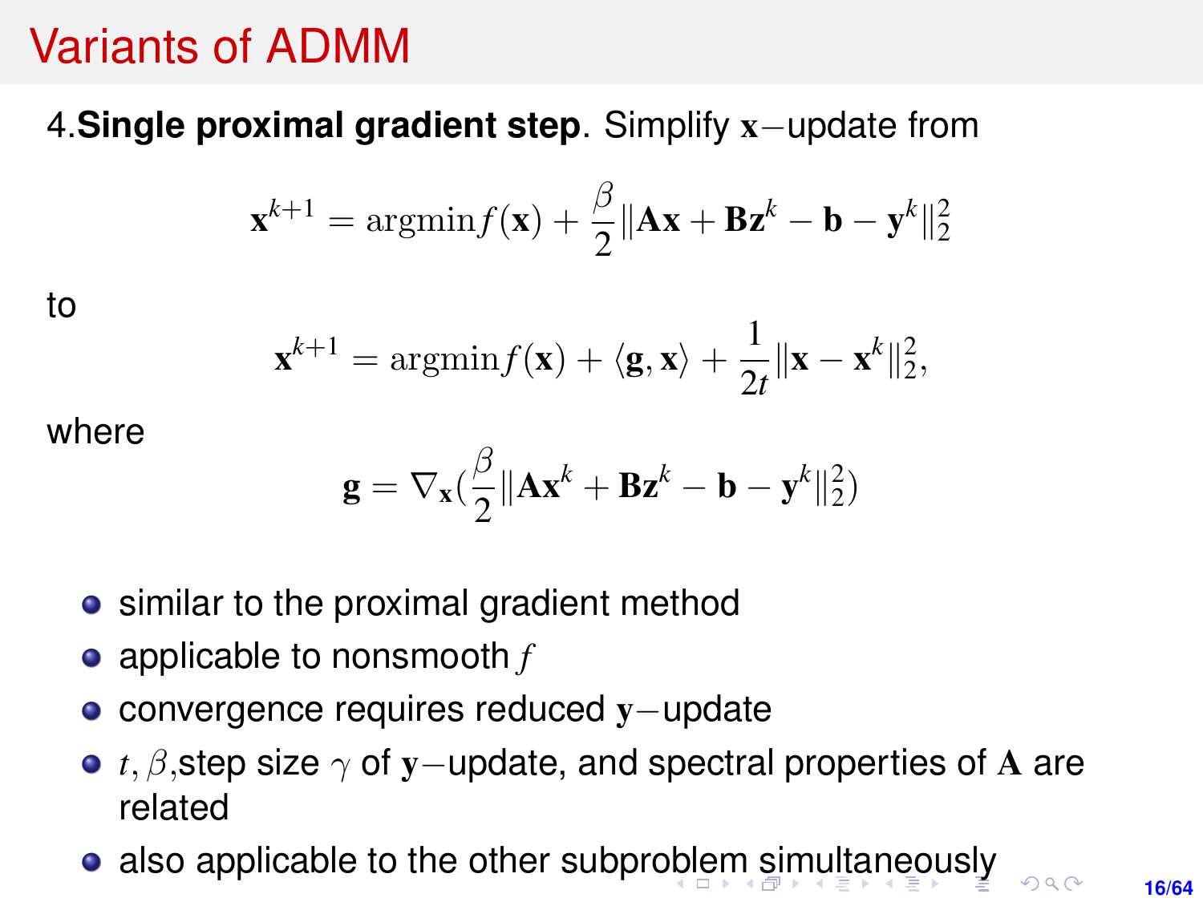# Variants of ADMM

4.**Single proximal gradient step**. Simplify $\mathbf{x}-$update from

$$\mathbf{x}^{k+1} = \text{argmin} f(\mathbf{x}) + \frac{\beta}{2}\|\mathbf{A}\mathbf{x} + \mathbf{B}\mathbf{z}^k - \mathbf{b} - \mathbf{y}^k\|_2^2$$

to

$$\mathbf{x}^{k+1} = \text{argmin} f(\mathbf{x}) + \langle \mathbf{g}, \mathbf{x} \rangle + \frac{1}{2t}\|\mathbf{x} - \mathbf{x}^k\|_2^2,$$

where

$$\mathbf{g} = \nabla_{\mathbf{x}}(\frac{\beta}{2}\|\mathbf{A}\mathbf{x}^k + \mathbf{B}\mathbf{z}^k - \mathbf{b} - \mathbf{y}^k\|_2^2)$$

- similar to the proximal gradient method
- applicable to nonsmooth $f$
- convergence requires reduced $\mathbf{y}-$update
- $t, \beta$,step size $\gamma$ of $\mathbf{y}-$update, and spectral properties of $\mathbf{A}$ are related
- also applicable to the other subproblem simultaneously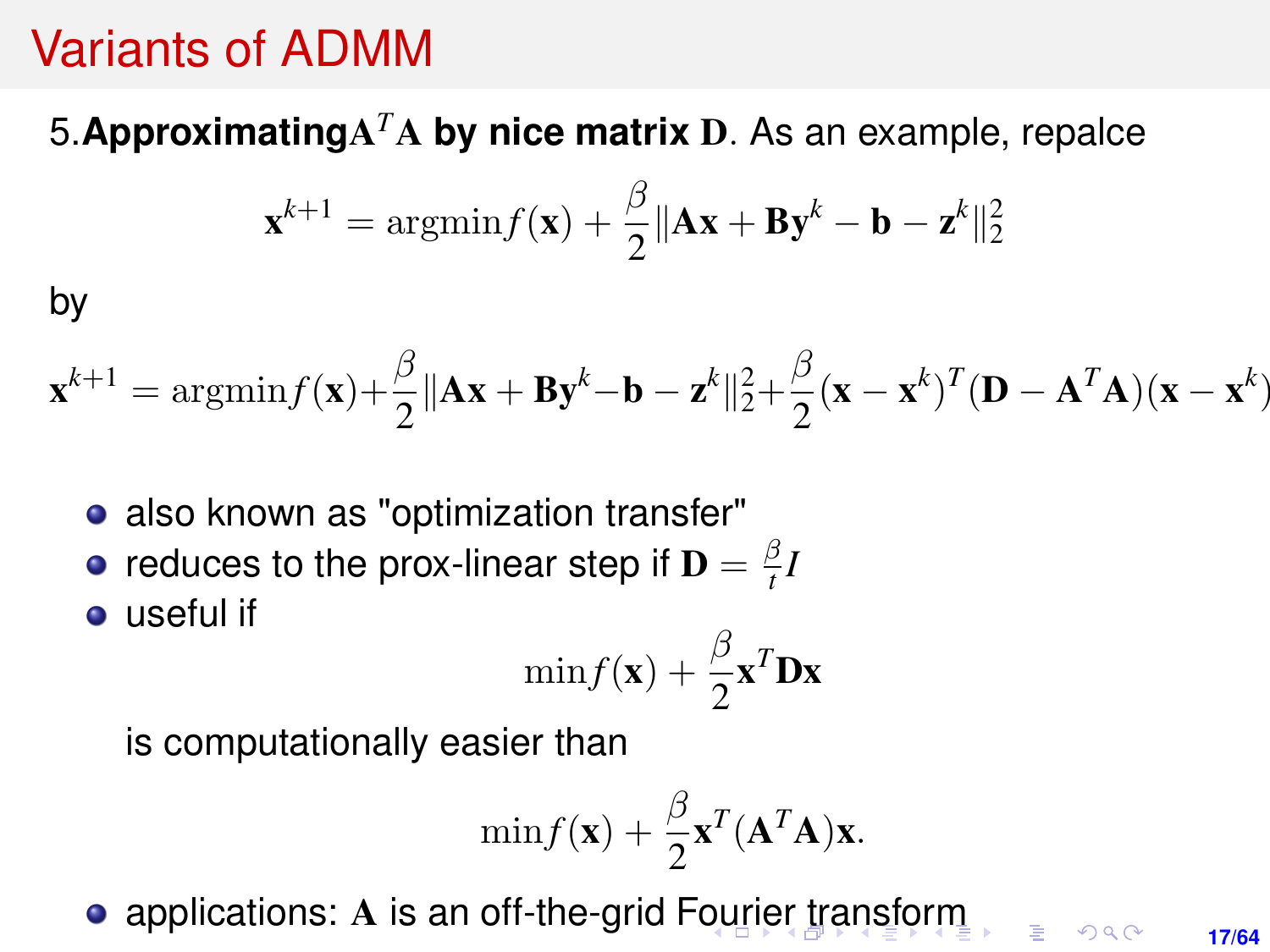# Variants of ADMM

5.**Approximating$\mathbf{A}^T\mathbf{A}$ by nice matrix $\mathbf{D}$**. As an example, repalce

$$\mathbf{x}^{k+1} = \operatorname{argmin} f(\mathbf{x}) + \frac{\beta}{2}\|\mathbf{A}\mathbf{x} + \mathbf{B}\mathbf{y}^k - \mathbf{b} - \mathbf{z}^k\|_2^2$$

by

$$\mathbf{x}^{k+1} = \operatorname{argmin} f(\mathbf{x}) + \frac{\beta}{2}\|\mathbf{A}\mathbf{x} + \mathbf{B}\mathbf{y}^k - \mathbf{b} - \mathbf{z}^k\|_2^2 + \frac{\beta}{2}(\mathbf{x} - \mathbf{x}^k)^T(\mathbf{D} - \mathbf{A}^T\mathbf{A})(\mathbf{x} - \mathbf{x}^k)$$

- also known as "optimization transfer"
- reduces to the prox-linear step if $\mathbf{D} = \frac{\beta}{t}I$
- useful if

  $$\min f(\mathbf{x}) + \frac{\beta}{2}\mathbf{x}^T\mathbf{D}\mathbf{x}$$

  is computationally easier than

  $$\min f(\mathbf{x}) + \frac{\beta}{2}\mathbf{x}^T(\mathbf{A}^T\mathbf{A})\mathbf{x}.$$

- applications: $\mathbf{A}$ is an off-the-grid Fourier transform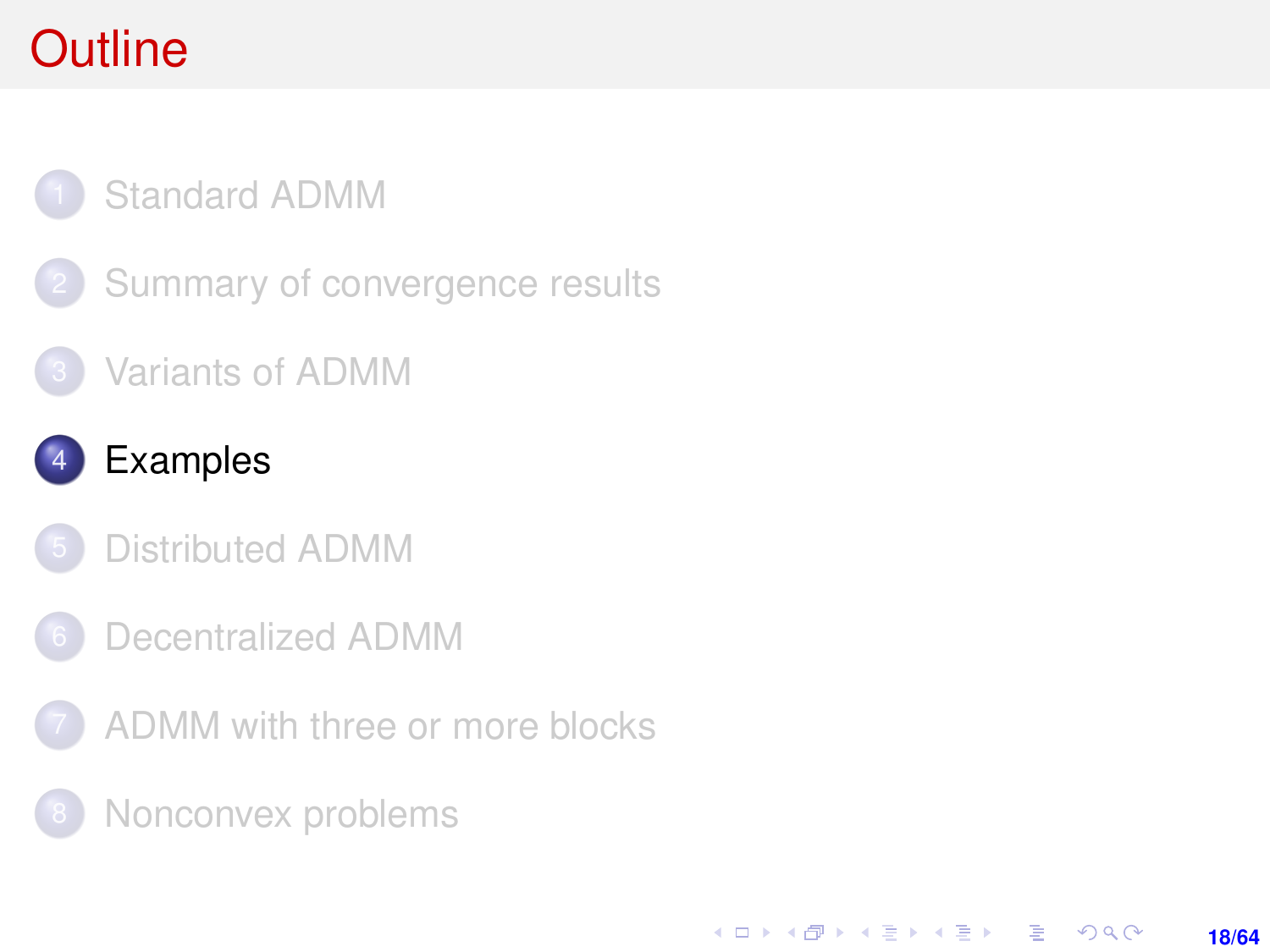# Outline

1. Standard ADMM
2. Summary of convergence results
3. Variants of ADMM
4. **Examples**
5. Distributed ADMM
6. Decentralized ADMM
7. ADMM with three or more blocks
8. Nonconvex problems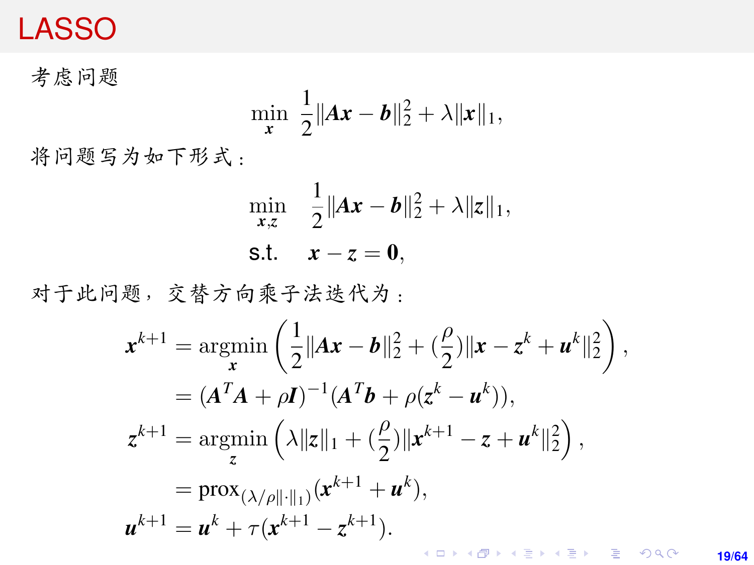# LASSO

考虑问题

$$\min_{\boldsymbol{x}} \ \frac{1}{2}\|\boldsymbol{A}\boldsymbol{x}-\boldsymbol{b}\|_2^2+\lambda\|\boldsymbol{x}\|_1,$$

将问题写为如下形式：

$$\begin{aligned}\min_{\boldsymbol{x},\boldsymbol{z}} \quad & \frac{1}{2}\|\boldsymbol{A}\boldsymbol{x}-\boldsymbol{b}\|_2^2+\lambda\|\boldsymbol{z}\|_1,\\ \text{s.t.} \quad & \boldsymbol{x}-\boldsymbol{z}=\boldsymbol{0},\end{aligned}$$

对于此问题，交替方向乘子法迭代为：

$$\begin{aligned}\boldsymbol{x}^{k+1} &= \operatorname*{argmin}_{\boldsymbol{x}}\left(\frac{1}{2}\|\boldsymbol{A}\boldsymbol{x}-\boldsymbol{b}\|_2^2+(\frac{\rho}{2})\|\boldsymbol{x}-\boldsymbol{z}^k+\boldsymbol{u}^k\|_2^2\right),\\ &= (\boldsymbol{A}^T\boldsymbol{A}+\rho\boldsymbol{I})^{-1}(\boldsymbol{A}^T\boldsymbol{b}+\rho(\boldsymbol{z}^k-\boldsymbol{u}^k)),\\ \boldsymbol{z}^{k+1} &= \operatorname*{argmin}_{\boldsymbol{z}}\left(\lambda\|\boldsymbol{z}\|_1+(\frac{\rho}{2})\|\boldsymbol{x}^{k+1}-\boldsymbol{z}+\boldsymbol{u}^k\|_2^2\right),\\ &= \operatorname{prox}_{(\lambda/\rho\|\cdot\|_1)}(\boldsymbol{x}^{k+1}+\boldsymbol{u}^k),\\ \boldsymbol{u}^{k+1} &= \boldsymbol{u}^k+\tau(\boldsymbol{x}^{k+1}-\boldsymbol{z}^{k+1}).\end{aligned}$$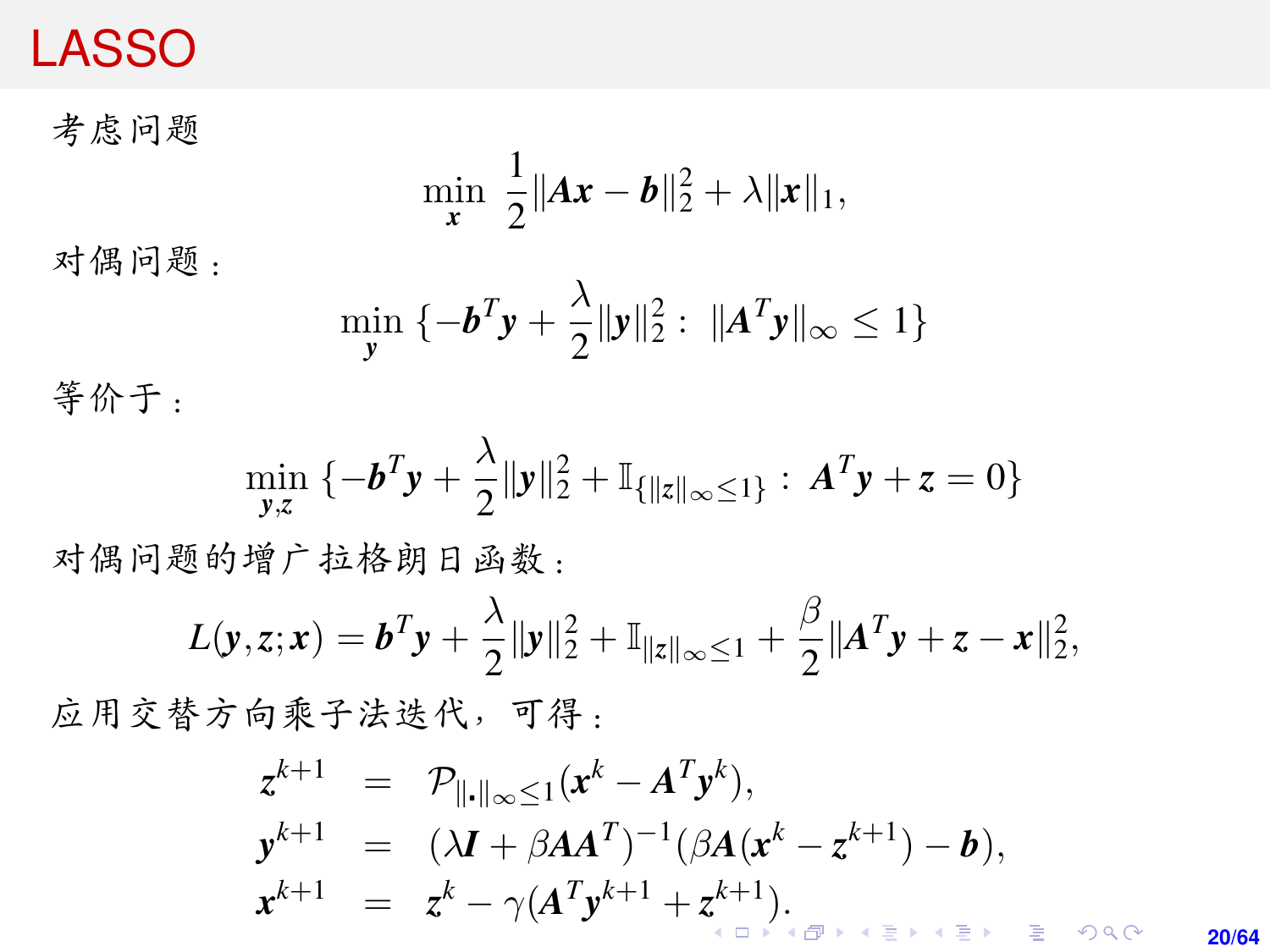# LASSO

考虑问题

$$\min_{\boldsymbol{x}} \ \frac{1}{2}\|\boldsymbol{A}\boldsymbol{x} - \boldsymbol{b}\|_2^2 + \lambda\|\boldsymbol{x}\|_1,$$

对偶问题：

$$\min_{\boldsymbol{y}} \ \{-\boldsymbol{b}^T\boldsymbol{y} + \frac{\lambda}{2}\|\boldsymbol{y}\|_2^2 : \ \|\boldsymbol{A}^T\boldsymbol{y}\|_\infty \leq 1\}$$

等价于：

$$\min_{\boldsymbol{y},\boldsymbol{z}} \ \{-\boldsymbol{b}^T\boldsymbol{y} + \frac{\lambda}{2}\|\boldsymbol{y}\|_2^2 + \mathbb{I}_{\{\|\boldsymbol{z}\|_\infty \leq 1\}} : \ \boldsymbol{A}^T\boldsymbol{y} + \boldsymbol{z} = 0\}$$

对偶问题的增广拉格朗日函数：

$$L(\boldsymbol{y},\boldsymbol{z};\boldsymbol{x}) = \boldsymbol{b}^T\boldsymbol{y} + \frac{\lambda}{2}\|\boldsymbol{y}\|_2^2 + \mathbb{I}_{\|\boldsymbol{z}\|_\infty \leq 1} + \frac{\beta}{2}\|\boldsymbol{A}^T\boldsymbol{y} + \boldsymbol{z} - \boldsymbol{x}\|_2^2,$$

应用交替方向乘子法迭代，可得：

$$\begin{aligned}
\boldsymbol{z}^{k+1} &= \mathcal{P}_{\|\cdot\|_\infty \leq 1}(\boldsymbol{x}^k - \boldsymbol{A}^T\boldsymbol{y}^k), \\
\boldsymbol{y}^{k+1} &= (\lambda\boldsymbol{I} + \beta\boldsymbol{A}\boldsymbol{A}^T)^{-1}(\beta\boldsymbol{A}(\boldsymbol{x}^k - \boldsymbol{z}^{k+1}) - \boldsymbol{b}), \\
\boldsymbol{x}^{k+1} &= \boldsymbol{z}^k - \gamma(\boldsymbol{A}^T\boldsymbol{y}^{k+1} + \boldsymbol{z}^{k+1}).
\end{aligned}$$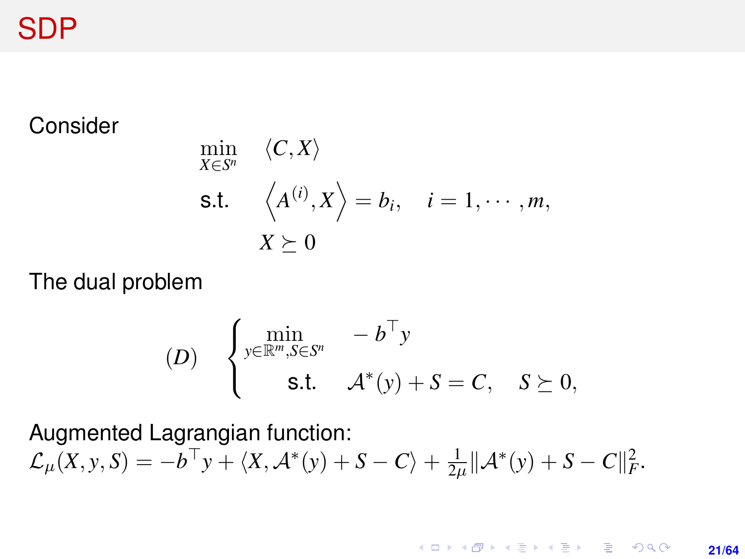# SDP

Consider

$$
\begin{aligned}
\min_{X \in S^n} \quad & \langle C, X \rangle \\
\text{s.t.} \quad & \left\langle A^{(i)}, X \right\rangle = b_i, \quad i = 1, \cdots, m, \\
& X \succeq 0
\end{aligned}
$$

The dual problem

$$
(D) \quad \begin{cases} \min\limits_{y \in \mathbb{R}^m, S \in S^n} & -b^\top y \\ \quad\quad \text{s.t.} & \mathcal{A}^*(y) + S = C, \quad S \succeq 0, \end{cases}
$$

Augmented Lagrangian function:
$\mathcal{L}_\mu(X, y, S) = -b^\top y + \langle X, \mathcal{A}^*(y) + S - C \rangle + \frac{1}{2\mu} \|\mathcal{A}^*(y) + S - C\|_F^2.$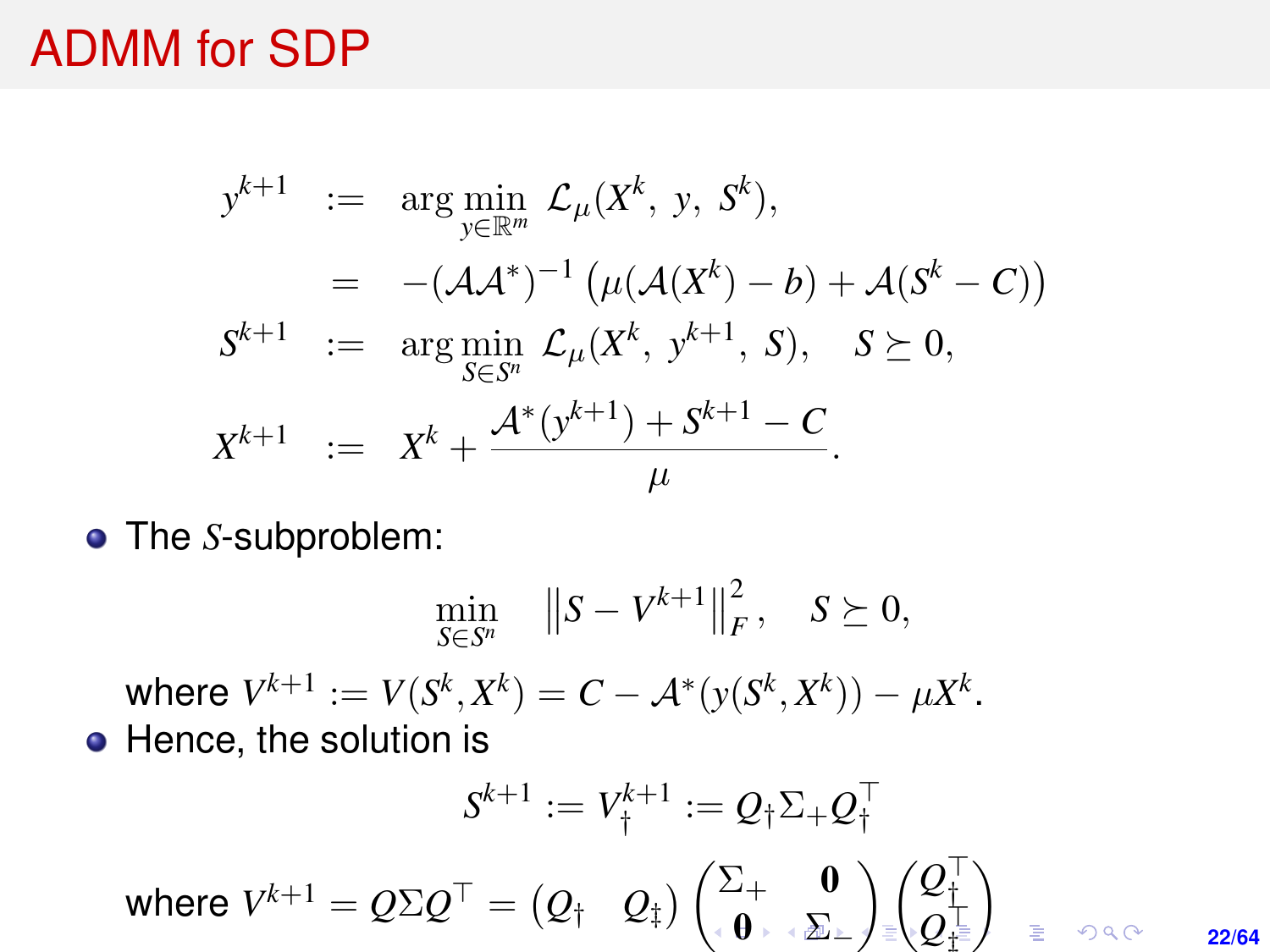# ADMM for SDP

$$
\begin{aligned}
y^{k+1} &:= \arg\min_{y \in \mathbb{R}^m} \ \mathcal{L}_\mu(X^k,\ y,\ S^k), \\
&= -(\mathcal{A}\mathcal{A}^*)^{-1}\left(\mu(\mathcal{A}(X^k) - b) + \mathcal{A}(S^k - C)\right) \\
S^{k+1} &:= \arg\min_{S \in S^n} \ \mathcal{L}_\mu(X^k,\ y^{k+1},\ S), \quad S \succeq 0, \\
X^{k+1} &:= X^k + \frac{\mathcal{A}^*(y^{k+1}) + S^{k+1} - C}{\mu}.
\end{aligned}
$$

- The $S$-subproblem:

$$
\min_{S \in S^n} \quad \left\| S - V^{k+1} \right\|_F^2, \quad S \succeq 0,
$$

where $V^{k+1} := V(S^k, X^k) = C - \mathcal{A}^*(y(S^k, X^k)) - \mu X^k$.

- Hence, the solution is

$$
S^{k+1} := V_\dagger^{k+1} := Q_\dagger \Sigma_+ Q_\dagger^\top
$$

where $V^{k+1} = Q\Sigma Q^\top = \begin{pmatrix} Q_\dagger & Q_\ddagger \end{pmatrix} \begin{pmatrix} \Sigma_+ & \mathbf{0} \\ \mathbf{0} & \Sigma_- \end{pmatrix} \begin{pmatrix} Q_\dagger^\top \\ Q_\ddagger^\top \end{pmatrix}$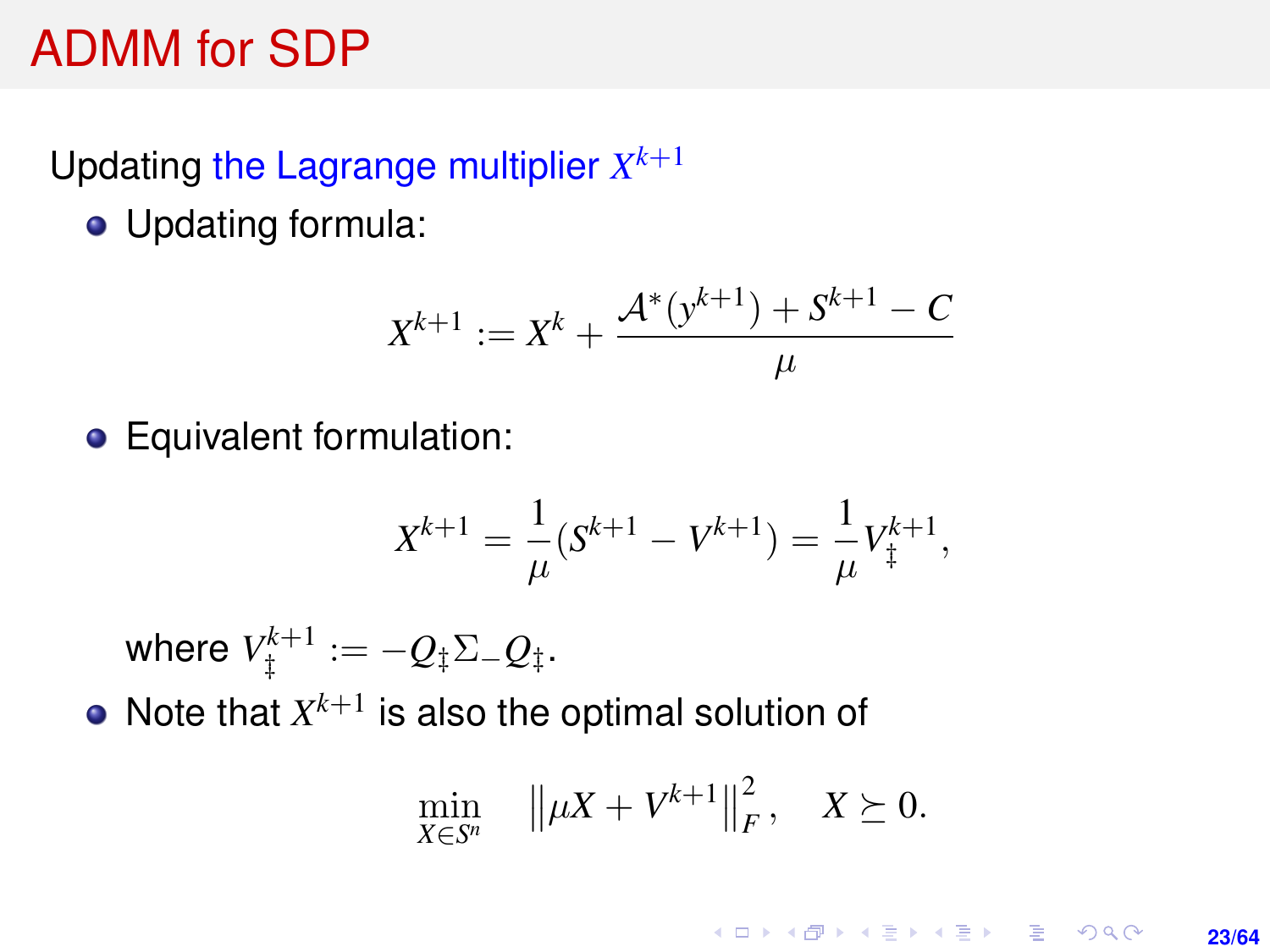# ADMM for SDP

Updating the Lagrange multiplier $X^{k+1}$

- Updating formula:

$$X^{k+1} := X^k + \frac{\mathcal{A}^*(y^{k+1}) + S^{k+1} - C}{\mu}$$

- Equivalent formulation:

$$X^{k+1} = \frac{1}{\mu}(S^{k+1} - V^{k+1}) = \frac{1}{\mu} V_{\ddagger}^{k+1},$$

  where $V_{\ddagger}^{k+1} := -Q_{\ddagger} \Sigma_{-} Q_{\ddagger}$.

- Note that $X^{k+1}$ is also the optimal solution of

$$\min_{X \in S^n} \quad \left\| \mu X + V^{k+1} \right\|_F^2, \quad X \succeq 0.$$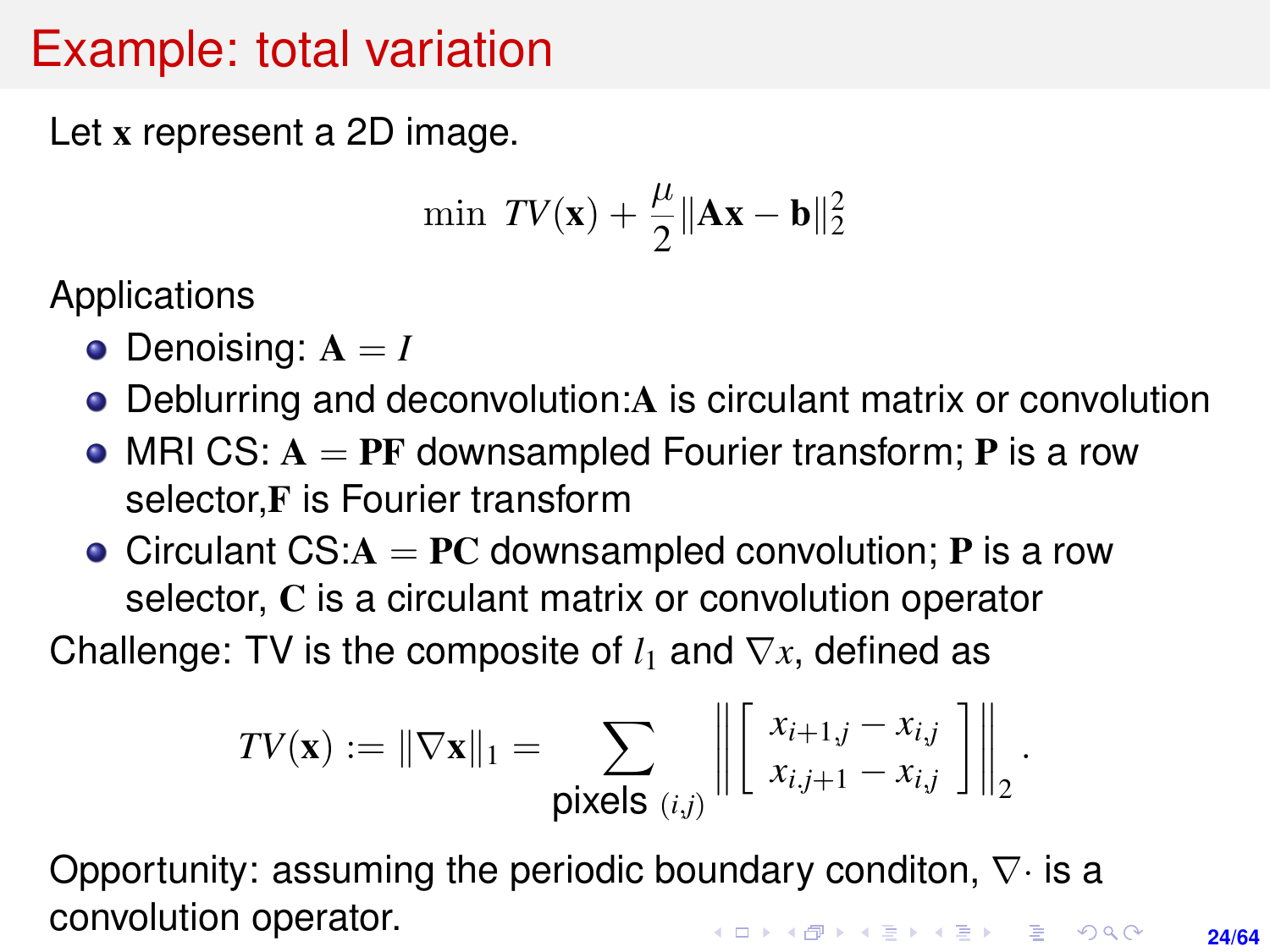# Example: total variation

Let $\mathbf{x}$ represent a 2D image.

$$\min \; TV(\mathbf{x}) + \frac{\mu}{2}\|\mathbf{A}\mathbf{x} - \mathbf{b}\|_2^2$$

Applications

- Denoising: $\mathbf{A} = I$
- Deblurring and deconvolution:$\mathbf{A}$ is circulant matrix or convolution
- MRI CS: $\mathbf{A} = \mathbf{P}\mathbf{F}$ downsampled Fourier transform; $\mathbf{P}$ is a row selector,$\mathbf{F}$ is Fourier transform
- Circulant CS:$\mathbf{A} = \mathbf{P}\mathbf{C}$ downsampled convolution; $\mathbf{P}$ is a row selector, $\mathbf{C}$ is a circulant matrix or convolution operator

Challenge: TV is the composite of $l_1$ and $\nabla x$, defined as

$$TV(\mathbf{x}) := \|\nabla \mathbf{x}\|_1 = \sum_{\text{pixels } (i,j)} \left\| \begin{bmatrix} x_{i+1,j} - x_{i,j} \\ x_{i.j+1} - x_{i,j} \end{bmatrix} \right\|_2 .$$

Opportunity: assuming the periodic boundary conditon, $\nabla \cdot$ is a convolution operator.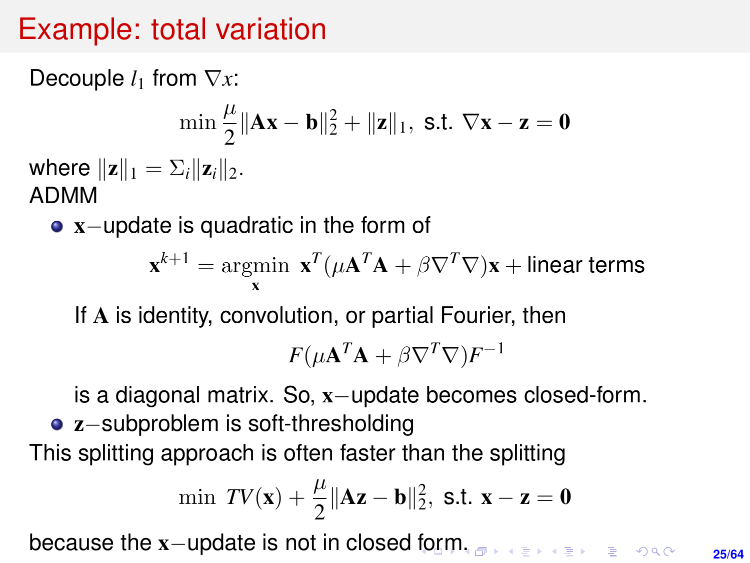# Example: total variation

Decouple $l_1$ from $\nabla x$:

$$\min \frac{\mu}{2}\|\mathbf{A}\mathbf{x}-\mathbf{b}\|_2^2 + \|\mathbf{z}\|_1, \text{ s.t. } \nabla\mathbf{x}-\mathbf{z}=\mathbf{0}$$

where $\|\mathbf{z}\|_1 = \Sigma_i \|\mathbf{z}_i\|_2$.

ADMM

- $\mathbf{x}-$update is quadratic in the form of

  $$\mathbf{x}^{k+1} = \underset{\mathbf{x}}{\operatorname{argmin}} \ \mathbf{x}^T(\mu\mathbf{A}^T\mathbf{A} + \beta\nabla^T\nabla)\mathbf{x} + \text{linear terms}$$

  If $\mathbf{A}$ is identity, convolution, or partial Fourier, then

  $$F(\mu\mathbf{A}^T\mathbf{A} + \beta\nabla^T\nabla)F^{-1}$$

  is a diagonal matrix. So, $\mathbf{x}-$update becomes closed-form.
- $\mathbf{z}-$subproblem is soft-thresholding

This splitting approach is often faster than the splitting

$$\min \ TV(\mathbf{x}) + \frac{\mu}{2}\|\mathbf{A}\mathbf{z}-\mathbf{b}\|_2^2, \text{ s.t. } \mathbf{x}-\mathbf{z}=\mathbf{0}$$

because the $\mathbf{x}-$update is not in closed form.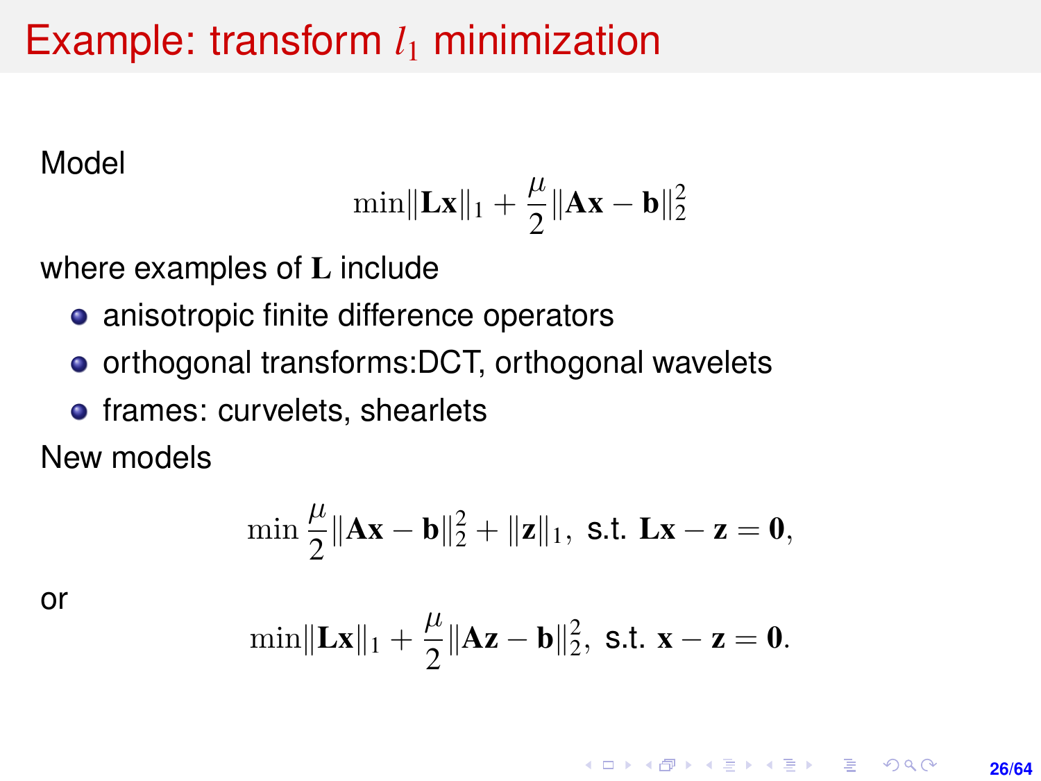# Example: transform $l_1$ minimization

Model

$$\min \|\mathbf{Lx}\|_1 + \frac{\mu}{2}\|\mathbf{Ax} - \mathbf{b}\|_2^2$$

where examples of $\mathbf{L}$ include

- anisotropic finite difference operators
- orthogonal transforms:DCT, orthogonal wavelets
- frames: curvelets, shearlets

New models

$$\min \frac{\mu}{2}\|\mathbf{Ax} - \mathbf{b}\|_2^2 + \|\mathbf{z}\|_1, \text{ s.t. } \mathbf{Lx} - \mathbf{z} = \mathbf{0},$$

or

$$\min \|\mathbf{Lx}\|_1 + \frac{\mu}{2}\|\mathbf{Az} - \mathbf{b}\|_2^2, \text{ s.t. } \mathbf{x} - \mathbf{z} = \mathbf{0}.$$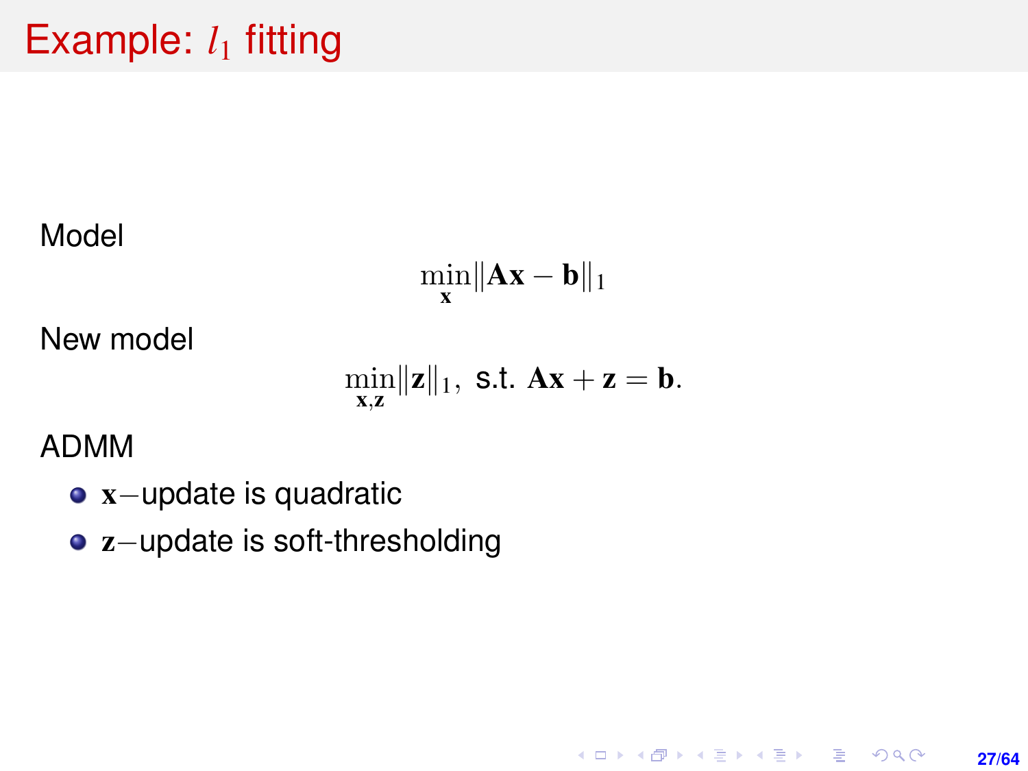# Example: $l_1$ fitting

Model

$$\min_{\mathbf{x}} \|\mathbf{A}\mathbf{x} - \mathbf{b}\|_1$$

New model

$$\min_{\mathbf{x},\mathbf{z}} \|\mathbf{z}\|_1, \text{ s.t. } \mathbf{A}\mathbf{x} + \mathbf{z} = \mathbf{b}.$$

ADMM

- $\mathbf{x}-$update is quadratic
- $\mathbf{z}-$update is soft-thresholding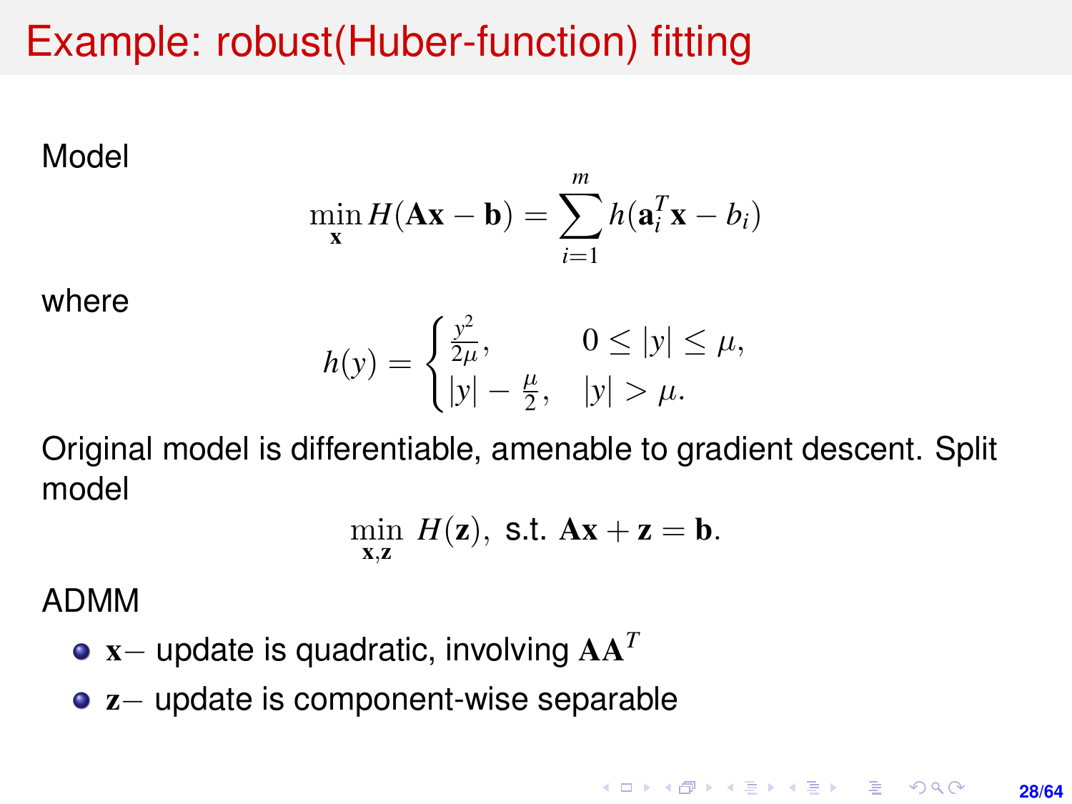# Example: robust(Huber-function) fitting

Model

$$\min_{\mathbf{x}} H(\mathbf{A}\mathbf{x} - \mathbf{b}) = \sum_{i=1}^{m} h(\mathbf{a}_i^T \mathbf{x} - b_i)$$

where

$$h(y) = \begin{cases} \frac{y^2}{2\mu}, & 0 \leq |y| \leq \mu, \\ |y| - \frac{\mu}{2}, & |y| > \mu. \end{cases}$$

Original model is differentiable, amenable to gradient descent. Split model

$$\min_{\mathbf{x},\mathbf{z}} \ H(\mathbf{z}), \text{ s.t. } \mathbf{A}\mathbf{x} + \mathbf{z} = \mathbf{b}.$$

ADMM

- $\mathbf{x}-$ update is quadratic, involving $\mathbf{A}\mathbf{A}^T$
- $\mathbf{z}-$ update is component-wise separable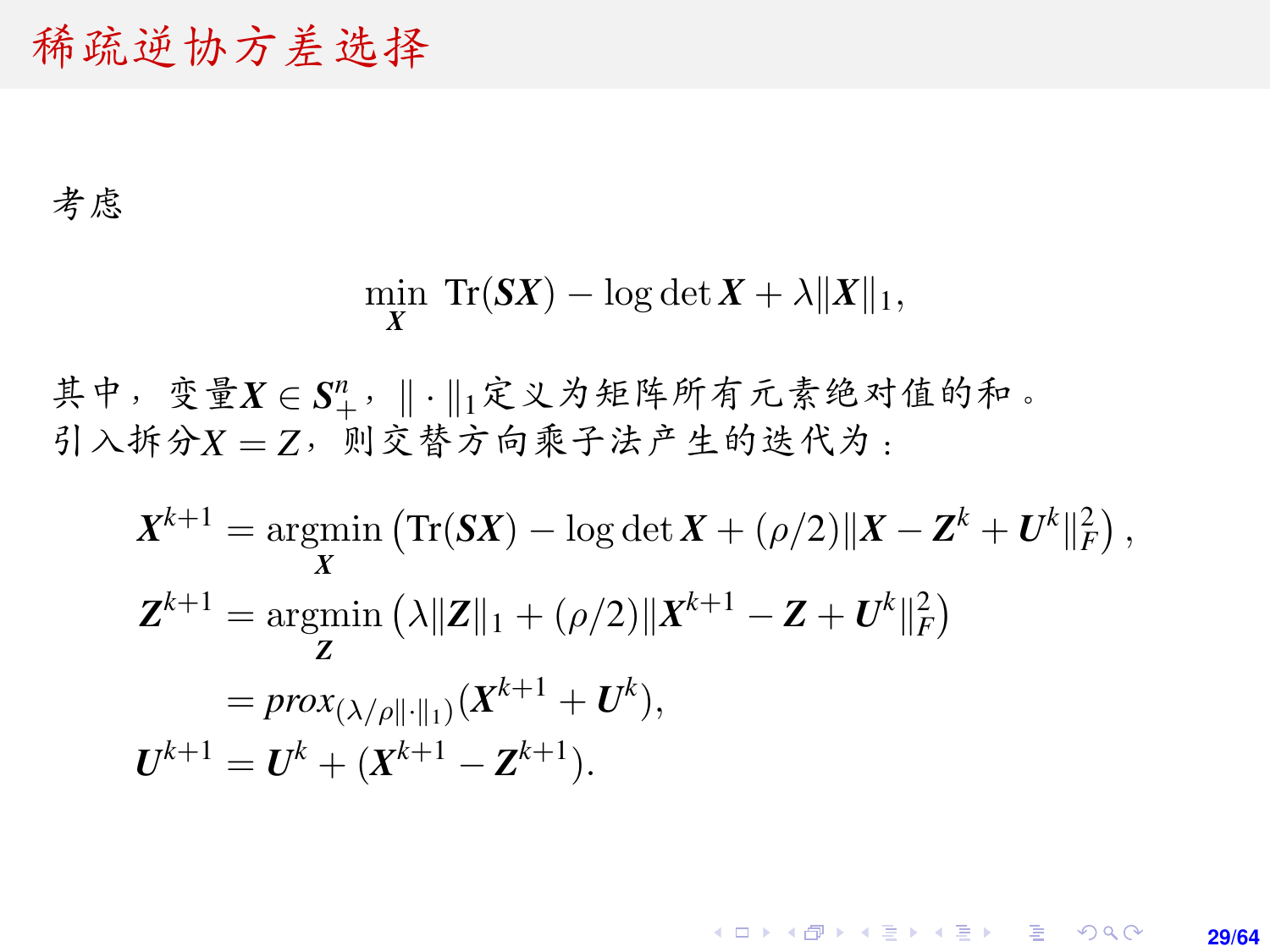# 稀疏逆协方差选择

考虑

$$\min_{\boldsymbol{X}} \ \mathrm{Tr}(\boldsymbol{S}\boldsymbol{X}) - \log\det \boldsymbol{X} + \lambda \|\boldsymbol{X}\|_1,$$

其中，变量$\boldsymbol{X} \in \boldsymbol{S}_+^n$，$\|\cdot\|_1$定义为矩阵所有元素绝对值的和。
引入拆分$X = Z$，则交替方向乘子法产生的迭代为：

$$\begin{aligned}
\boldsymbol{X}^{k+1} &= \operatorname*{argmin}_{\boldsymbol{X}} \left( \mathrm{Tr}(\boldsymbol{S}\boldsymbol{X}) - \log\det \boldsymbol{X} + (\rho/2)\|\boldsymbol{X} - \boldsymbol{Z}^k + \boldsymbol{U}^k\|_F^2 \right), \\
\boldsymbol{Z}^{k+1} &= \operatorname*{argmin}_{\boldsymbol{Z}} \left( \lambda \|\boldsymbol{Z}\|_1 + (\rho/2)\|\boldsymbol{X}^{k+1} - \boldsymbol{Z} + \boldsymbol{U}^k\|_F^2 \right) \\
&= prox_{(\lambda/\rho\|\cdot\|_1)}(\boldsymbol{X}^{k+1} + \boldsymbol{U}^k), \\
\boldsymbol{U}^{k+1} &= \boldsymbol{U}^k + (\boldsymbol{X}^{k+1} - \boldsymbol{Z}^{k+1}).
\end{aligned}$$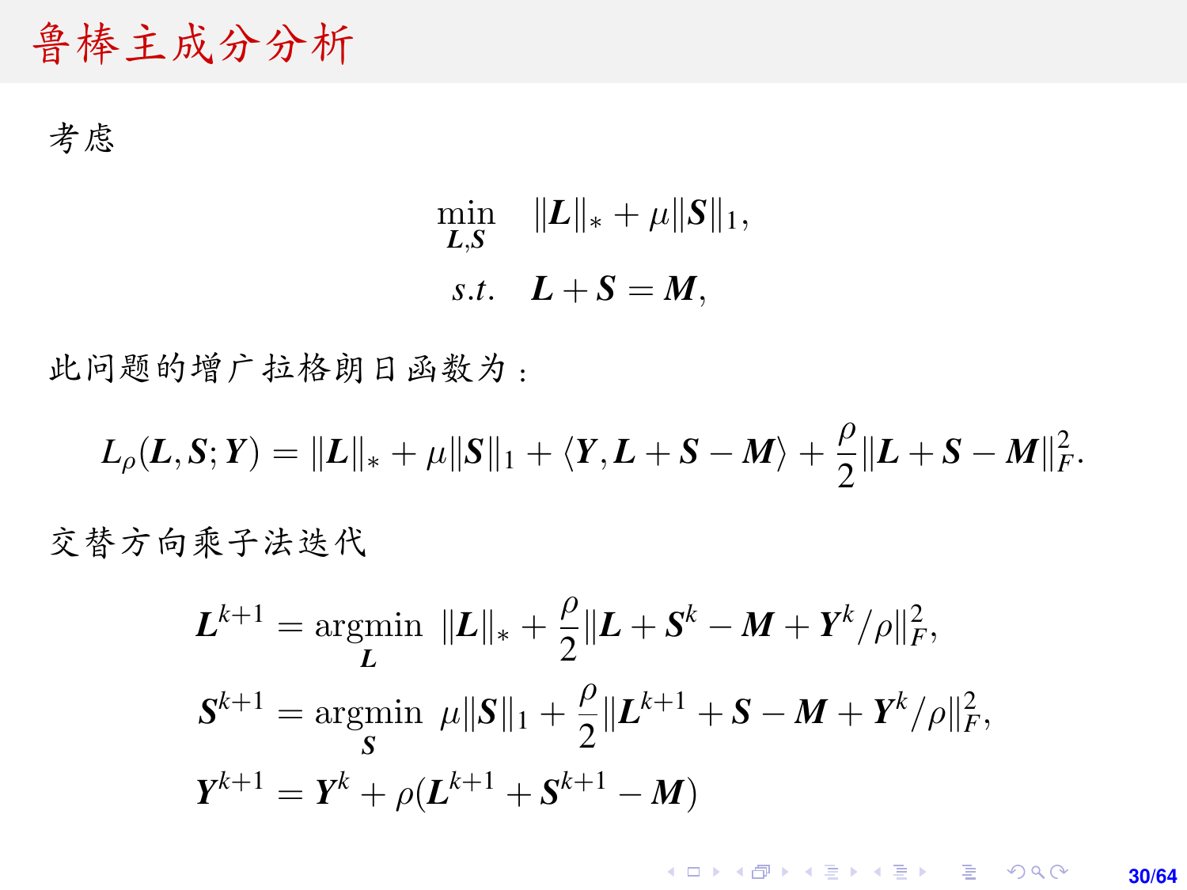# 鲁棒主成分分析

考虑

$$
\begin{aligned}
\min_{\boldsymbol{L},\boldsymbol{S}} \quad & \|\boldsymbol{L}\|_* + \mu \|\boldsymbol{S}\|_1, \\
s.t. \quad & \boldsymbol{L} + \boldsymbol{S} = \boldsymbol{M},
\end{aligned}
$$

此问题的增广拉格朗日函数为：

$$
L_\rho(\boldsymbol{L}, \boldsymbol{S}; \boldsymbol{Y}) = \|\boldsymbol{L}\|_* + \mu \|\boldsymbol{S}\|_1 + \langle \boldsymbol{Y}, \boldsymbol{L} + \boldsymbol{S} - \boldsymbol{M} \rangle + \frac{\rho}{2} \|\boldsymbol{L} + \boldsymbol{S} - \boldsymbol{M}\|_F^2.
$$

交替方向乘子法迭代

$$
\begin{aligned}
\boldsymbol{L}^{k+1} &= \operatorname*{argmin}_{\boldsymbol{L}} \ \|\boldsymbol{L}\|_* + \frac{\rho}{2} \|\boldsymbol{L} + \boldsymbol{S}^k - \boldsymbol{M} + \boldsymbol{Y}^k/\rho\|_F^2, \\
\boldsymbol{S}^{k+1} &= \operatorname*{argmin}_{\boldsymbol{S}} \ \mu \|\boldsymbol{S}\|_1 + \frac{\rho}{2} \|\boldsymbol{L}^{k+1} + \boldsymbol{S} - \boldsymbol{M} + \boldsymbol{Y}^k/\rho\|_F^2, \\
\boldsymbol{Y}^{k+1} &= \boldsymbol{Y}^k + \rho(\boldsymbol{L}^{k+1} + \boldsymbol{S}^{k+1} - \boldsymbol{M})
\end{aligned}
$$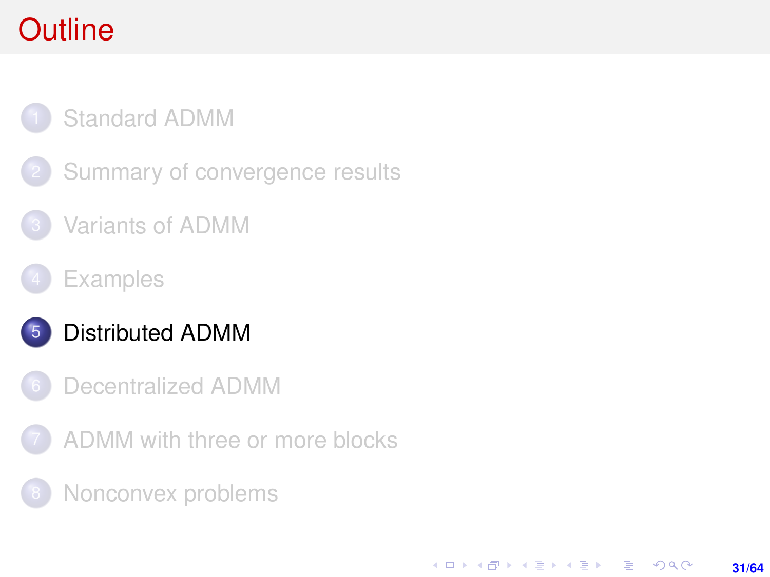# Outline

1. Standard ADMM
2. Summary of convergence results
3. Variants of ADMM
4. Examples
5. **Distributed ADMM**
6. Decentralized ADMM
7. ADMM with three or more blocks
8. Nonconvex problems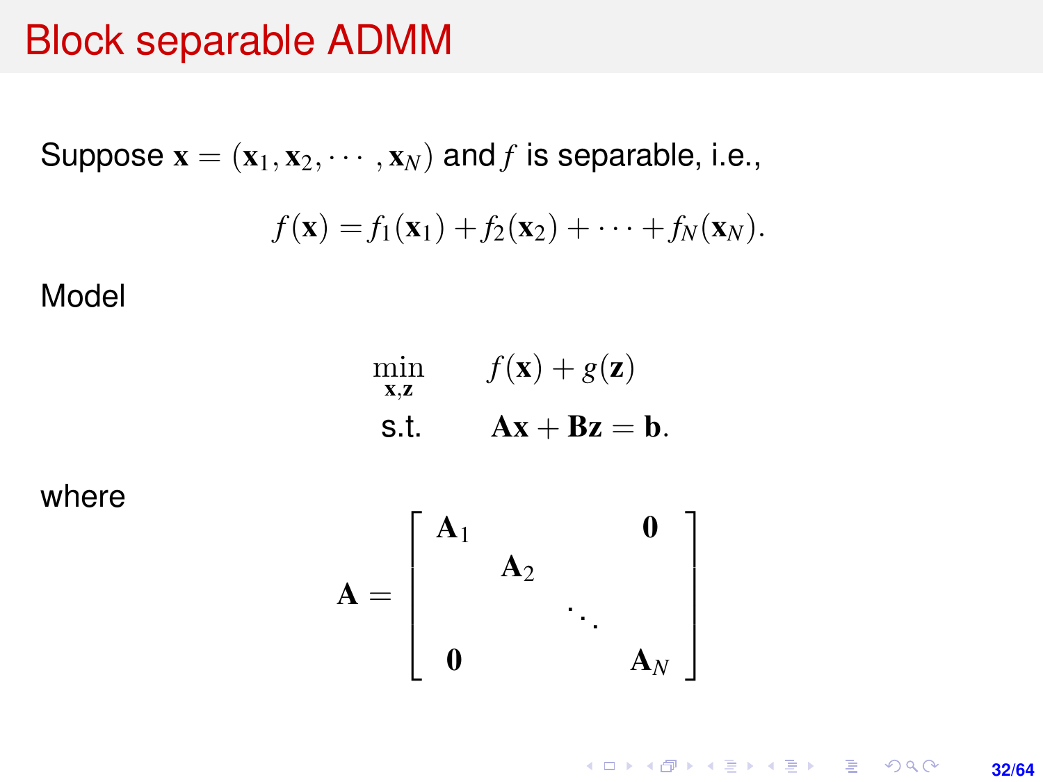# Block separable ADMM

Suppose $\mathbf{x} = (\mathbf{x}_1, \mathbf{x}_2, \cdots, \mathbf{x}_N)$ and $f$ is separable, i.e.,

$$f(\mathbf{x}) = f_1(\mathbf{x}_1) + f_2(\mathbf{x}_2) + \cdots + f_N(\mathbf{x}_N).$$

Model

$$\begin{aligned} \min_{\mathbf{x},\mathbf{z}} \quad & f(\mathbf{x}) + g(\mathbf{z}) \\ \text{s.t.} \quad & \mathbf{A}\mathbf{x} + \mathbf{B}\mathbf{z} = \mathbf{b}. \end{aligned}$$

where

$$\mathbf{A} = \begin{bmatrix} \mathbf{A}_1 & & & \mathbf{0} \\ & \mathbf{A}_2 & & \\ & & \ddots & \\ \mathbf{0} & & & \mathbf{A}_N \end{bmatrix}$$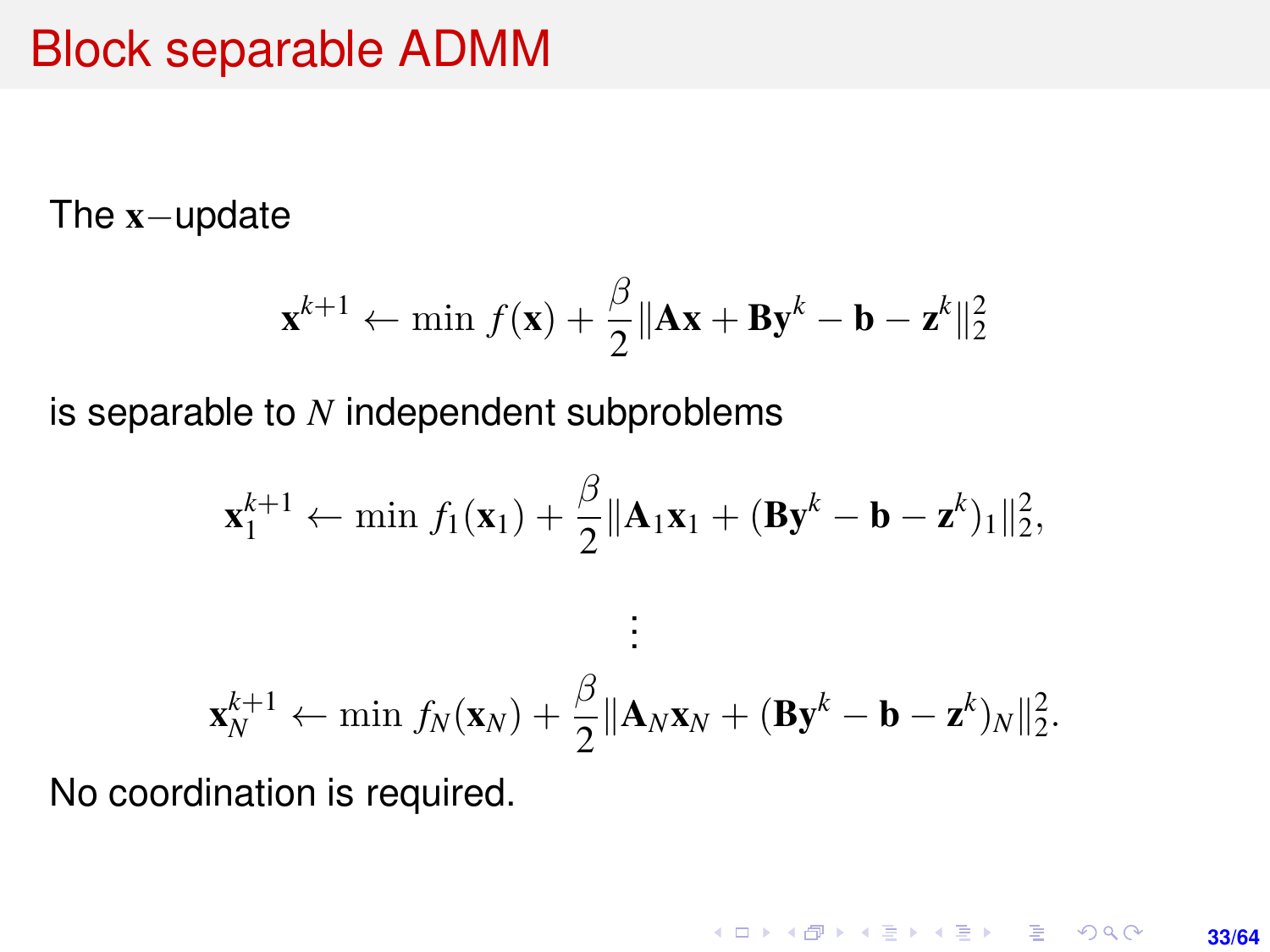# Block separable ADMM

The $\mathbf{x}-$update

$$
\mathbf{x}^{k+1} \leftarrow \min\ f(\mathbf{x}) + \frac{\beta}{2}\|\mathbf{A}\mathbf{x} + \mathbf{B}\mathbf{y}^k - \mathbf{b} - \mathbf{z}^k\|_2^2
$$

is separable to $N$ independent subproblems

$$
\mathbf{x}_1^{k+1} \leftarrow \min\ f_1(\mathbf{x}_1) + \frac{\beta}{2}\|\mathbf{A}_1\mathbf{x}_1 + (\mathbf{B}\mathbf{y}^k - \mathbf{b} - \mathbf{z}^k)_1\|_2^2,
$$

$$
\vdots
$$

$$
\mathbf{x}_N^{k+1} \leftarrow \min\ f_N(\mathbf{x}_N) + \frac{\beta}{2}\|\mathbf{A}_N\mathbf{x}_N + (\mathbf{B}\mathbf{y}^k - \mathbf{b} - \mathbf{z}^k)_N\|_2^2.
$$

No coordination is required.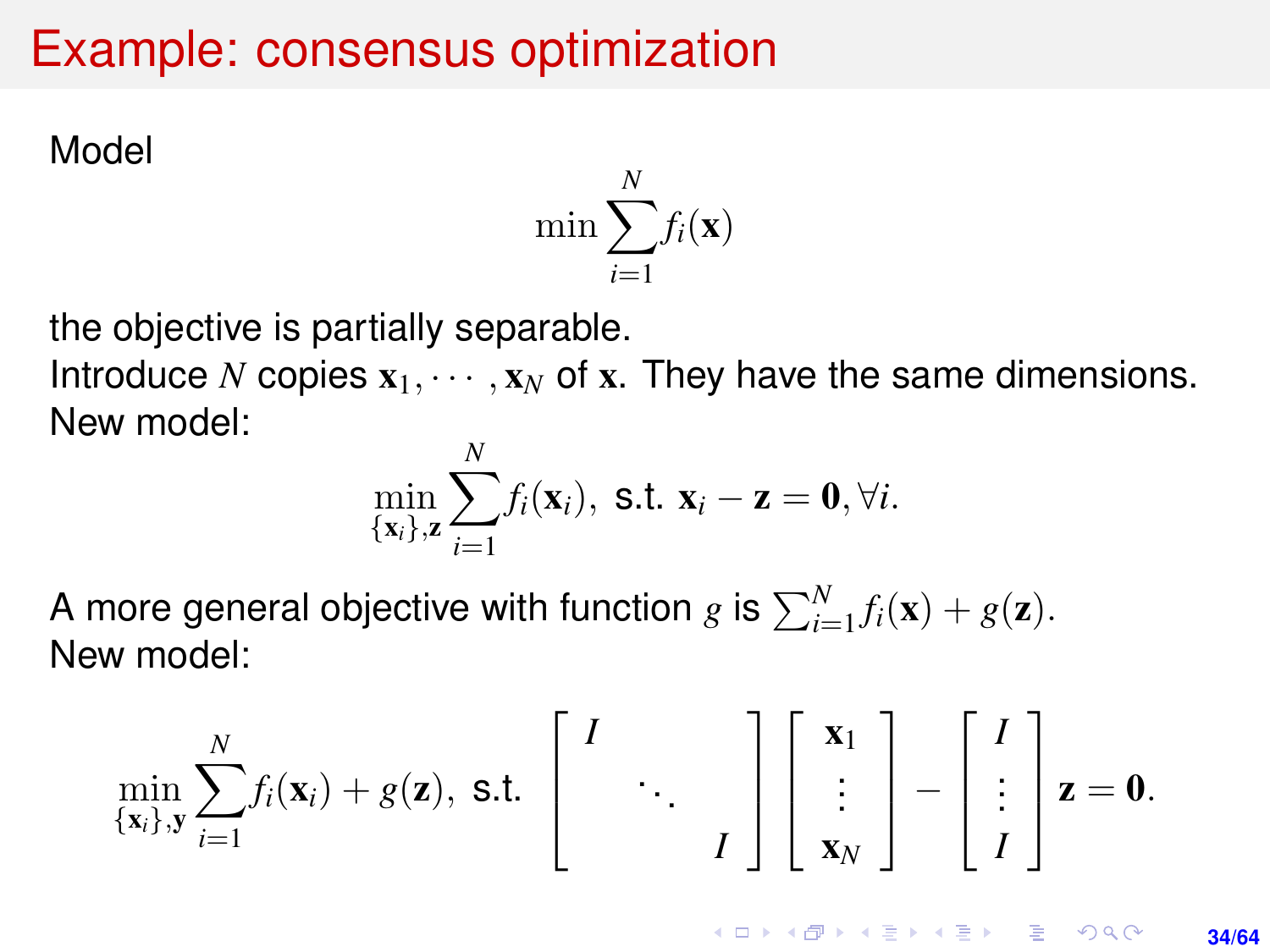# Example: consensus optimization

Model

$$\min \sum_{i=1}^{N} f_i(\mathbf{x})$$

the objective is partially separable.

Introduce $N$ copies $\mathbf{x}_1, \cdots, \mathbf{x}_N$ of $\mathbf{x}$. They have the same dimensions.

New model:

$$\min_{\{\mathbf{x}_i\},\mathbf{z}} \sum_{i=1}^{N} f_i(\mathbf{x}_i), \text{ s.t. } \mathbf{x}_i - \mathbf{z} = \mathbf{0}, \forall i.$$

A more general objective with function $g$ is $\sum_{i=1}^{N} f_i(\mathbf{x}) + g(\mathbf{z})$.

New model:

$$\min_{\{\mathbf{x}_i\},\mathbf{y}} \sum_{i=1}^{N} f_i(\mathbf{x}_i) + g(\mathbf{z}), \text{ s.t. } \begin{bmatrix} I & & \\ & \ddots & \\ & & I \end{bmatrix} \begin{bmatrix} \mathbf{x}_1 \\ \vdots \\ \mathbf{x}_N \end{bmatrix} - \begin{bmatrix} I \\ \vdots \\ I \end{bmatrix} \mathbf{z} = \mathbf{0}.$$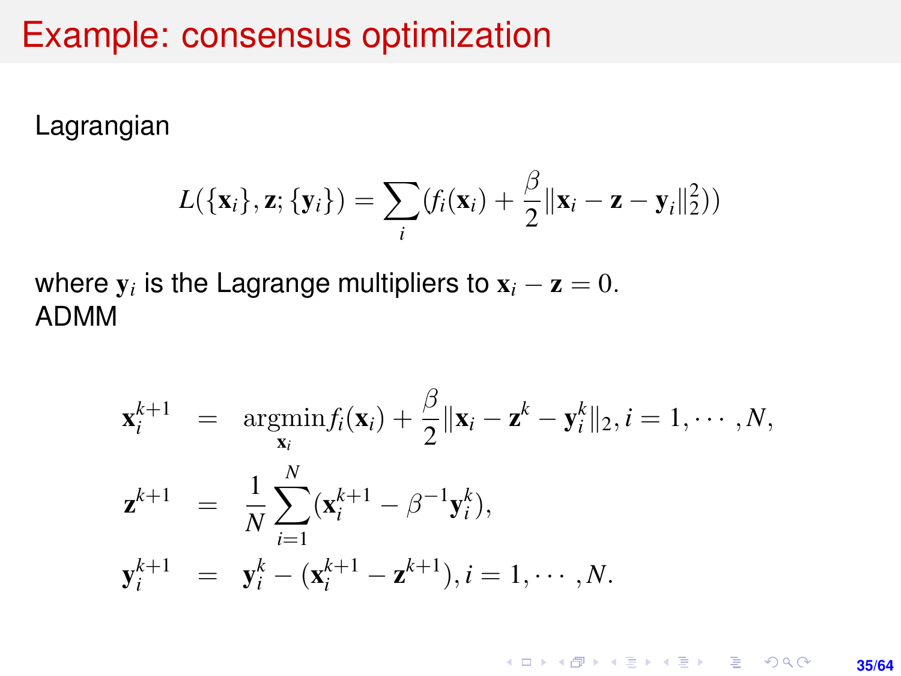# Example: consensus optimization

Lagrangian

$$L(\{\mathbf{x}_i\}, \mathbf{z}; \{\mathbf{y}_i\}) = \sum_i (f_i(\mathbf{x}_i) + \frac{\beta}{2}\|\mathbf{x}_i - \mathbf{z} - \mathbf{y}_i\|_2^2))$$

where $\mathbf{y}_i$ is the Lagrange multipliers to $\mathbf{x}_i - \mathbf{z} = 0$.

ADMM

$$\begin{aligned}
\mathbf{x}_i^{k+1} &= \underset{\mathbf{x}_i}{\operatorname{argmin}} f_i(\mathbf{x}_i) + \frac{\beta}{2}\|\mathbf{x}_i - \mathbf{z}^k - \mathbf{y}_i^k\|_2, i = 1, \cdots, N, \\
\mathbf{z}^{k+1} &= \frac{1}{N}\sum_{i=1}^{N}(\mathbf{x}_i^{k+1} - \beta^{-1}\mathbf{y}_i^k), \\
\mathbf{y}_i^{k+1} &= \mathbf{y}_i^k - (\mathbf{x}_i^{k+1} - \mathbf{z}^{k+1}), i = 1, \cdots, N.
\end{aligned}$$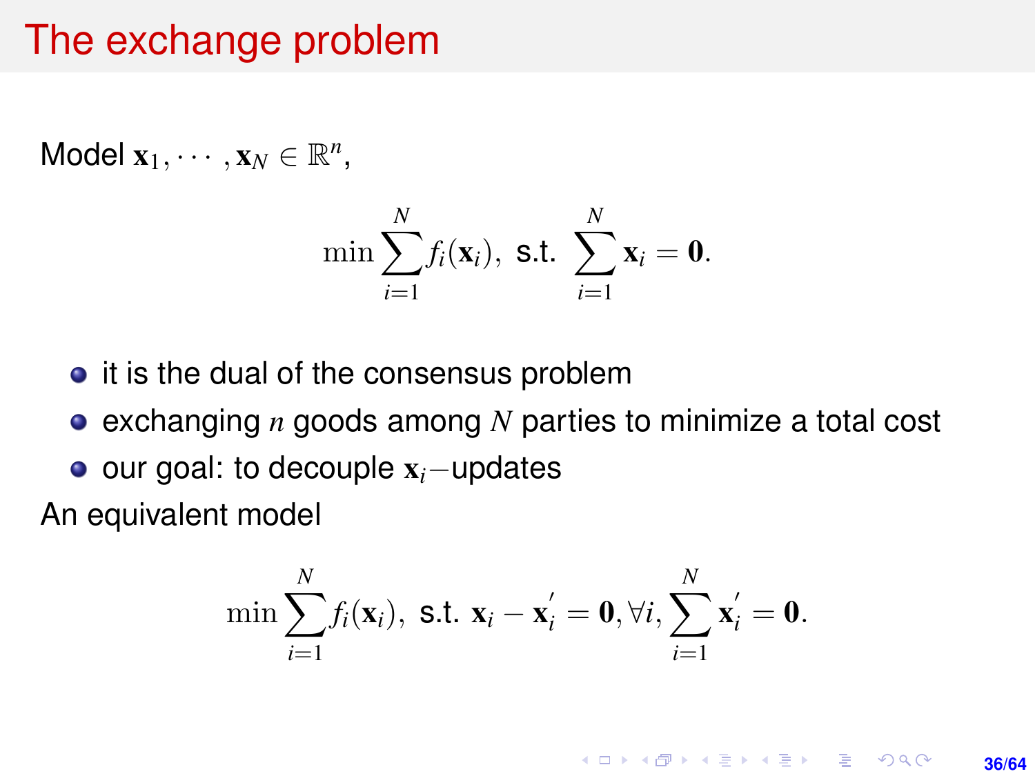# The exchange problem

Model $\mathbf{x}_1, \cdots, \mathbf{x}_N \in \mathbb{R}^n$,

$$\min \sum_{i=1}^{N} f_i(\mathbf{x}_i), \text{ s.t. } \sum_{i=1}^{N} \mathbf{x}_i = \mathbf{0}.$$

- it is the dual of the consensus problem
- exchanging $n$ goods among $N$ parties to minimize a total cost
- our goal: to decouple $\mathbf{x}_i-$updates

An equivalent model

$$\min \sum_{i=1}^{N} f_i(\mathbf{x}_i), \text{ s.t. } \mathbf{x}_i - \mathbf{x}_i^{'} = \mathbf{0}, \forall i, \sum_{i=1}^{N} \mathbf{x}_i^{'} = \mathbf{0}.$$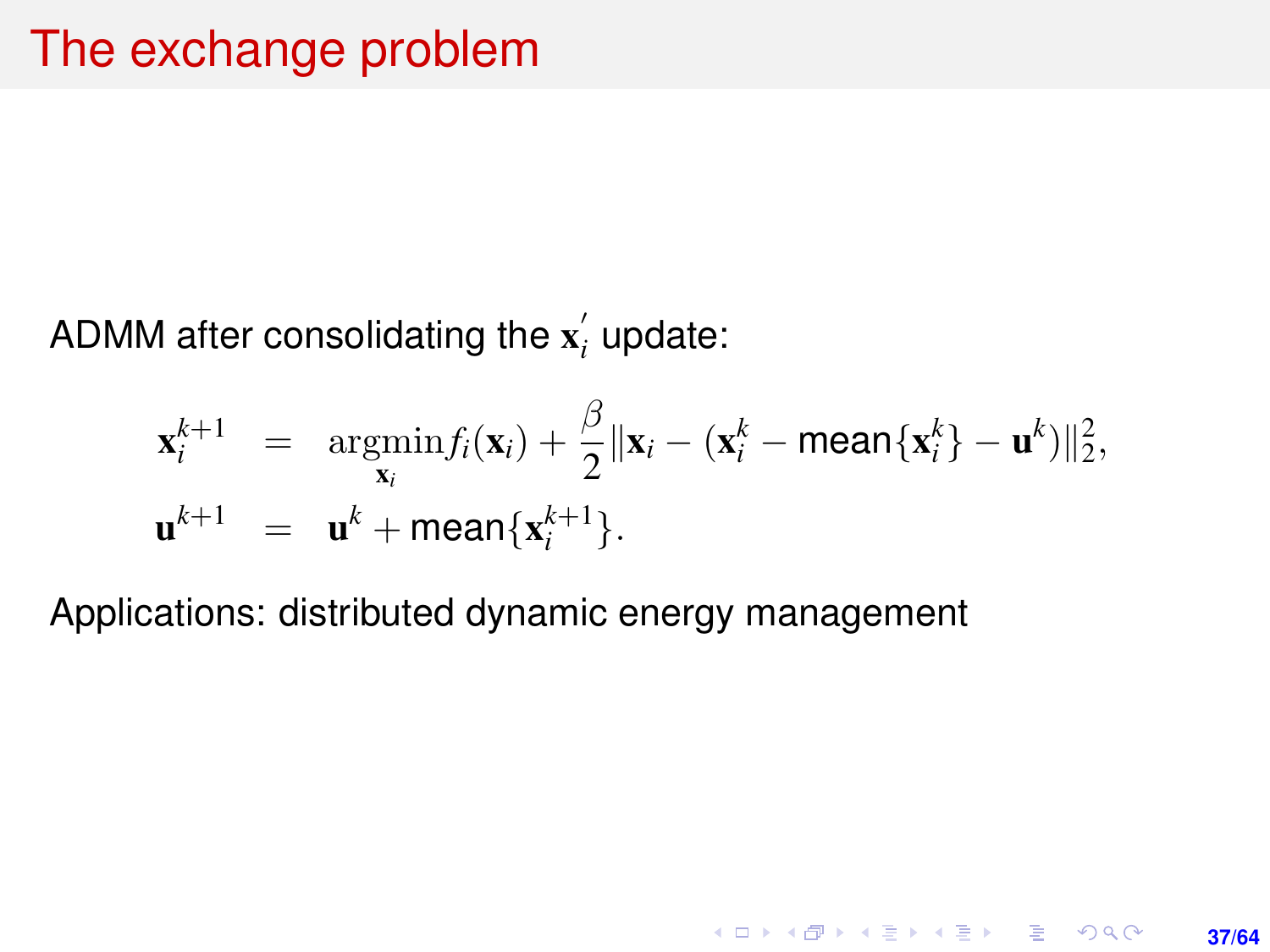# The exchange problem

ADMM after consolidating the $\mathbf{x}_i'$ update:

$$
\begin{aligned}
\mathbf{x}_i^{k+1} &= \underset{\mathbf{x}_i}{\operatorname{argmin}} f_i(\mathbf{x}_i) + \frac{\beta}{2}\|\mathbf{x}_i - (\mathbf{x}_i^k - \text{mean}\{\mathbf{x}_i^k\} - \mathbf{u}^k)\|_2^2, \\
\mathbf{u}^{k+1} &= \mathbf{u}^k + \text{mean}\{\mathbf{x}_i^{k+1}\}.
\end{aligned}
$$

Applications: distributed dynamic energy management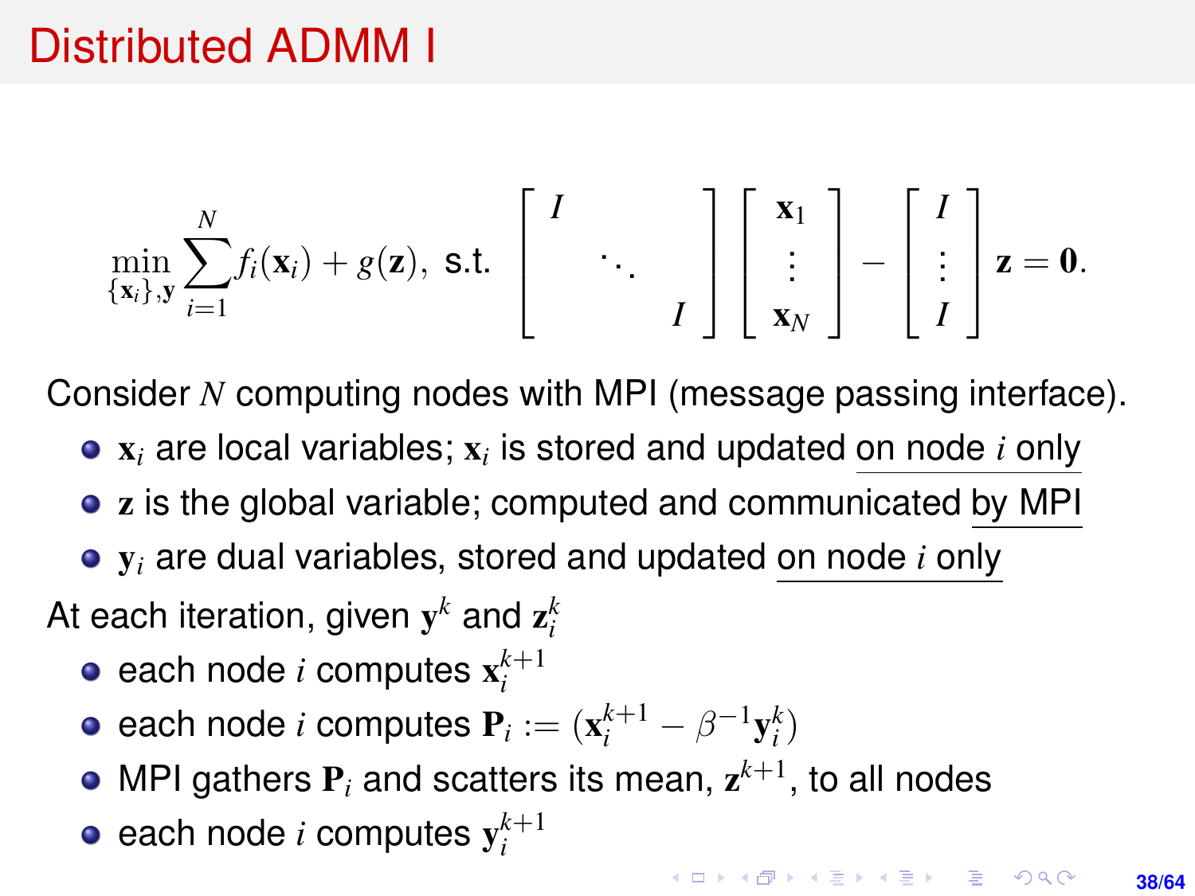# Distributed ADMM I

$$
\min_{\{\mathbf{x}_i\},\mathbf{y}} \sum_{i=1}^{N} f_i(\mathbf{x}_i) + g(\mathbf{z}), \text{ s.t. } \begin{bmatrix} I & & \\ & \ddots & \\ & & I \end{bmatrix} \begin{bmatrix} \mathbf{x}_1 \\ \vdots \\ \mathbf{x}_N \end{bmatrix} - \begin{bmatrix} I \\ \vdots \\ I \end{bmatrix} \mathbf{z} = \mathbf{0}.
$$

Consider $N$ computing nodes with MPI (message passing interface).

- $\mathbf{x}_i$ are local variables; $\mathbf{x}_i$ is stored and updated on node $i$ only
- $\mathbf{z}$ is the global variable; computed and communicated by MPI
- $\mathbf{y}_i$ are dual variables, stored and updated on node $i$ only

At each iteration, given $\mathbf{y}^k$ and $\mathbf{z}_i^k$

- each node $i$ computes $\mathbf{x}_i^{k+1}$
- each node $i$ computes $\mathbf{P}_i := (\mathbf{x}_i^{k+1} - \beta^{-1}\mathbf{y}_i^k)$
- MPI gathers $\mathbf{P}_i$ and scatters its mean, $\mathbf{z}^{k+1}$, to all nodes
- each node $i$ computes $\mathbf{y}_i^{k+1}$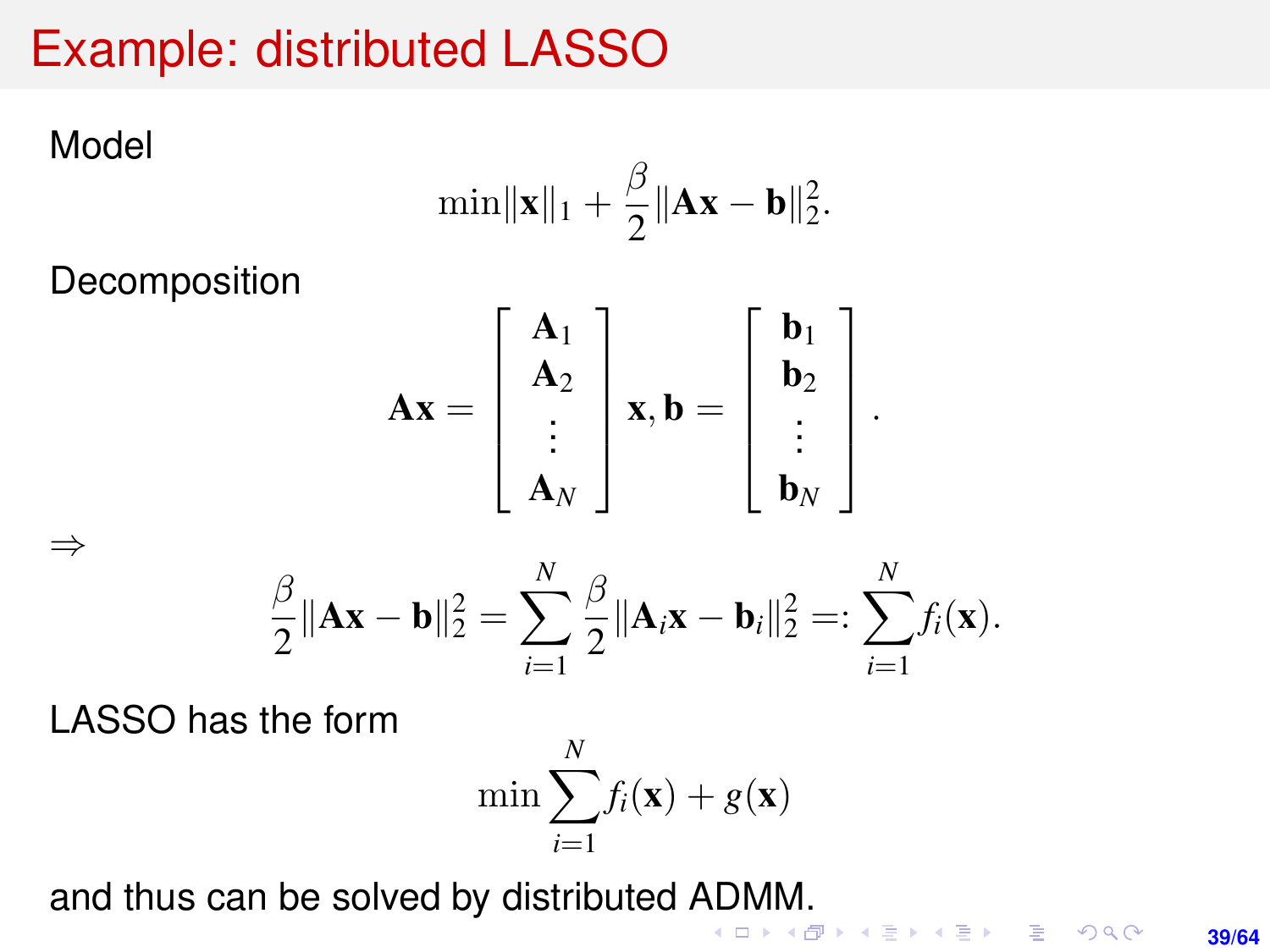# Example: distributed LASSO

Model

$$\min \|\mathbf{x}\|_1 + \frac{\beta}{2}\|\mathbf{A}\mathbf{x} - \mathbf{b}\|_2^2.$$

Decomposition

$$\mathbf{A}\mathbf{x} = \begin{bmatrix} \mathbf{A}_1 \\ \mathbf{A}_2 \\ \vdots \\ \mathbf{A}_N \end{bmatrix} \mathbf{x}, \mathbf{b} = \begin{bmatrix} \mathbf{b}_1 \\ \mathbf{b}_2 \\ \vdots \\ \mathbf{b}_N \end{bmatrix}.$$

$\Rightarrow$

$$\frac{\beta}{2}\|\mathbf{A}\mathbf{x} - \mathbf{b}\|_2^2 = \sum_{i=1}^{N} \frac{\beta}{2}\|\mathbf{A}_i\mathbf{x} - \mathbf{b}_i\|_2^2 =: \sum_{i=1}^{N} f_i(\mathbf{x}).$$

LASSO has the form

$$\min \sum_{i=1}^{N} f_i(\mathbf{x}) + g(\mathbf{x})$$

and thus can be solved by distributed ADMM.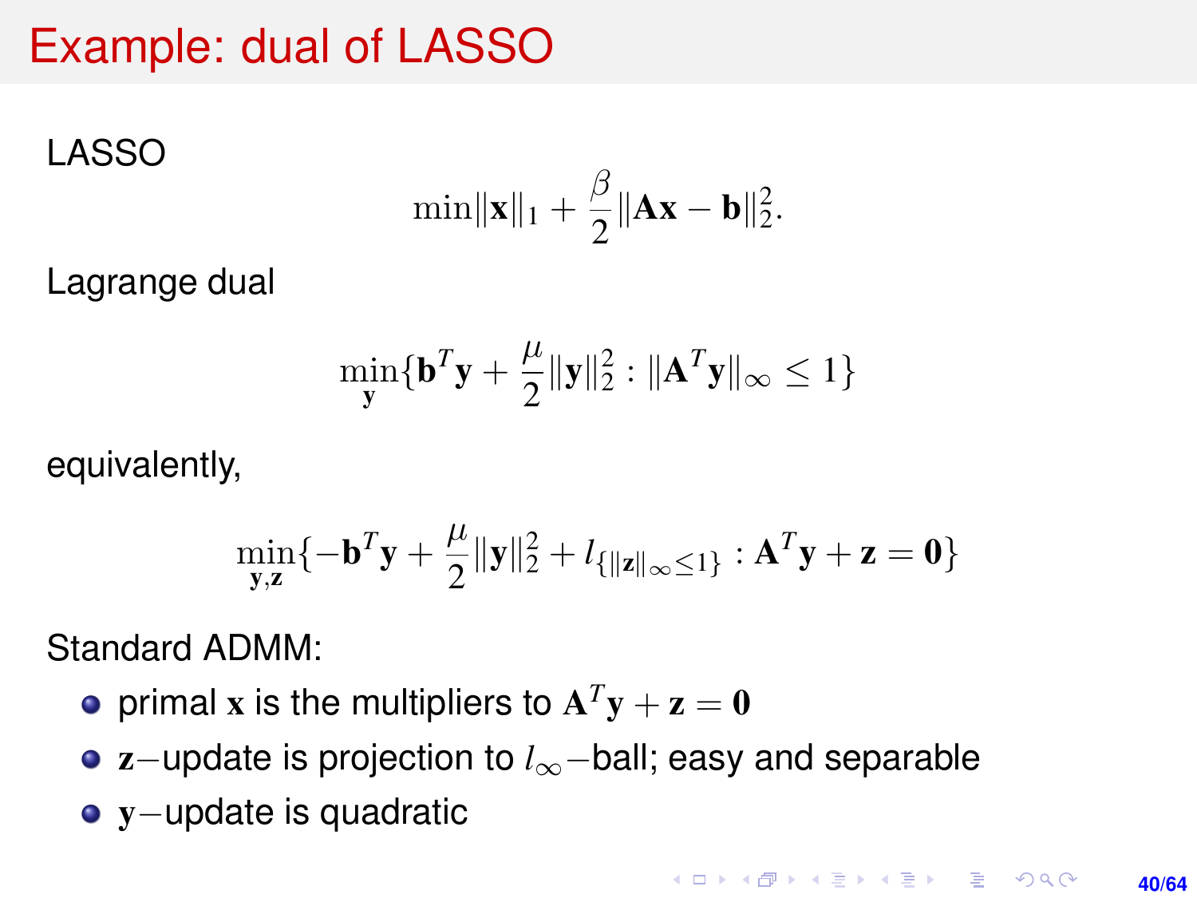# Example: dual of LASSO

LASSO

$$\min \|\mathbf{x}\|_1 + \frac{\beta}{2}\|\mathbf{A}\mathbf{x} - \mathbf{b}\|_2^2.$$

Lagrange dual

$$\min_{\mathbf{y}} \{\mathbf{b}^T\mathbf{y} + \frac{\mu}{2}\|\mathbf{y}\|_2^2 : \|\mathbf{A}^T\mathbf{y}\|_\infty \leq 1\}$$

equivalently,

$$\min_{\mathbf{y},\mathbf{z}} \{-\mathbf{b}^T\mathbf{y} + \frac{\mu}{2}\|\mathbf{y}\|_2^2 + l_{\{\|\mathbf{z}\|_\infty \leq 1\}} : \mathbf{A}^T\mathbf{y} + \mathbf{z} = \mathbf{0}\}$$

Standard ADMM:

- primal $\mathbf{x}$ is the multipliers to $\mathbf{A}^T\mathbf{y} + \mathbf{z} = \mathbf{0}$
- $\mathbf{z}-$update is projection to $l_\infty-$ball; easy and separable
- $\mathbf{y}-$update is quadratic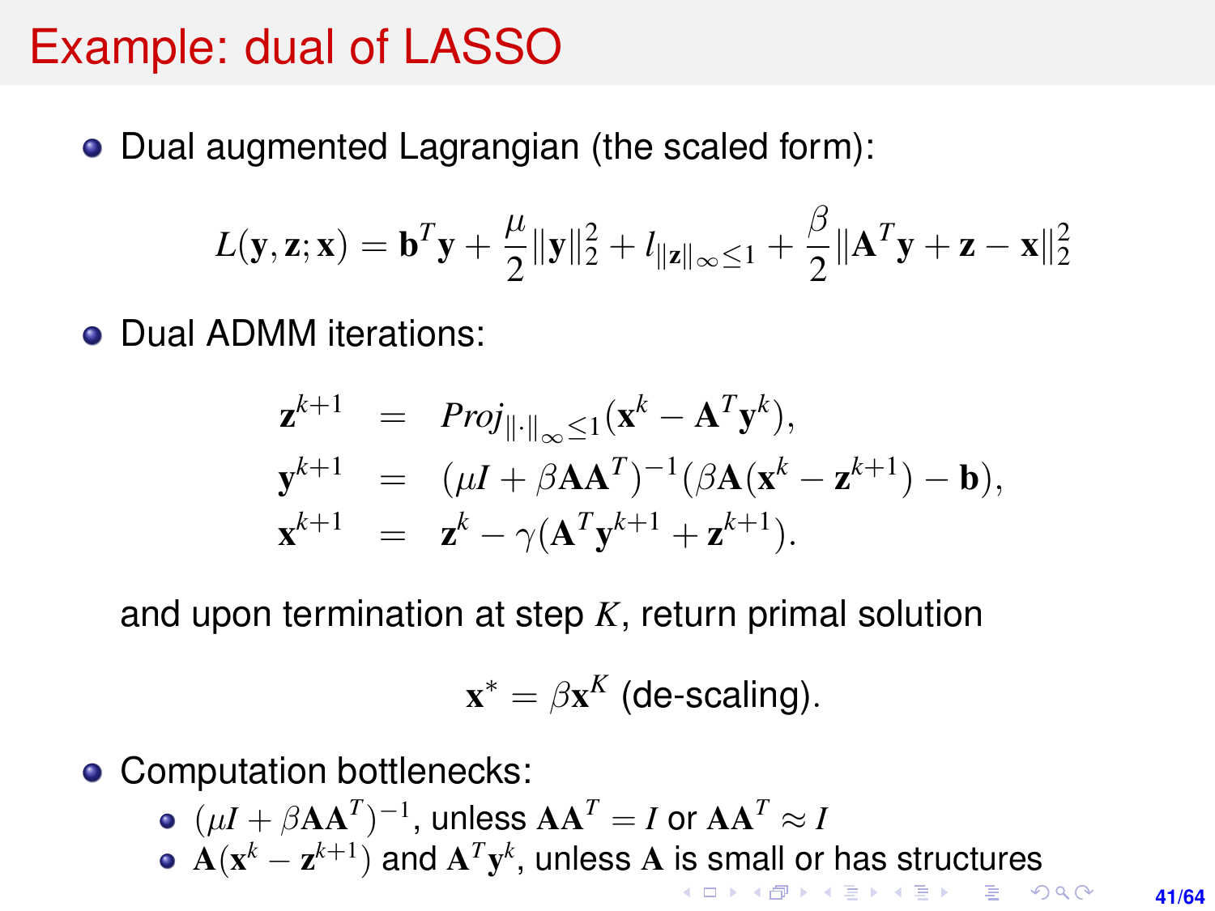# Example: dual of LASSO

- Dual augmented Lagrangian (the scaled form):

$$L(\mathbf{y}, \mathbf{z}; \mathbf{x}) = \mathbf{b}^T\mathbf{y} + \frac{\mu}{2}\|\mathbf{y}\|_2^2 + l_{\|\mathbf{z}\|_\infty \le 1} + \frac{\beta}{2}\|\mathbf{A}^T\mathbf{y} + \mathbf{z} - \mathbf{x}\|_2^2$$

- Dual ADMM iterations:

$$\begin{aligned}
\mathbf{z}^{k+1} &= Proj_{\|\cdot\|_\infty \le 1}(\mathbf{x}^k - \mathbf{A}^T\mathbf{y}^k), \\
\mathbf{y}^{k+1} &= (\mu I + \beta \mathbf{A}\mathbf{A}^T)^{-1}(\beta \mathbf{A}(\mathbf{x}^k - \mathbf{z}^{k+1}) - \mathbf{b}), \\
\mathbf{x}^{k+1} &= \mathbf{z}^k - \gamma(\mathbf{A}^T\mathbf{y}^{k+1} + \mathbf{z}^{k+1}).
\end{aligned}$$

  and upon termination at step $K$, return primal solution

$$\mathbf{x}^* = \beta \mathbf{x}^K \text{ (de-scaling).}$$

- Computation bottlenecks:
  - $(\mu I + \beta \mathbf{A}\mathbf{A}^T)^{-1}$, unless $\mathbf{A}\mathbf{A}^T = I$ or $\mathbf{A}\mathbf{A}^T \approx I$
  - $\mathbf{A}(\mathbf{x}^k - \mathbf{z}^{k+1})$ and $\mathbf{A}^T\mathbf{y}^k$, unless $\mathbf{A}$ is small or has structures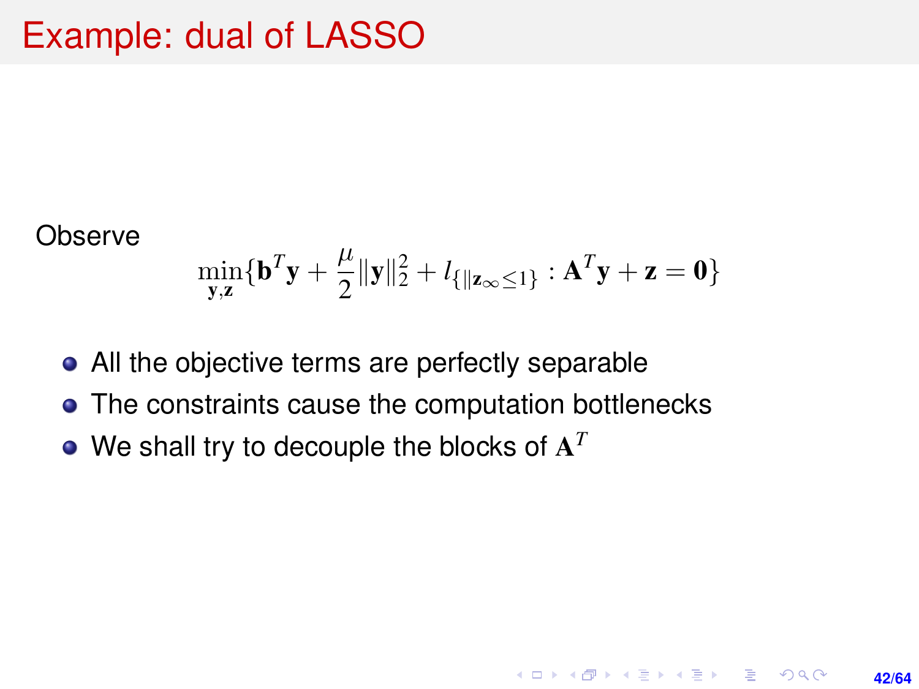# Example: dual of LASSO

Observe

$$\min_{\mathbf{y},\mathbf{z}}\{\mathbf{b}^T\mathbf{y} + \frac{\mu}{2}\|\mathbf{y}\|_2^2 + l_{\{\|\mathbf{z}_\infty \leq 1\}} : \mathbf{A}^T\mathbf{y} + \mathbf{z} = \mathbf{0}\}$$

- All the objective terms are perfectly separable
- The constraints cause the computation bottlenecks
- We shall try to decouple the blocks of $\mathbf{A}^T$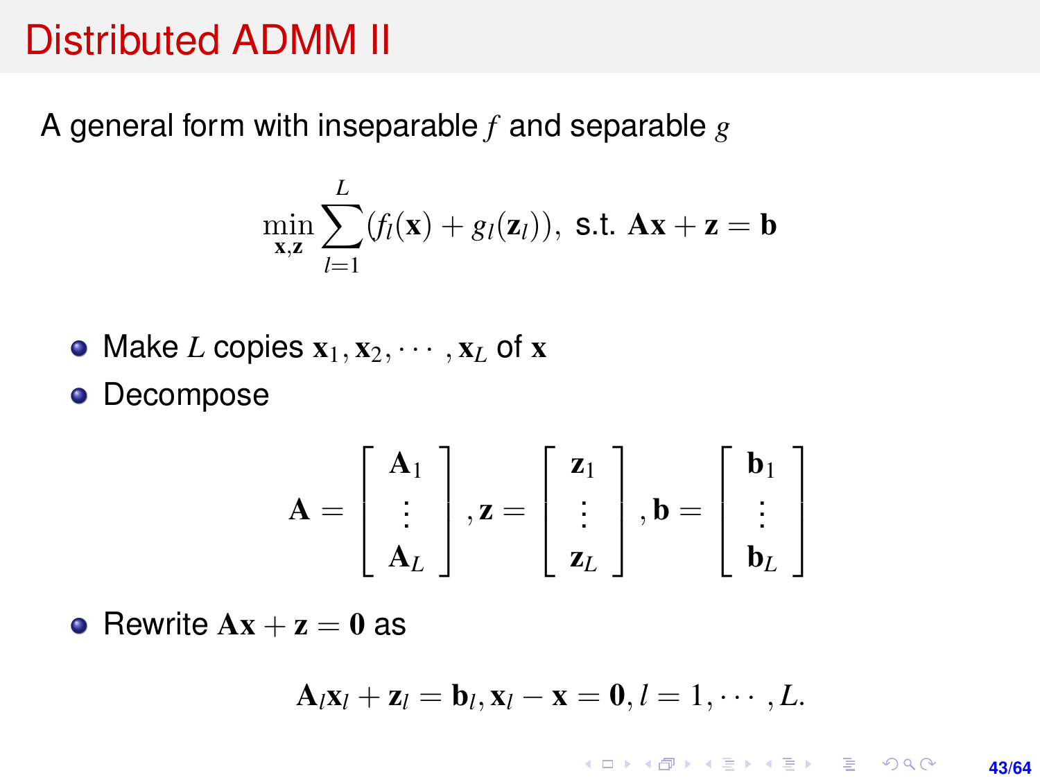# Distributed ADMM II

A general form with inseparable $f$ and separable $g$

$$\min_{\mathbf{x},\mathbf{z}} \sum_{l=1}^{L} (f_l(\mathbf{x}) + g_l(\mathbf{z}_l)), \text{ s.t. } \mathbf{A}\mathbf{x} + \mathbf{z} = \mathbf{b}$$

- Make $L$ copies $\mathbf{x}_1, \mathbf{x}_2, \cdots, \mathbf{x}_L$ of $\mathbf{x}$
- Decompose

$$\mathbf{A} = \begin{bmatrix} \mathbf{A}_1 \\ \vdots \\ \mathbf{A}_L \end{bmatrix}, \mathbf{z} = \begin{bmatrix} \mathbf{z}_1 \\ \vdots \\ \mathbf{z}_L \end{bmatrix}, \mathbf{b} = \begin{bmatrix} \mathbf{b}_1 \\ \vdots \\ \mathbf{b}_L \end{bmatrix}$$

- Rewrite $\mathbf{A}\mathbf{x} + \mathbf{z} = \mathbf{0}$ as

$$\mathbf{A}_l \mathbf{x}_l + \mathbf{z}_l = \mathbf{b}_l, \mathbf{x}_l - \mathbf{x} = \mathbf{0}, l = 1, \cdots, L.$$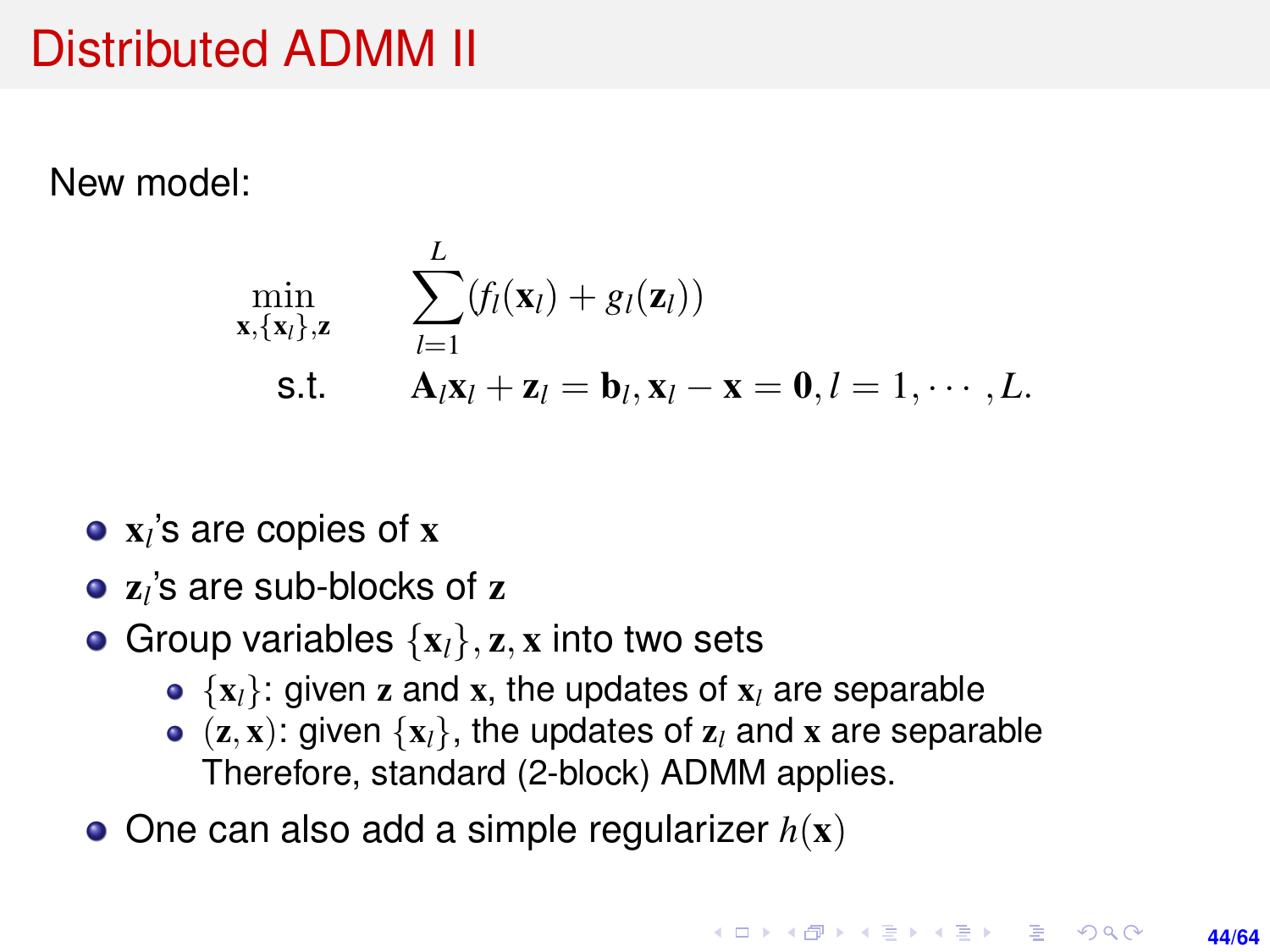# Distributed ADMM II

New model:

$$
\begin{aligned}
\min_{\mathbf{x}, \{\mathbf{x}_l\}, \mathbf{z}} \quad & \sum_{l=1}^{L} (f_l(\mathbf{x}_l) + g_l(\mathbf{z}_l)) \\
\text{s.t.} \quad & \mathbf{A}_l \mathbf{x}_l + \mathbf{z}_l = \mathbf{b}_l, \mathbf{x}_l - \mathbf{x} = \mathbf{0}, l = 1, \cdots, L.
\end{aligned}
$$

- $\mathbf{x}_l$'s are copies of $\mathbf{x}$
- $\mathbf{z}_l$'s are sub-blocks of $\mathbf{z}$
- Group variables $\{\mathbf{x}_l\}, \mathbf{z}, \mathbf{x}$ into two sets
  - $\{\mathbf{x}_l\}$: given $\mathbf{z}$ and $\mathbf{x}$, the updates of $\mathbf{x}_l$ are separable
  - $(\mathbf{z}, \mathbf{x})$: given $\{\mathbf{x}_l\}$, the updates of $\mathbf{z}_l$ and $\mathbf{x}$ are separable

    Therefore, standard (2-block) ADMM applies.
- One can also add a simple regularizer $h(\mathbf{x})$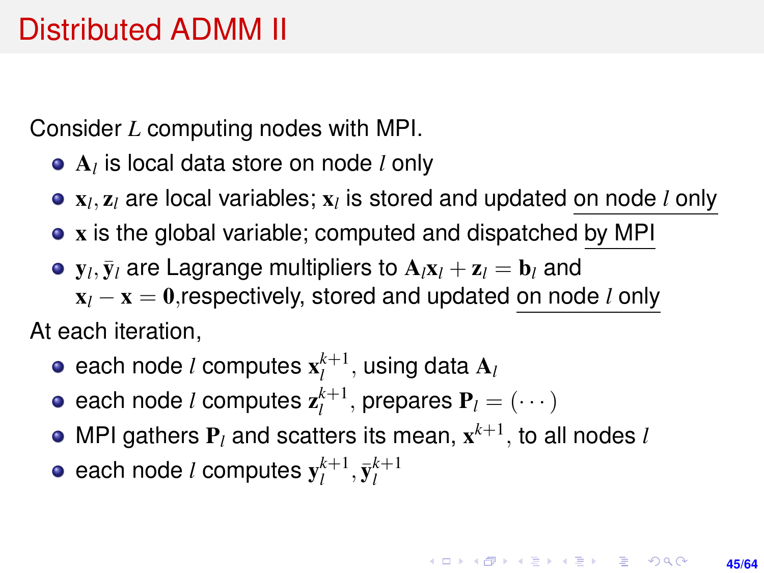# Distributed ADMM II

Consider $L$ computing nodes with MPI.

- $\mathbf{A}_l$ is local data store on node $l$ only
- $\mathbf{x}_l, \mathbf{z}_l$ are local variables; $\mathbf{x}_l$ is stored and updated <u>on node $l$ only</u>
- $\mathbf{x}$ is the global variable; computed and dispatched <u>by MPI</u>
- $\mathbf{y}_l, \bar{\mathbf{y}}_l$ are Lagrange multipliers to $\mathbf{A}_l\mathbf{x}_l + \mathbf{z}_l = \mathbf{b}_l$ and $\mathbf{x}_l - \mathbf{x} = \mathbf{0}$,respectively, stored and updated <u>on node $l$ only</u>

At each iteration,

- each node $l$ computes $\mathbf{x}_l^{k+1}$, using data $\mathbf{A}_l$
- each node $l$ computes $\mathbf{z}_l^{k+1}$, prepares $\mathbf{P}_l = (\cdots)$
- MPI gathers $\mathbf{P}_l$ and scatters its mean, $\mathbf{x}^{k+1}$, to all nodes $l$
- each node $l$ computes $\mathbf{y}_l^{k+1}, \bar{\mathbf{y}}_l^{k+1}$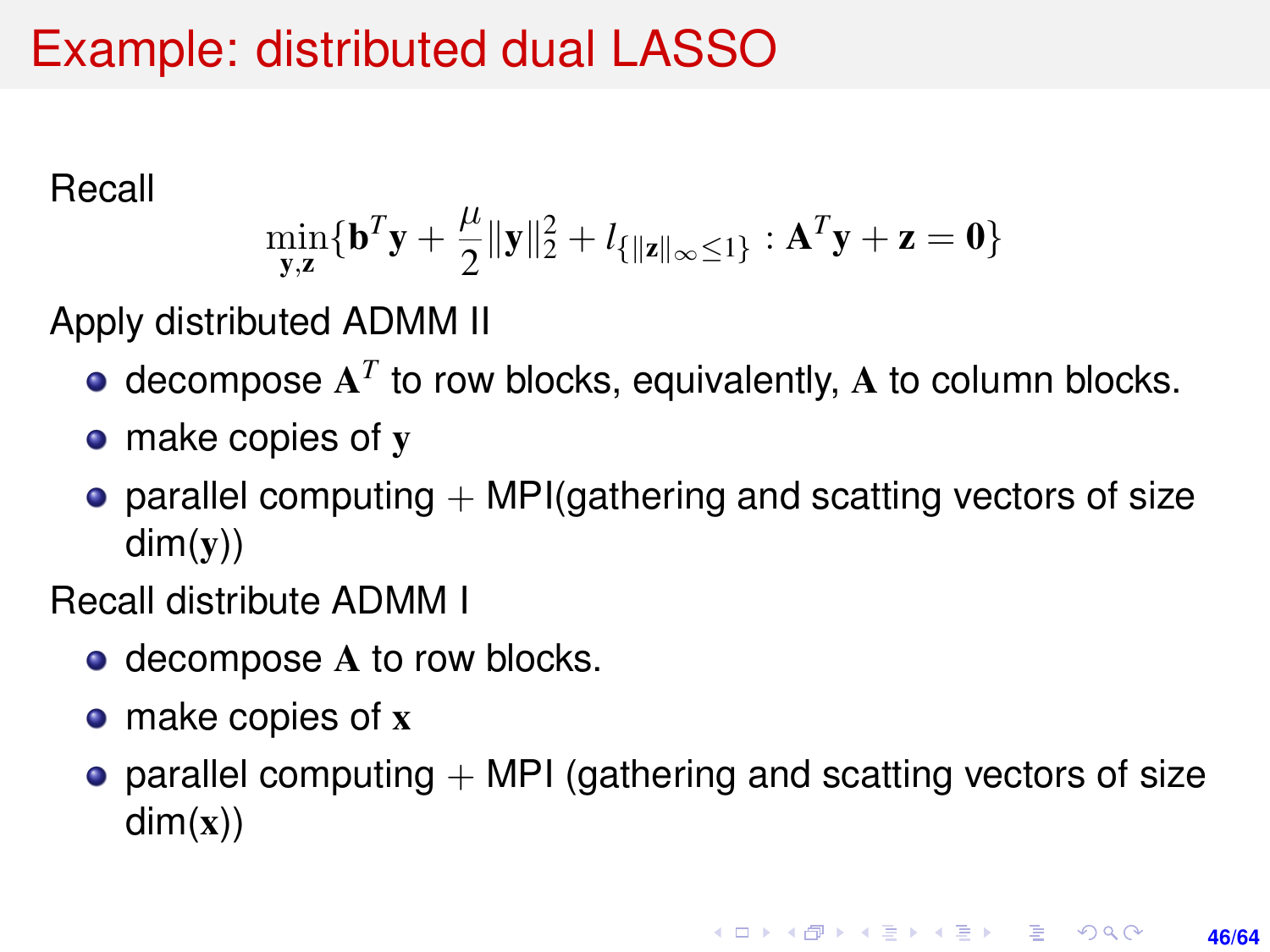# Example: distributed dual LASSO

Recall

$$\min_{\mathbf{y},\mathbf{z}} \{\mathbf{b}^T\mathbf{y} + \frac{\mu}{2}\|\mathbf{y}\|_2^2 + l_{\{\|\mathbf{z}\|_\infty \le 1\}} : \mathbf{A}^T\mathbf{y} + \mathbf{z} = \mathbf{0}\}$$

Apply distributed ADMM II

- decompose $\mathbf{A}^T$ to row blocks, equivalently, $\mathbf{A}$ to column blocks.
- make copies of $\mathbf{y}$
- parallel computing + MPI(gathering and scatting vectors of size dim($\mathbf{y}$))

Recall distribute ADMM I

- decompose $\mathbf{A}$ to row blocks.
- make copies of $\mathbf{x}$
- parallel computing + MPI (gathering and scatting vectors of size dim($\mathbf{x}$))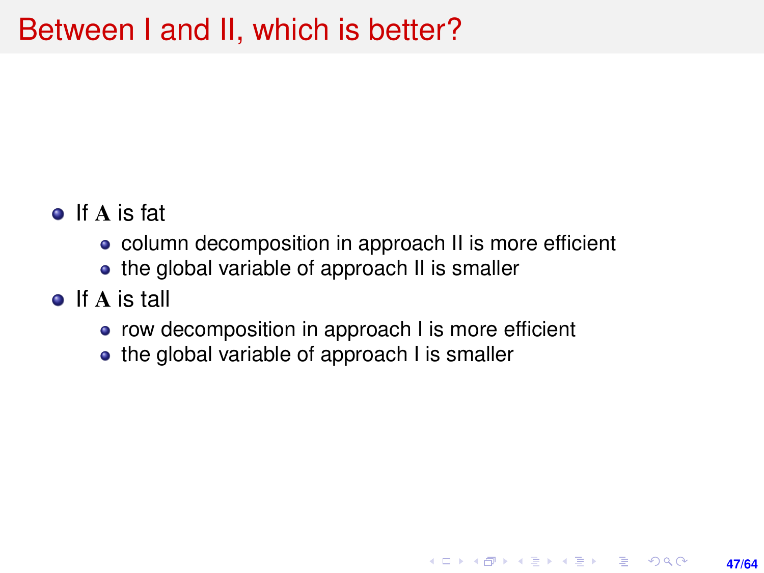# Between I and II, which is better?

- If $\mathbf{A}$ is fat
  - column decomposition in approach II is more efficient
  - the global variable of approach II is smaller
- If $\mathbf{A}$ is tall
  - row decomposition in approach I is more efficient
  - the global variable of approach I is smaller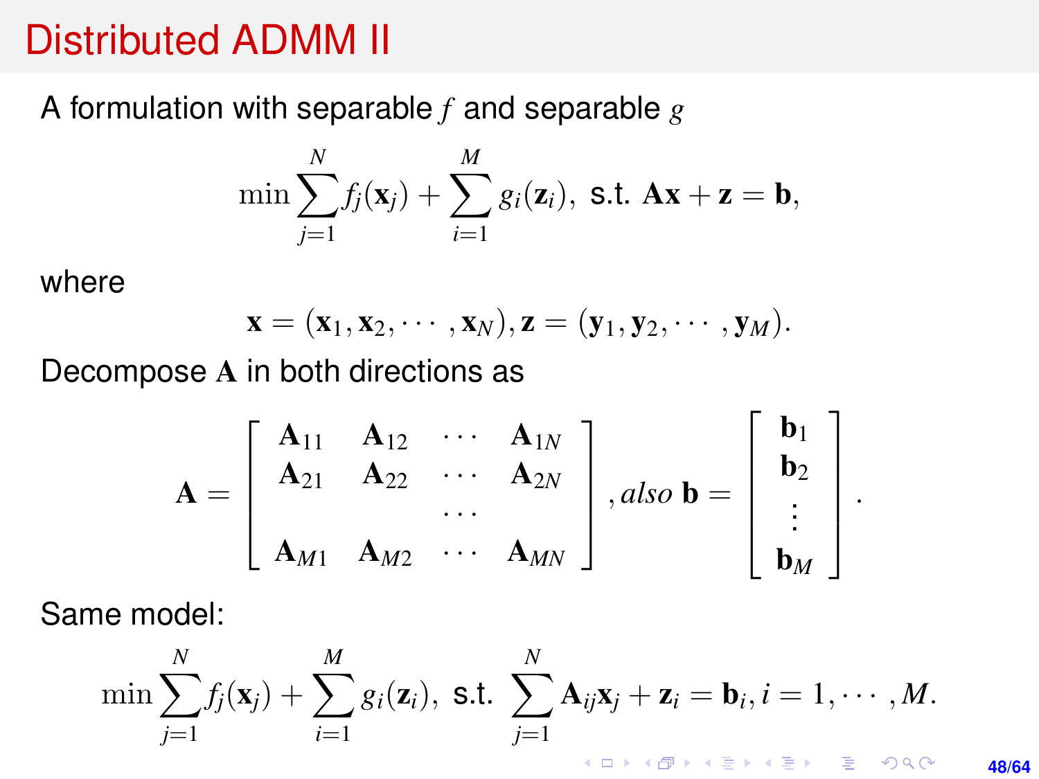# Distributed ADMM II

A formulation with separable $f$ and separable $g$

$$\min \sum_{j=1}^{N} f_j(\mathbf{x}_j) + \sum_{i=1}^{M} g_i(\mathbf{z}_i), \text{ s.t. } \mathbf{A}\mathbf{x} + \mathbf{z} = \mathbf{b},$$

where

$$\mathbf{x} = (\mathbf{x}_1, \mathbf{x}_2, \cdots, \mathbf{x}_N), \mathbf{z} = (\mathbf{y}_1, \mathbf{y}_2, \cdots, \mathbf{y}_M).$$

Decompose $\mathbf{A}$ in both directions as

$$\mathbf{A} = \begin{bmatrix} \mathbf{A}_{11} & \mathbf{A}_{12} & \cdots & \mathbf{A}_{1N} \\ \mathbf{A}_{21} & \mathbf{A}_{22} & \cdots & \mathbf{A}_{2N} \\ & & \cdots & \\ \mathbf{A}_{M1} & \mathbf{A}_{M2} & \cdots & \mathbf{A}_{MN} \end{bmatrix}, \textit{also } \mathbf{b} = \begin{bmatrix} \mathbf{b}_1 \\ \mathbf{b}_2 \\ \vdots \\ \mathbf{b}_M \end{bmatrix}.$$

Same model:

$$\min \sum_{j=1}^{N} f_j(\mathbf{x}_j) + \sum_{i=1}^{M} g_i(\mathbf{z}_i), \text{ s.t. } \sum_{j=1}^{N} \mathbf{A}_{ij}\mathbf{x}_j + \mathbf{z}_i = \mathbf{b}_i, i = 1, \cdots, M.$$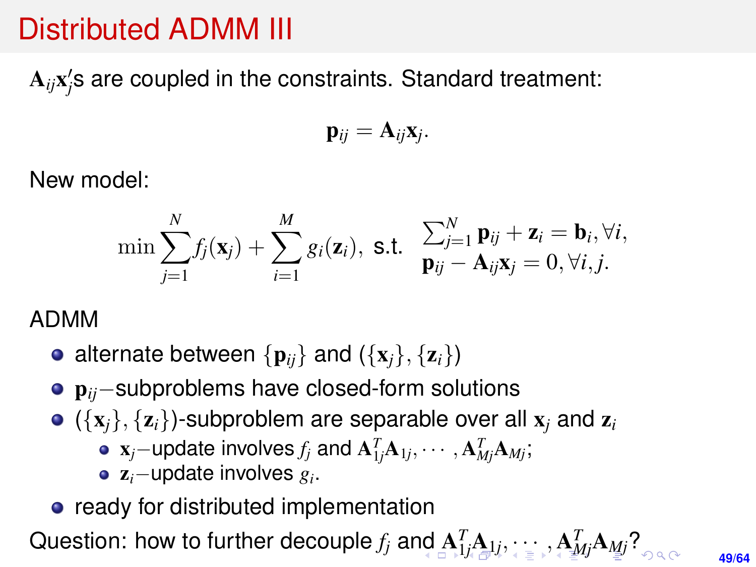# Distributed ADMM III

$\mathbf{A}_{ij}\mathbf{x}_j'$s are coupled in the constraints. Standard treatment:

$$\mathbf{p}_{ij} = \mathbf{A}_{ij}\mathbf{x}_j.$$

New model:

$$\min \sum_{j=1}^{N} f_j(\mathbf{x}_j) + \sum_{i=1}^{M} g_i(\mathbf{z}_i), \text{ s.t. } \begin{array}{l} \sum_{j=1}^{N} \mathbf{p}_{ij} + \mathbf{z}_i = \mathbf{b}_i, \forall i, \\ \mathbf{p}_{ij} - \mathbf{A}_{ij}\mathbf{x}_j = 0, \forall i, j. \end{array}$$

ADMM

- alternate between $\{\mathbf{p}_{ij}\}$ and $(\{\mathbf{x}_j\}, \{\mathbf{z}_i\})$
- $\mathbf{p}_{ij}-$subproblems have closed-form solutions
- $(\{\mathbf{x}_j\}, \{\mathbf{z}_i\})$-subproblem are separable over all $\mathbf{x}_j$ and $\mathbf{z}_i$
  - $\mathbf{x}_j-$update involves $f_j$ and $\mathbf{A}_{1j}^T\mathbf{A}_{1j}, \cdots, \mathbf{A}_{Mj}^T\mathbf{A}_{Mj}$;
  - $\mathbf{z}_i-$update involves $g_i$.
- ready for distributed implementation

Question: how to further decouple $f_j$ and $\mathbf{A}_{1j}^T\mathbf{A}_{1j}, \cdots, \mathbf{A}_{Mj}^T\mathbf{A}_{Mj}$?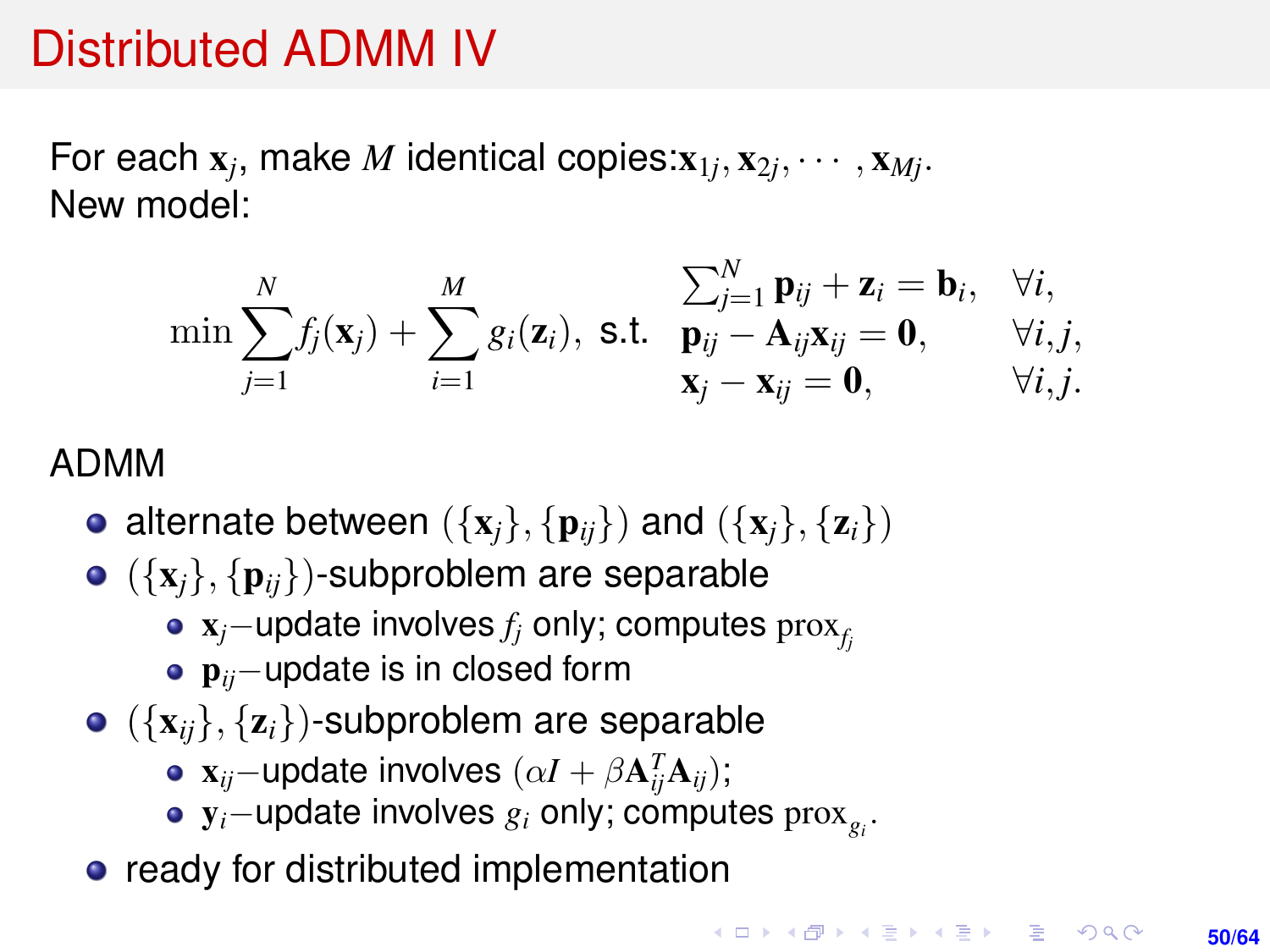# Distributed ADMM IV

For each $\mathbf{x}_j$, make $M$ identical copies: $\mathbf{x}_{1j}, \mathbf{x}_{2j}, \cdots, \mathbf{x}_{Mj}$.
New model:

$$
\min \sum_{j=1}^{N} f_j(\mathbf{x}_j) + \sum_{i=1}^{M} g_i(\mathbf{z}_i), \text{ s.t. } \begin{array}{ll} \sum_{j=1}^{N} \mathbf{p}_{ij} + \mathbf{z}_i = \mathbf{b}_i, & \forall i, \\ \mathbf{p}_{ij} - \mathbf{A}_{ij}\mathbf{x}_{ij} = \mathbf{0}, & \forall i,j, \\ \mathbf{x}_j - \mathbf{x}_{ij} = \mathbf{0}, & \forall i,j. \end{array}
$$

ADMM

- alternate between $(\{\mathbf{x}_j\}, \{\mathbf{p}_{ij}\})$ and $(\{\mathbf{x}_j\}, \{\mathbf{z}_i\})$
- $(\{\mathbf{x}_j\}, \{\mathbf{p}_{ij}\})$-subproblem are separable
  - $\mathbf{x}_j-$update involves $f_j$ only; computes $\mathrm{prox}_{f_j}$
  - $\mathbf{p}_{ij}-$update is in closed form
- $(\{\mathbf{x}_{ij}\}, \{\mathbf{z}_i\})$-subproblem are separable
  - $\mathbf{x}_{ij}-$update involves $(\alpha I + \beta \mathbf{A}_{ij}^T \mathbf{A}_{ij})$;
  - $\mathbf{y}_i-$update involves $g_i$ only; computes $\mathrm{prox}_{g_i}$.
- ready for distributed implementation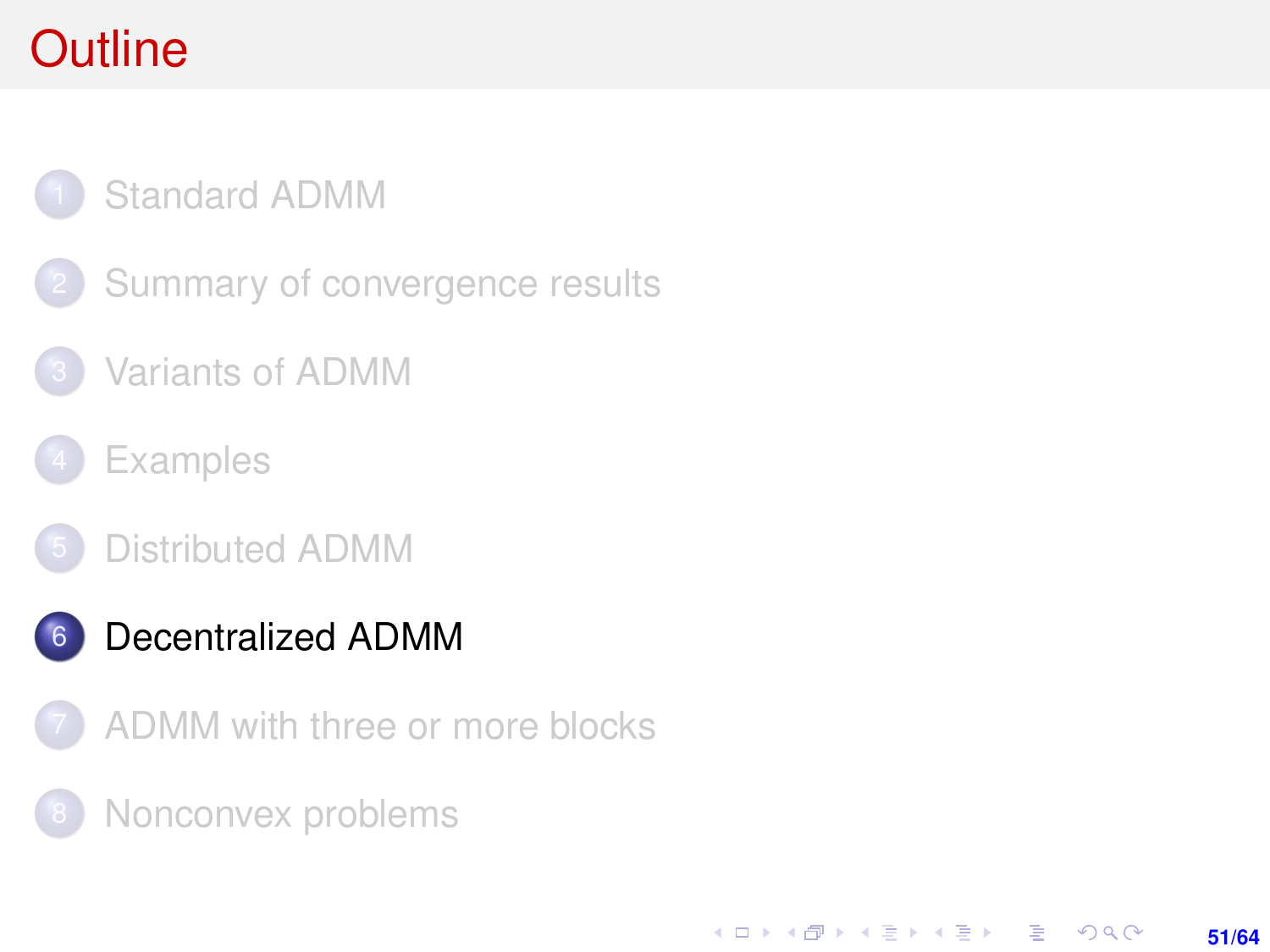# Outline

1. Standard ADMM
2. Summary of convergence results
3. Variants of ADMM
4. Examples
5. Distributed ADMM
6. **Decentralized ADMM**
7. ADMM with three or more blocks
8. Nonconvex problems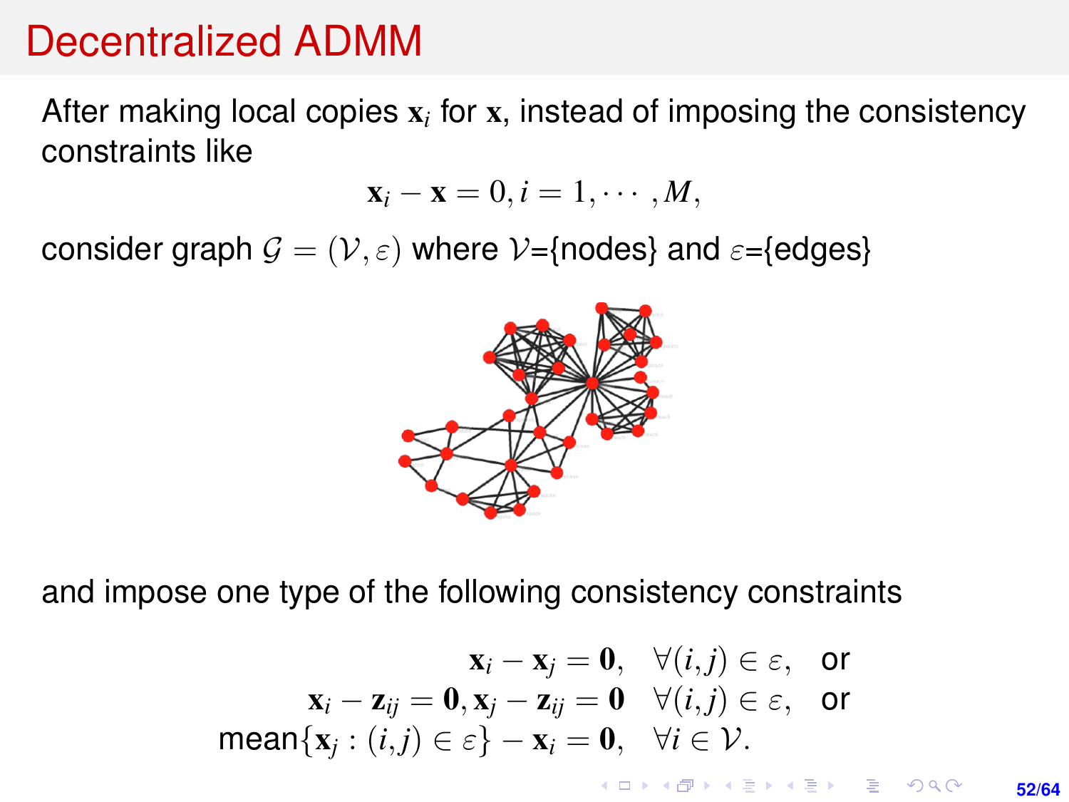# Decentralized ADMM

After making local copies $\mathbf{x}_i$ for $\mathbf{x}$, instead of imposing the consistency constraints like

$$\mathbf{x}_i - \mathbf{x} = 0, i = 1, \cdots, M,$$

consider graph $\mathcal{G} = (\mathcal{V}, \varepsilon)$ where $\mathcal{V}$={nodes} and $\varepsilon$={edges}

and impose one type of the following consistency constraints

$$\begin{aligned}
\mathbf{x}_i - \mathbf{x}_j = \mathbf{0}, &\quad \forall (i,j) \in \varepsilon, \quad \text{or} \\
\mathbf{x}_i - \mathbf{z}_{ij} = \mathbf{0}, \mathbf{x}_j - \mathbf{z}_{ij} = \mathbf{0} &\quad \forall (i,j) \in \varepsilon, \quad \text{or} \\
\text{mean}\{\mathbf{x}_j : (i,j) \in \varepsilon\} - \mathbf{x}_i = \mathbf{0}, &\quad \forall i \in \mathcal{V}.
\end{aligned}$$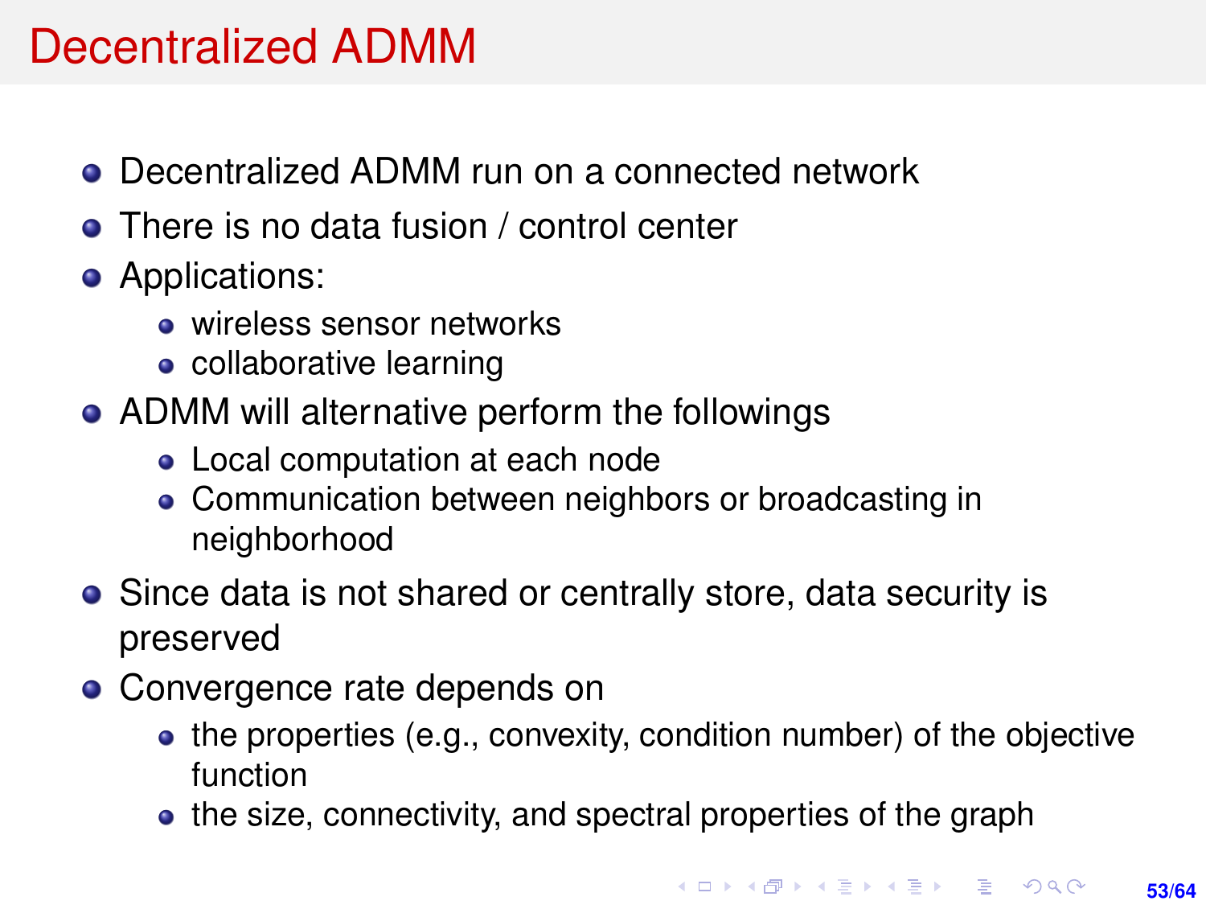# Decentralized ADMM

- Decentralized ADMM run on a connected network
- There is no data fusion / control center
- Applications:
  - wireless sensor networks
  - collaborative learning
- ADMM will alternative perform the followings
  - Local computation at each node
  - Communication between neighbors or broadcasting in neighborhood
- Since data is not shared or centrally store, data security is preserved
- Convergence rate depends on
  - the properties (e.g., convexity, condition number) of the objective function
  - the size, connectivity, and spectral properties of the graph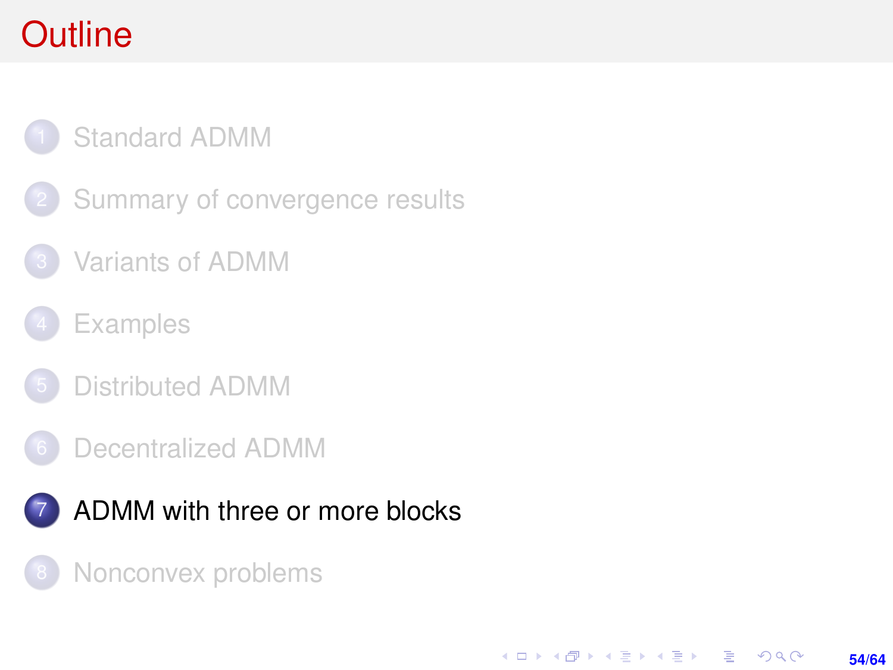# Outline

1. Standard ADMM
2. Summary of convergence results
3. Variants of ADMM
4. Examples
5. Distributed ADMM
6. Decentralized ADMM
7. ADMM with three or more blocks
8. Nonconvex problems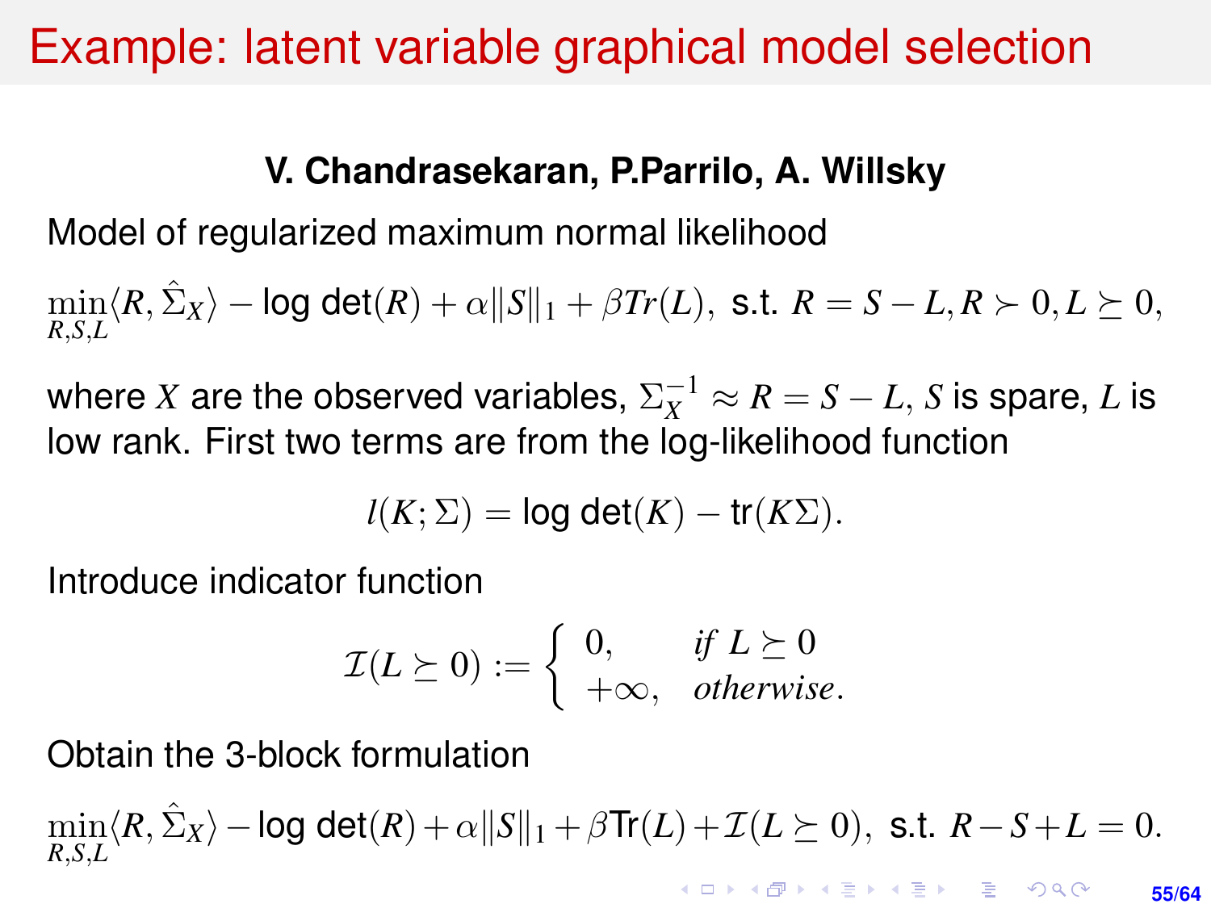# Example: latent variable graphical model selection

**V. Chandrasekaran, P.Parrilo, A. Willsky**

Model of regularized maximum normal likelihood

$$\min_{R,S,L} \langle R, \hat{\Sigma}_X \rangle - \log\det(R) + \alpha\|S\|_1 + \beta Tr(L), \text{ s.t. } R = S - L, R \succ 0, L \succeq 0,$$

where $X$ are the observed variables, $\Sigma_X^{-1} \approx R = S - L$, $S$ is spare, $L$ is low rank. First two terms are from the log-likelihood function

$$l(K;\Sigma) = \log\det(K) - \mathrm{tr}(K\Sigma).$$

Introduce indicator function

$$\mathcal{I}(L \succeq 0) := \begin{cases} 0, & \text{if } L \succeq 0 \\ +\infty, & \text{otherwise}. \end{cases}$$

Obtain the 3-block formulation

$$\min_{R,S,L} \langle R, \hat{\Sigma}_X \rangle - \log\det(R) + \alpha\|S\|_1 + \beta \mathrm{Tr}(L) + \mathcal{I}(L \succeq 0), \text{ s.t. } R - S + L = 0.$$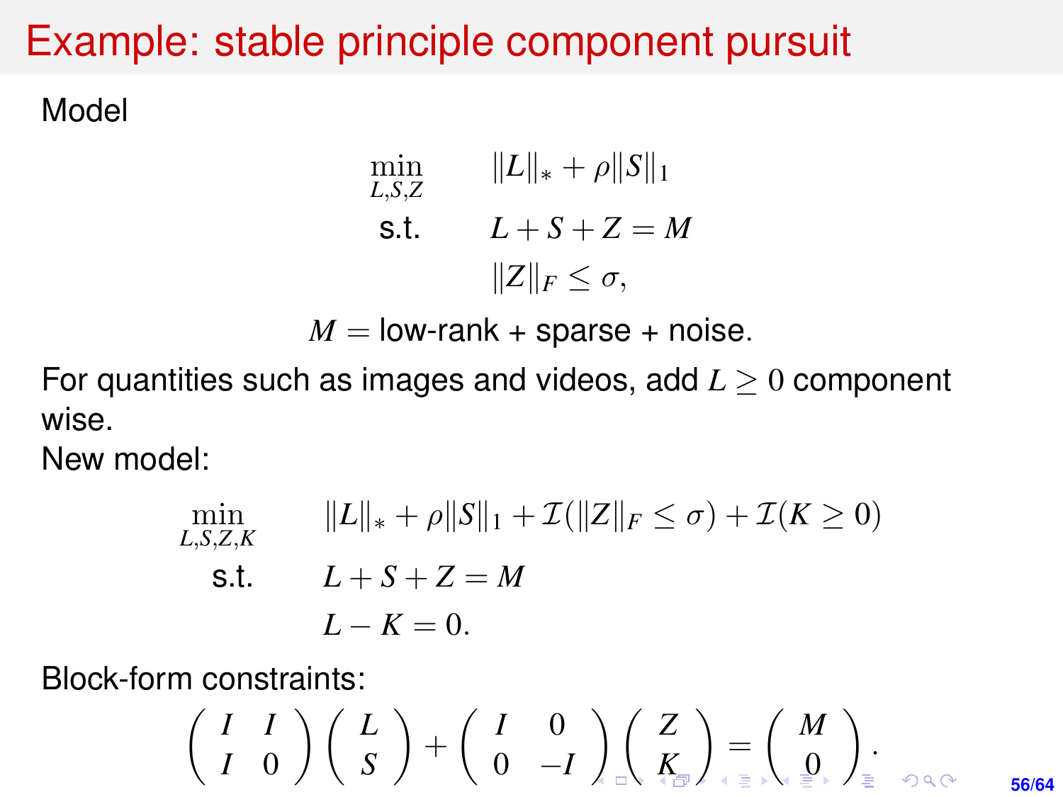# Example: stable principle component pursuit

Model

$$
\begin{aligned}
\min_{L,S,Z} \quad & \|L\|_* + \rho\|S\|_1 \\
\text{s.t.} \quad & L + S + Z = M \\
& \|Z\|_F \leq \sigma,
\end{aligned}
$$

$$
M = \text{low-rank + sparse + noise.}
$$

For quantities such as images and videos, add $L \geq 0$ component wise.

New model:

$$
\begin{aligned}
\min_{L,S,Z,K} \quad & \|L\|_* + \rho\|S\|_1 + \mathcal{I}(\|Z\|_F \leq \sigma) + \mathcal{I}(K \geq 0) \\
\text{s.t.} \quad & L + S + Z = M \\
& L - K = 0.
\end{aligned}
$$

Block-form constraints:

$$
\begin{pmatrix} I & I \\ I & 0 \end{pmatrix} \begin{pmatrix} L \\ S \end{pmatrix} + \begin{pmatrix} I & 0 \\ 0 & -I \end{pmatrix} \begin{pmatrix} Z \\ K \end{pmatrix} = \begin{pmatrix} M \\ 0 \end{pmatrix}.
$$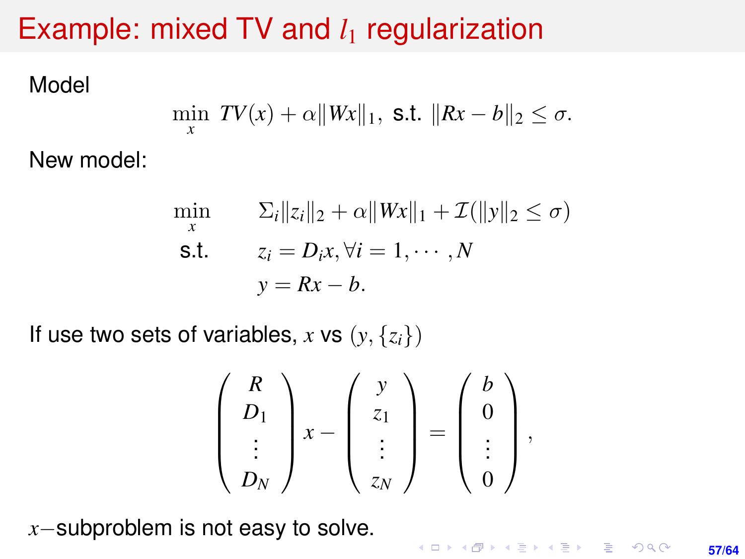# Example: mixed TV and $l_1$ regularization

Model

$$\min_x \; TV(x) + \alpha\|Wx\|_1, \text{ s.t. } \|Rx - b\|_2 \leq \sigma.$$

New model:

$$
\begin{aligned}
\min_x \quad & \Sigma_i \|z_i\|_2 + \alpha\|Wx\|_1 + \mathcal{I}(\|y\|_2 \leq \sigma) \\
\text{s.t.} \quad & z_i = D_i x, \forall i = 1, \cdots, N \\
& y = Rx - b.
\end{aligned}
$$

If use two sets of variables, $x$ vs $(y, \{z_i\})$

$$
\begin{pmatrix} R \\ D_1 \\ \vdots \\ D_N \end{pmatrix} x - \begin{pmatrix} y \\ z_1 \\ \vdots \\ z_N \end{pmatrix} = \begin{pmatrix} b \\ 0 \\ \vdots \\ 0 \end{pmatrix},
$$

$x-$subproblem is not easy to solve.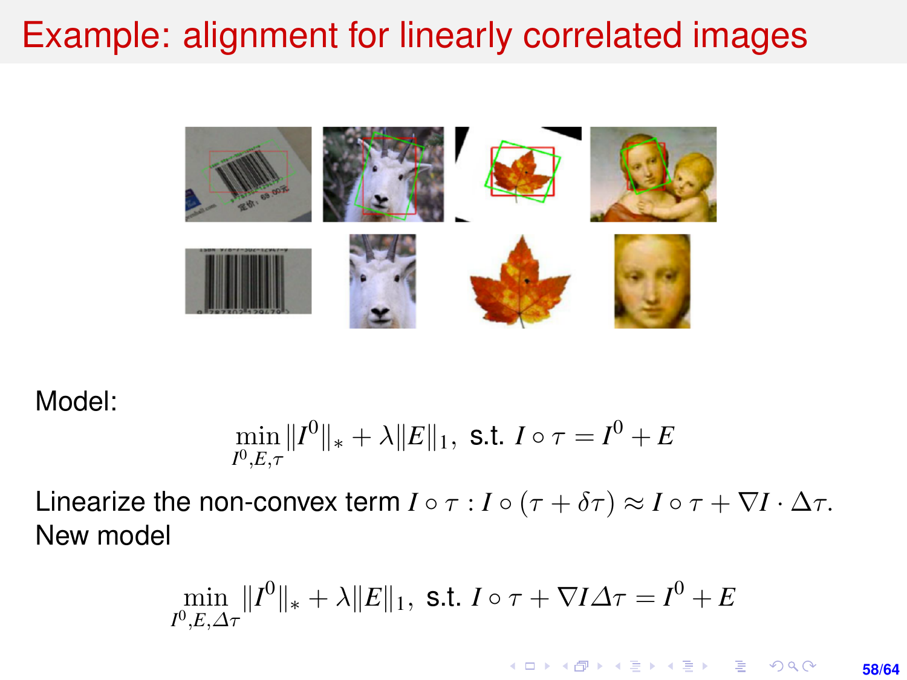# Example: alignment for linearly correlated images

Model:

$$\min_{I^0,E,\tau} \|I^0\|_* + \lambda\|E\|_1, \text{ s.t. } I \circ \tau = I^0 + E$$

Linearize the non-convex term $I \circ \tau$ : $I \circ (\tau + \delta\tau) \approx I \circ \tau + \nabla I \cdot \Delta\tau$.
New model

$$\min_{I^0,E,\Delta\tau} \|I^0\|_* + \lambda\|E\|_1, \text{ s.t. } I \circ \tau + \nabla I \Delta\tau = I^0 + E$$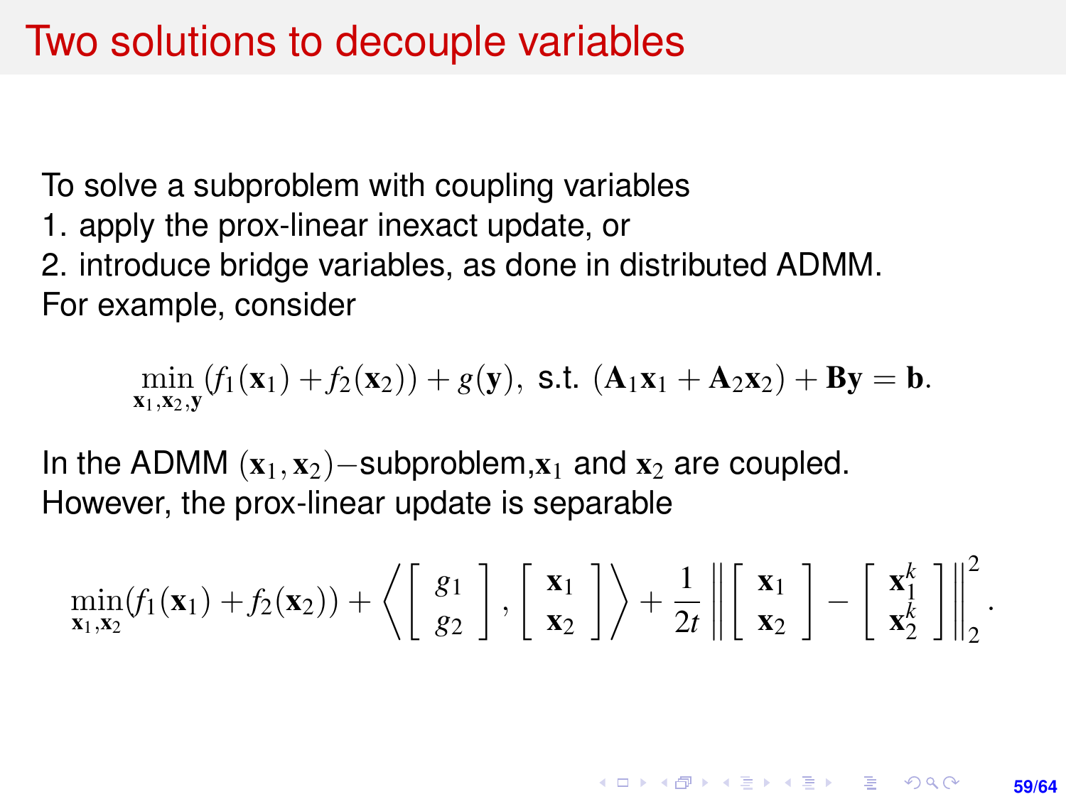# Two solutions to decouple variables

To solve a subproblem with coupling variables

1. apply the prox-linear inexact update, or
2. introduce bridge variables, as done in distributed ADMM.

For example, consider

$$\min_{\mathbf{x}_1,\mathbf{x}_2,\mathbf{y}} (f_1(\mathbf{x}_1) + f_2(\mathbf{x}_2)) + g(\mathbf{y}), \text{ s.t. } (\mathbf{A}_1\mathbf{x}_1 + \mathbf{A}_2\mathbf{x}_2) + \mathbf{B}\mathbf{y} = \mathbf{b}.$$

In the ADMM $(\mathbf{x}_1, \mathbf{x}_2)-$subproblem,$\mathbf{x}_1$ and $\mathbf{x}_2$ are coupled.
However, the prox-linear update is separable

$$\min_{\mathbf{x}_1,\mathbf{x}_2} (f_1(\mathbf{x}_1) + f_2(\mathbf{x}_2)) + \left\langle \begin{bmatrix} g_1 \\ g_2 \end{bmatrix}, \begin{bmatrix} \mathbf{x}_1 \\ \mathbf{x}_2 \end{bmatrix} \right\rangle + \frac{1}{2t} \left\| \begin{bmatrix} \mathbf{x}_1 \\ \mathbf{x}_2 \end{bmatrix} - \begin{bmatrix} \mathbf{x}_1^k \\ \mathbf{x}_2^k \end{bmatrix} \right\|_2^2.$$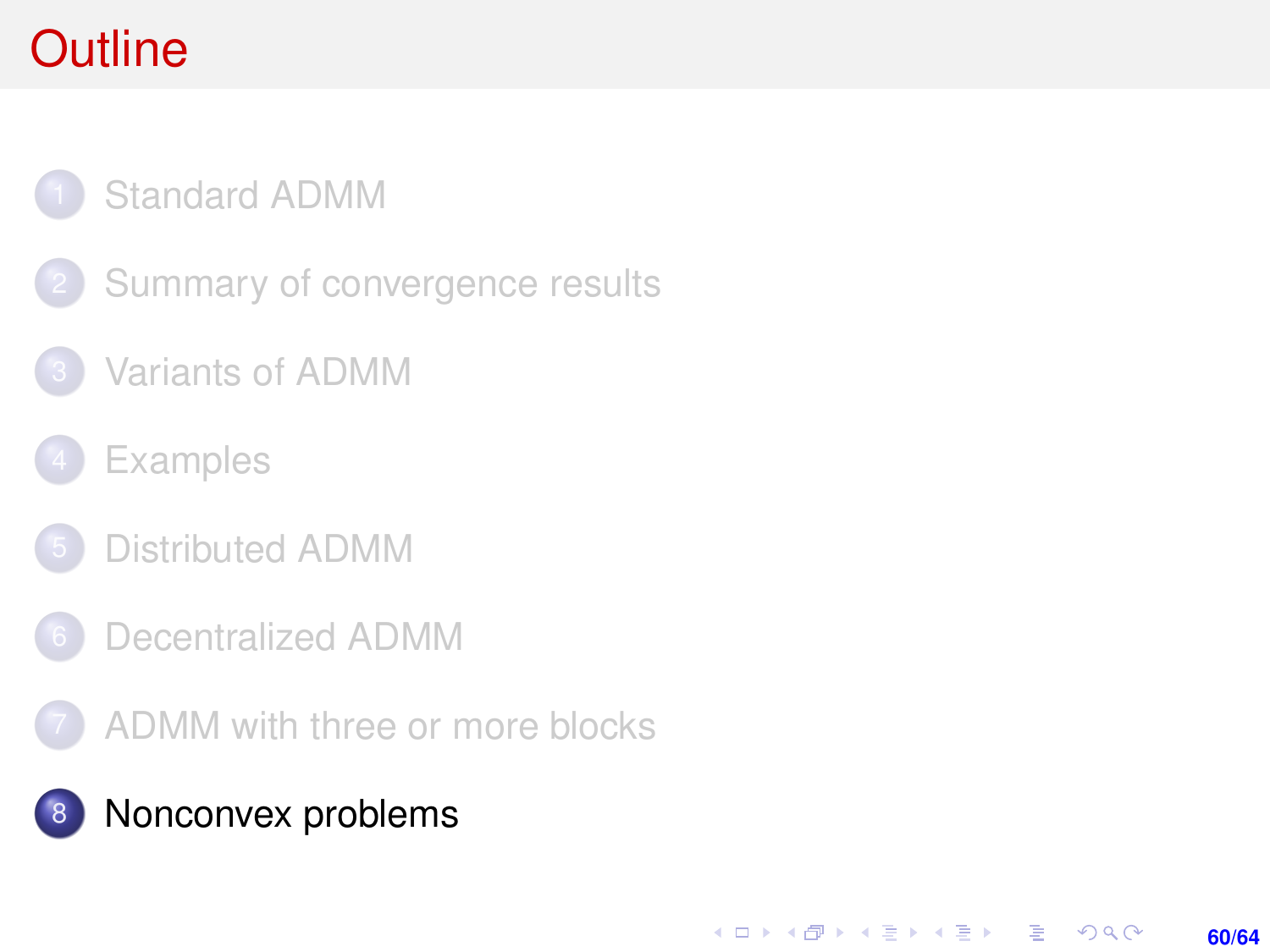# Outline

1. Standard ADMM
2. Summary of convergence results
3. Variants of ADMM
4. Examples
5. Distributed ADMM
6. Decentralized ADMM
7. ADMM with three or more blocks
8. Nonconvex problems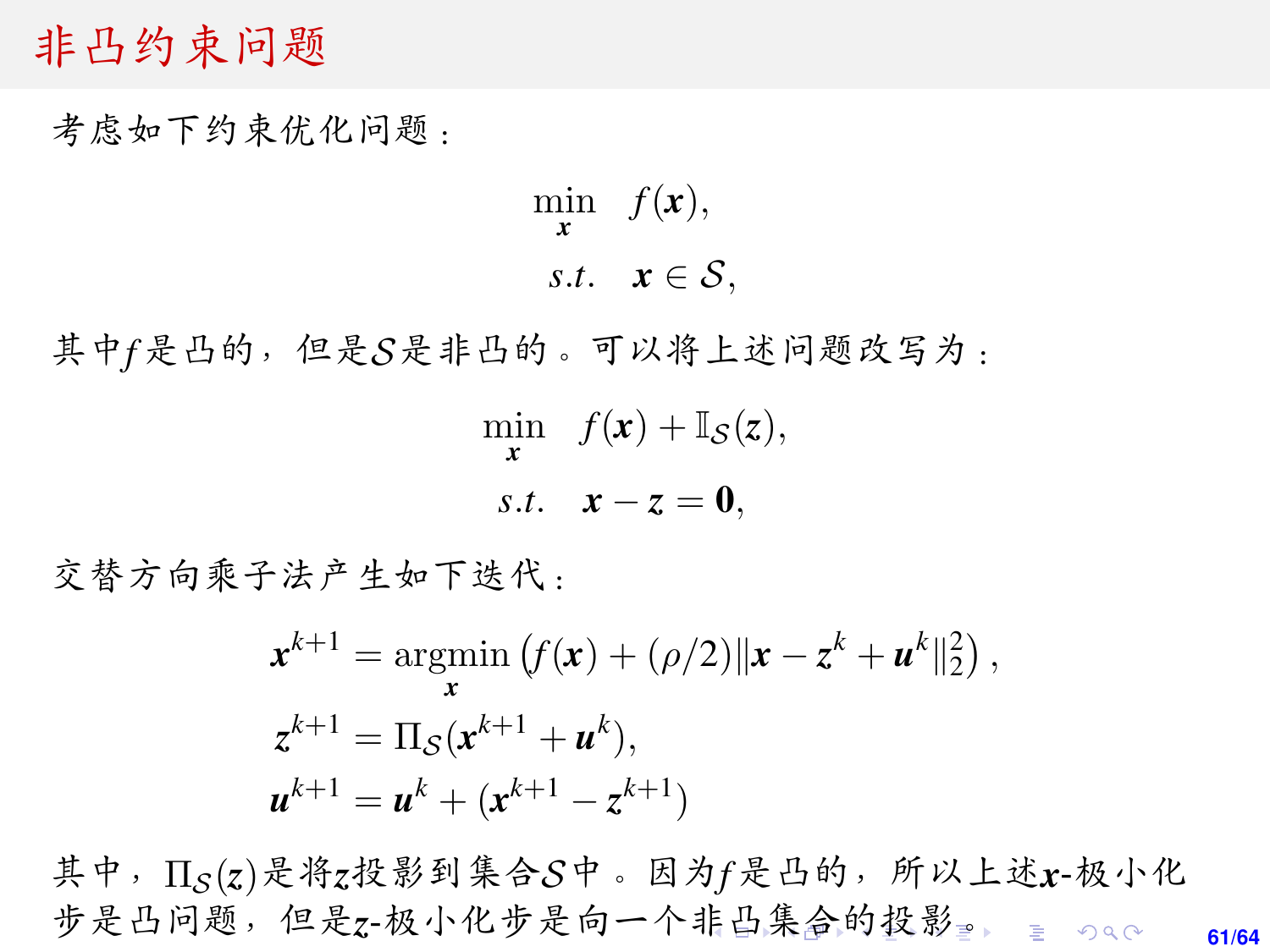# 非凸约束问题

考虑如下约束优化问题：

$$
\begin{aligned}
\min_{\boldsymbol{x}} \quad & f(\boldsymbol{x}), \\
s.t. \quad & \boldsymbol{x} \in \mathcal{S},
\end{aligned}
$$

其中$f$是凸的，但是$\mathcal{S}$是非凸的。可以将上述问题改写为：

$$
\begin{aligned}
\min_{\boldsymbol{x}} \quad & f(\boldsymbol{x}) + \mathbb{I}_{\mathcal{S}}(\boldsymbol{z}), \\
s.t. \quad & \boldsymbol{x} - \boldsymbol{z} = \boldsymbol{0},
\end{aligned}
$$

交替方向乘子法产生如下迭代：

$$
\begin{aligned}
\boldsymbol{x}^{k+1} &= \operatorname*{argmin}_{\boldsymbol{x}} \left( f(\boldsymbol{x}) + (\rho/2)\|\boldsymbol{x} - \boldsymbol{z}^k + \boldsymbol{u}^k\|_2^2 \right), \\
\boldsymbol{z}^{k+1} &= \Pi_{\mathcal{S}}(\boldsymbol{x}^{k+1} + \boldsymbol{u}^k), \\
\boldsymbol{u}^{k+1} &= \boldsymbol{u}^k + (\boldsymbol{x}^{k+1} - \boldsymbol{z}^{k+1})
\end{aligned}
$$

其中，$\Pi_{\mathcal{S}}(\boldsymbol{z})$是将$\boldsymbol{z}$投影到集合$\mathcal{S}$中。因为$f$是凸的，所以上述$\boldsymbol{x}$-极小化步是凸问题，但是$\boldsymbol{z}$-极小化步是向一个非凸集合的投影。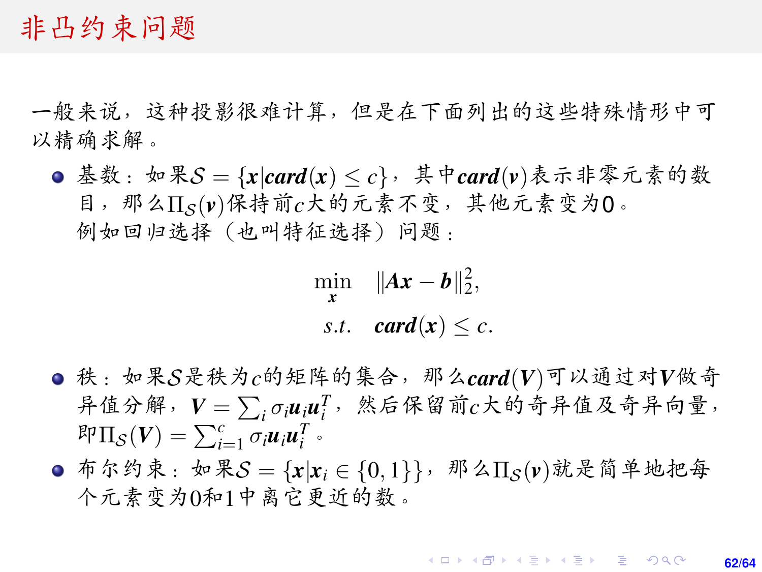# 非凸约束问题

一般来说，这种投影很难计算，但是在下面列出的这些特殊情形中可以精确求解。

- 基数：如果$\mathcal{S} = \{\boldsymbol{x} | \boldsymbol{card}(\boldsymbol{x}) \le c\}$，其中$\boldsymbol{card}(\boldsymbol{v})$表示非零元素的数目，那么$\Pi_{\mathcal{S}}(\boldsymbol{v})$保持前$c$大的元素不变，其他元素变为0。
  例如回归选择（也叫特征选择）问题：

$$
\begin{aligned}
\min_{\boldsymbol{x}} \quad & \|\boldsymbol{Ax} - \boldsymbol{b}\|_2^2, \\
s.t. \quad & \boldsymbol{card}(\boldsymbol{x}) \le c.
\end{aligned}
$$

- 秩：如果$\mathcal{S}$是秩为$c$的矩阵的集合，那么$\boldsymbol{card}(\boldsymbol{V})$可以通过对$\boldsymbol{V}$做奇异值分解，$\boldsymbol{V} = \sum_i \sigma_i \boldsymbol{u}_i \boldsymbol{u}_i^T$，然后保留前$c$大的奇异值及奇异向量，即$\Pi_{\mathcal{S}}(\boldsymbol{V}) = \sum_{i=1}^{c} \sigma_i \boldsymbol{u}_i \boldsymbol{u}_i^T$。
- 布尔约束：如果$\mathcal{S} = \{\boldsymbol{x} | \boldsymbol{x}_i \in \{0, 1\}\}$，那么$\Pi_{\mathcal{S}}(\boldsymbol{v})$就是简单地把每个元素变为0和1中离它更近的数。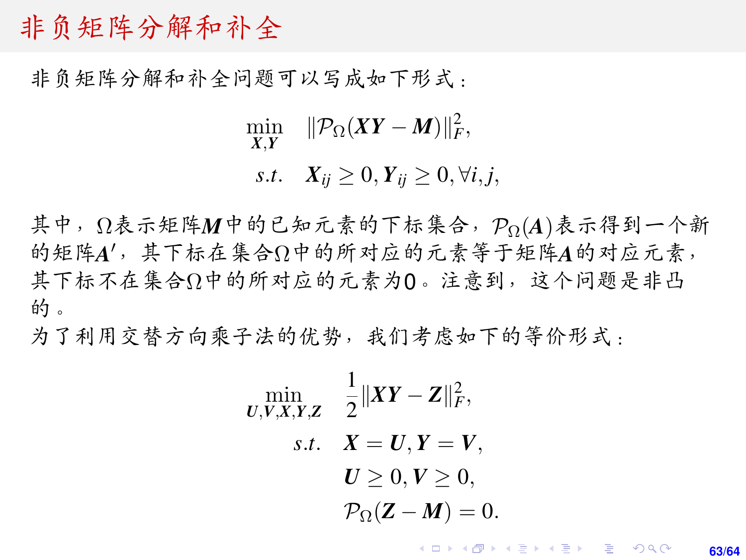# 非负矩阵分解和补全

非负矩阵分解和补全问题可以写成如下形式：

$$
\begin{aligned}
\min_{\boldsymbol{X},\boldsymbol{Y}} \quad & \|\mathcal{P}_\Omega(\boldsymbol{X}\boldsymbol{Y}-\boldsymbol{M})\|_F^2, \\
s.t. \quad & \boldsymbol{X}_{ij} \geq 0, \boldsymbol{Y}_{ij} \geq 0, \forall i,j,
\end{aligned}
$$

其中，$\Omega$表示矩阵$\boldsymbol{M}$中的已知元素的下标集合，$\mathcal{P}_\Omega(\boldsymbol{A})$表示得到一个新的矩阵$\boldsymbol{A}'$，其下标在集合$\Omega$中的所对应的元素等于矩阵$\boldsymbol{A}$的对应元素，其下标不在集合$\Omega$中的所对应的元素为0。注意到，这个问题是非凸的。

为了利用交替方向乘子法的优势，我们考虑如下的等价形式：

$$
\begin{aligned}
\min_{\boldsymbol{U},\boldsymbol{V},\boldsymbol{X},\boldsymbol{Y},\boldsymbol{Z}} \quad & \frac{1}{2}\|\boldsymbol{X}\boldsymbol{Y}-\boldsymbol{Z}\|_F^2, \\
s.t. \quad & \boldsymbol{X}=\boldsymbol{U}, \boldsymbol{Y}=\boldsymbol{V}, \\
& \boldsymbol{U} \geq 0, \boldsymbol{V} \geq 0, \\
& \mathcal{P}_\Omega(\boldsymbol{Z}-\boldsymbol{M}) = 0.
\end{aligned}
$$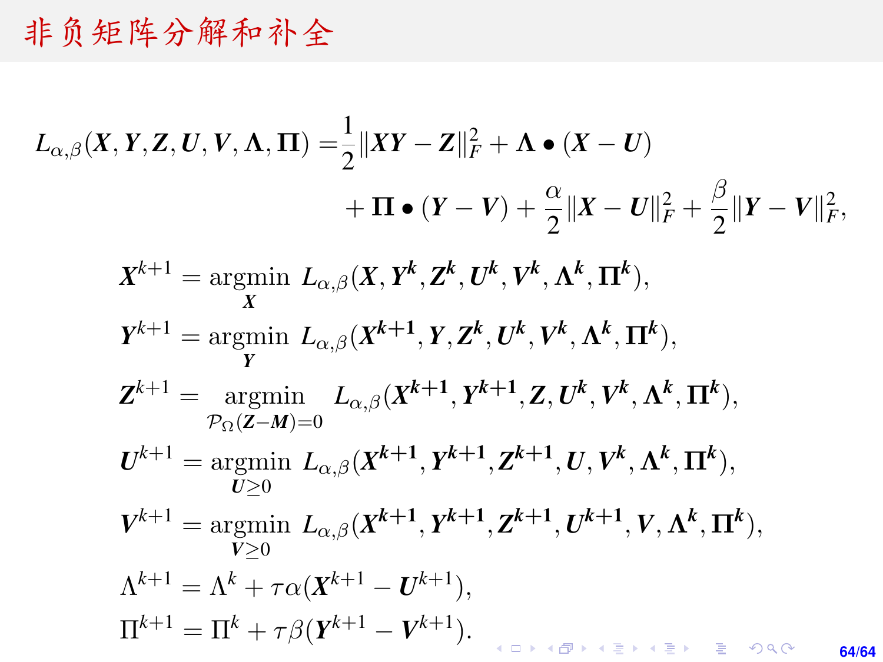# 非负矩阵分解和补全

$$
\begin{aligned}
L_{\alpha,\beta}(\boldsymbol{X},\boldsymbol{Y},\boldsymbol{Z},\boldsymbol{U},\boldsymbol{V},\boldsymbol{\Lambda},\boldsymbol{\Pi}) =& \frac{1}{2}\|\boldsymbol{X}\boldsymbol{Y}-\boldsymbol{Z}\|_F^2 + \boldsymbol{\Lambda}\bullet(\boldsymbol{X}-\boldsymbol{U}) \\
&+ \boldsymbol{\Pi}\bullet(\boldsymbol{Y}-\boldsymbol{V}) + \frac{\alpha}{2}\|\boldsymbol{X}-\boldsymbol{U}\|_F^2 + \frac{\beta}{2}\|\boldsymbol{Y}-\boldsymbol{V}\|_F^2,
\end{aligned}
$$

$$
\begin{aligned}
\boldsymbol{X}^{k+1} &= \underset{\boldsymbol{X}}{\operatorname{argmin}}\ L_{\alpha,\beta}(\boldsymbol{X},\boldsymbol{Y}^k,\boldsymbol{Z}^k,\boldsymbol{U}^k,\boldsymbol{V}^k,\boldsymbol{\Lambda}^k,\boldsymbol{\Pi}^k), \\
\boldsymbol{Y}^{k+1} &= \underset{\boldsymbol{Y}}{\operatorname{argmin}}\ L_{\alpha,\beta}(\boldsymbol{X}^{k+1},\boldsymbol{Y},\boldsymbol{Z}^k,\boldsymbol{U}^k,\boldsymbol{V}^k,\boldsymbol{\Lambda}^k,\boldsymbol{\Pi}^k), \\
\boldsymbol{Z}^{k+1} &= \underset{\mathcal{P}_\Omega(\boldsymbol{Z}-\boldsymbol{M})=0}{\operatorname{argmin}}\ L_{\alpha,\beta}(\boldsymbol{X}^{k+1},\boldsymbol{Y}^{k+1},\boldsymbol{Z},\boldsymbol{U}^k,\boldsymbol{V}^k,\boldsymbol{\Lambda}^k,\boldsymbol{\Pi}^k), \\
\boldsymbol{U}^{k+1} &= \underset{\boldsymbol{U}\geq 0}{\operatorname{argmin}}\ L_{\alpha,\beta}(\boldsymbol{X}^{k+1},\boldsymbol{Y}^{k+1},\boldsymbol{Z}^{k+1},\boldsymbol{U},\boldsymbol{V}^k,\boldsymbol{\Lambda}^k,\boldsymbol{\Pi}^k), \\
\boldsymbol{V}^{k+1} &= \underset{\boldsymbol{V}\geq 0}{\operatorname{argmin}}\ L_{\alpha,\beta}(\boldsymbol{X}^{k+1},\boldsymbol{Y}^{k+1},\boldsymbol{Z}^{k+1},\boldsymbol{U}^{k+1},\boldsymbol{V},\boldsymbol{\Lambda}^k,\boldsymbol{\Pi}^k), \\
\Lambda^{k+1} &= \Lambda^k + \tau\alpha(\boldsymbol{X}^{k+1}-\boldsymbol{U}^{k+1}), \\
\Pi^{k+1} &= \Pi^k + \tau\beta(\boldsymbol{Y}^{k+1}-\boldsymbol{V}^{k+1}).
\end{aligned}
$$